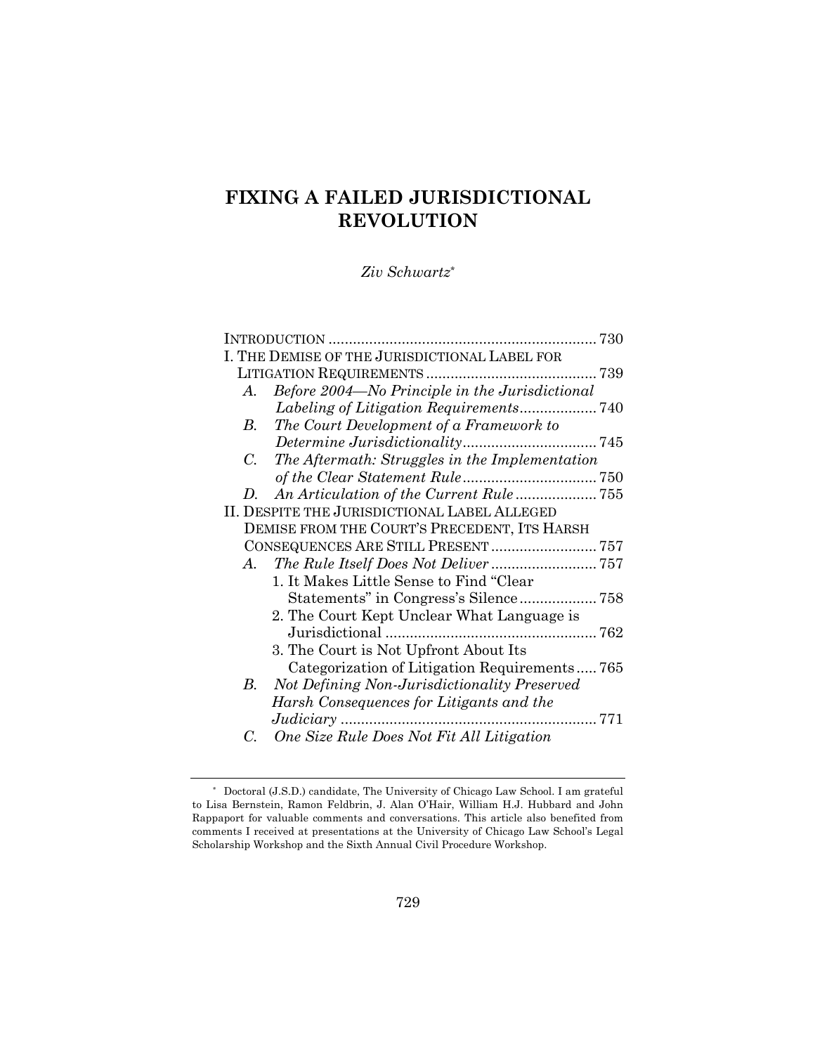# FIXING A FAILED JURISDICTIONAL REVOLUTION

*Ziv Schwartz*[*]

INTRODUCTION .................................................................. 730

I. THE DEMISE OF THE JURISDICTIONAL LABEL FOR LITIGATION REQUIREMENTS .......................................... 739

- A. *Before 2004—No Principle in the Jurisdictional Labeling of Litigation Requirements* ................... 740
- B. *The Court Development of a Framework to Determine Jurisdictionality* ................................. 745
- C. *The Aftermath: Struggles in the Implementation of the Clear Statement Rule* ................................. 750
- D. *An Articulation of the Current Rule* .................... 755

II. DESPITE THE JURISDICTIONAL LABEL ALLEGED DEMISE FROM THE COURT'S PRECEDENT, ITS HARSH CONSEQUENCES ARE STILL PRESENT .......................... 757

- A. *The Rule Itself Does Not Deliver* .......................... 757
  1. It Makes Little Sense to Find "Clear Statements" in Congress's Silence ................... 758
  2. The Court Kept Unclear What Language is Jurisdictional .................................................... 762
  3. The Court is Not Upfront About Its Categorization of Litigation Requirements ..... 765
- B. *Not Defining Non-Jurisdictionality Preserved Harsh Consequences for Litigants and the Judiciary* ............................................................... 771
- C. *One Size Rule Does Not Fit All Litigation*

[*] Doctoral (J.S.D.) candidate, The University of Chicago Law School. I am grateful to Lisa Bernstein, Ramon Feldbrin, J. Alan O'Hair, William H.J. Hubbard and John Rappaport for valuable comments and conversations. This article also benefited from comments I received at presentations at the University of Chicago Law School's Legal Scholarship Workshop and the Sixth Annual Civil Procedure Workshop.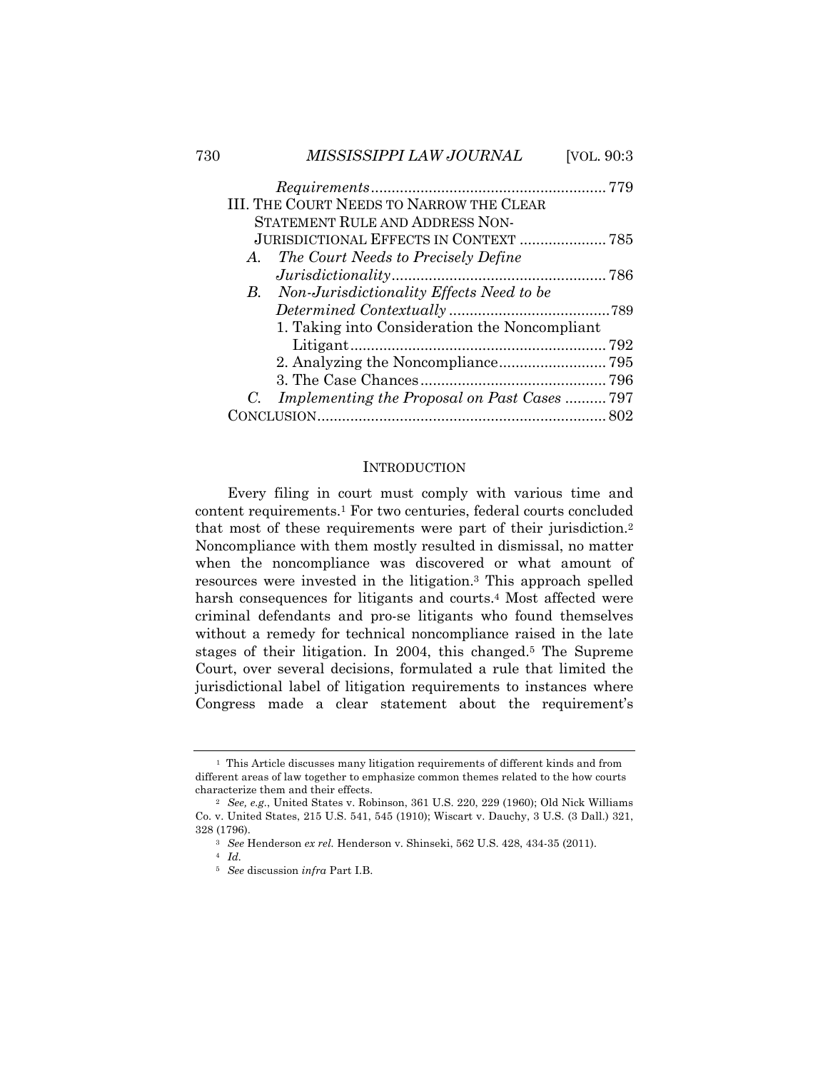*Requirements* ........................................................ 779

III. THE COURT NEEDS TO NARROW THE CLEAR STATEMENT RULE AND ADDRESS NON-JURISDICTIONAL EFFECTS IN CONTEXT ..................... 785

- A. *The Court Needs to Precisely Define Jurisdictionality* .................................................. 786
- B. *Non-Jurisdictionality Effects Need to be Determined Contextually* ....................................... 789
  - 1. Taking into Consideration the Noncompliant Litigant ............................................................ 792
  - 2. Analyzing the Noncompliance .......................... 795
  - 3. The Case Chances ............................................ 796
- C. *Implementing the Proposal on Past Cases* .......... 797

CONCLUSION ...................................................................... 802

## INTRODUCTION

Every filing in court must comply with various time and content requirements.[1] For two centuries, federal courts concluded that most of these requirements were part of their jurisdiction.[2] Noncompliance with them mostly resulted in dismissal, no matter when the noncompliance was discovered or what amount of resources were invested in the litigation.[3] This approach spelled harsh consequences for litigants and courts.[4] Most affected were criminal defendants and pro-se litigants who found themselves without a remedy for technical noncompliance raised in the late stages of their litigation. In 2004, this changed.[5] The Supreme Court, over several decisions, formulated a rule that limited the jurisdictional label of litigation requirements to instances where Congress made a clear statement about the requirement's

---

[1] This Article discusses many litigation requirements of different kinds and from different areas of law together to emphasize common themes related to the how courts characterize them and their effects.

[2] *See, e.g.*, United States v. Robinson, 361 U.S. 220, 229 (1960); Old Nick Williams Co. v. United States, 215 U.S. 541, 545 (1910); Wiscart v. Dauchy, 3 U.S. (3 Dall.) 321, 328 (1796).

[3] *See* Henderson *ex rel.* Henderson v. Shinseki, 562 U.S. 428, 434-35 (2011).

[4] *Id.*

[5] *See* discussion *infra* Part I.B.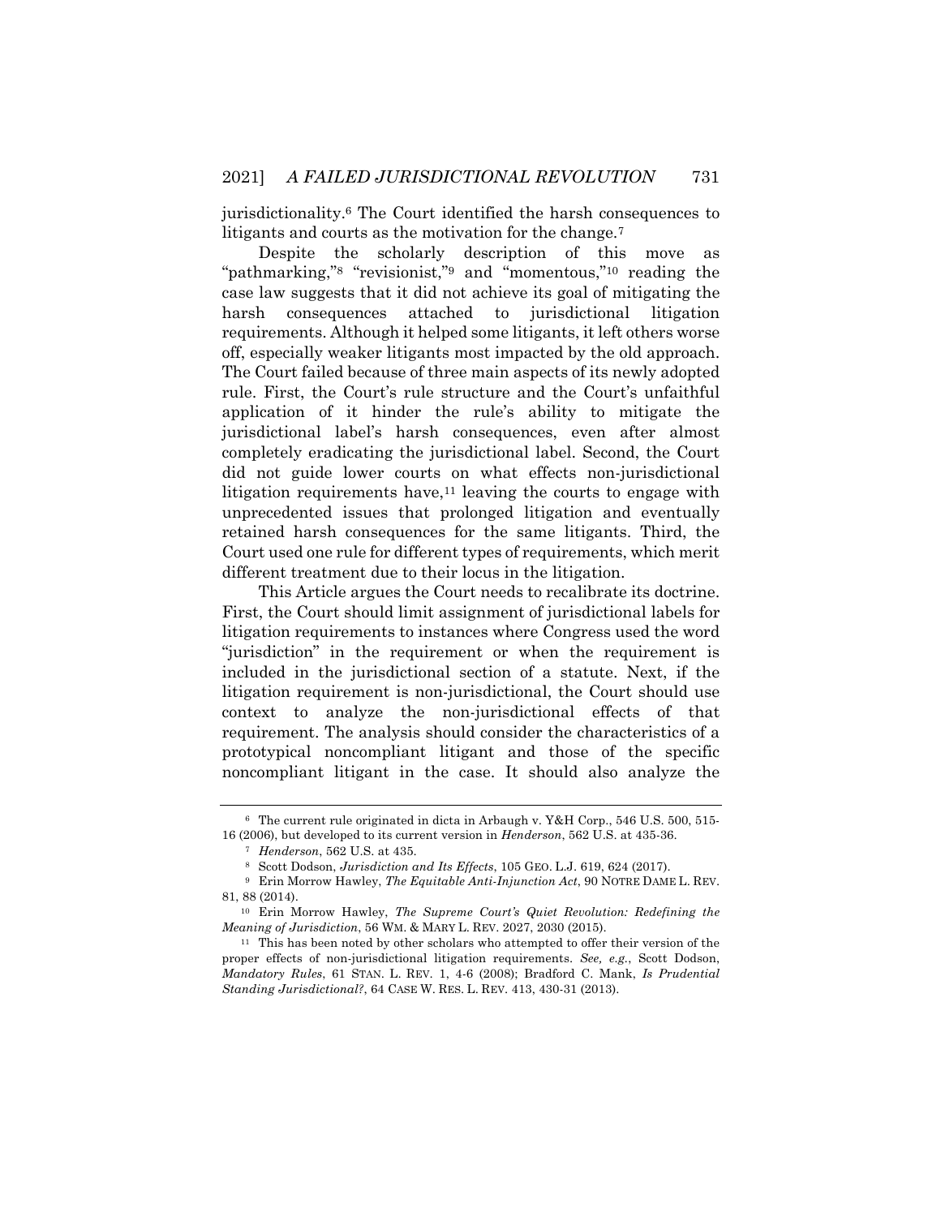jurisdictionality.[6] The Court identified the harsh consequences to litigants and courts as the motivation for the change.[7]

Despite the scholarly description of this move as "pathmarking,"[8] "revisionist,"[9] and "momentous,"[10] reading the case law suggests that it did not achieve its goal of mitigating the harsh consequences attached to jurisdictional litigation requirements. Although it helped some litigants, it left others worse off, especially weaker litigants most impacted by the old approach. The Court failed because of three main aspects of its newly adopted rule. First, the Court's rule structure and the Court's unfaithful application of it hinder the rule's ability to mitigate the jurisdictional label's harsh consequences, even after almost completely eradicating the jurisdictional label. Second, the Court did not guide lower courts on what effects non-jurisdictional litigation requirements have,[11] leaving the courts to engage with unprecedented issues that prolonged litigation and eventually retained harsh consequences for the same litigants. Third, the Court used one rule for different types of requirements, which merit different treatment due to their locus in the litigation.

This Article argues the Court needs to recalibrate its doctrine. First, the Court should limit assignment of jurisdictional labels for litigation requirements to instances where Congress used the word "jurisdiction" in the requirement or when the requirement is included in the jurisdictional section of a statute. Next, if the litigation requirement is non-jurisdictional, the Court should use context to analyze the non-jurisdictional effects of that requirement. The analysis should consider the characteristics of a prototypical noncompliant litigant and those of the specific noncompliant litigant in the case. It should also analyze the

---

[6] The current rule originated in dicta in Arbaugh v. Y&H Corp., 546 U.S. 500, 515-16 (2006), but developed to its current version in *Henderson*, 562 U.S. at 435-36.

[7] *Henderson*, 562 U.S. at 435.

[8] Scott Dodson, *Jurisdiction and Its Effects*, 105 GEO. L.J. 619, 624 (2017).

[9] Erin Morrow Hawley, *The Equitable Anti-Injunction Act*, 90 NOTRE DAME L. REV. 81, 88 (2014).

[10] Erin Morrow Hawley, *The Supreme Court's Quiet Revolution: Redefining the Meaning of Jurisdiction*, 56 WM. & MARY L. REV. 2027, 2030 (2015).

[11] This has been noted by other scholars who attempted to offer their version of the proper effects of non-jurisdictional litigation requirements. *See, e.g.*, Scott Dodson, *Mandatory Rules*, 61 STAN. L. REV. 1, 4-6 (2008); Bradford C. Mank, *Is Prudential Standing Jurisdictional?*, 64 CASE W. RES. L. REV. 413, 430-31 (2013).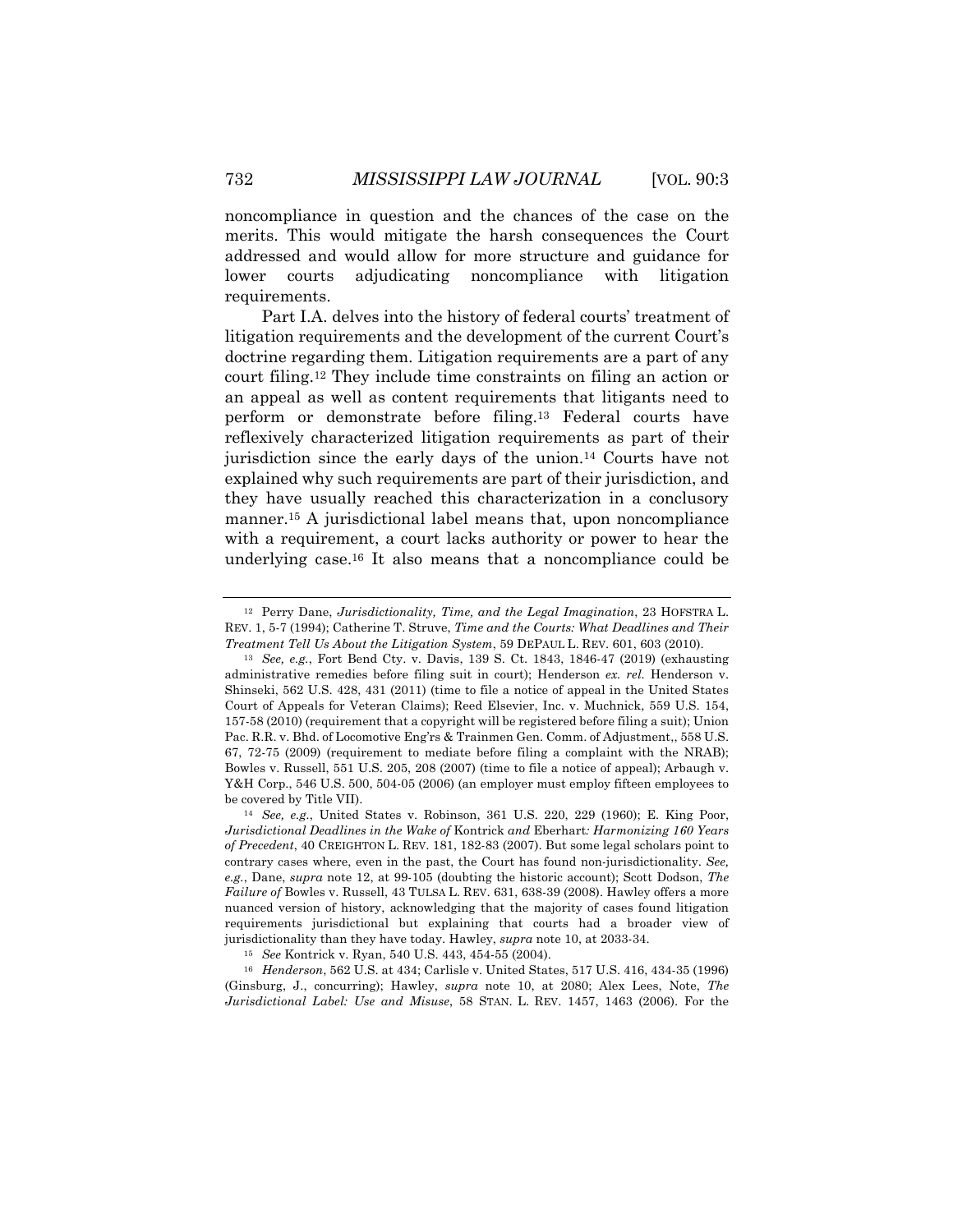noncompliance in question and the chances of the case on the merits. This would mitigate the harsh consequences the Court addressed and would allow for more structure and guidance for lower courts adjudicating noncompliance with litigation requirements.

Part I.A. delves into the history of federal courts' treatment of litigation requirements and the development of the current Court's doctrine regarding them. Litigation requirements are a part of any court filing.[12] They include time constraints on filing an action or an appeal as well as content requirements that litigants need to perform or demonstrate before filing.[13] Federal courts have reflexively characterized litigation requirements as part of their jurisdiction since the early days of the union.[14] Courts have not explained why such requirements are part of their jurisdiction, and they have usually reached this characterization in a conclusory manner.[15] A jurisdictional label means that, upon noncompliance with a requirement, a court lacks authority or power to hear the underlying case.[16] It also means that a noncompliance could be

---

[12] Perry Dane, *Jurisdictionality, Time, and the Legal Imagination*, 23 HOFSTRA L. REV. 1, 5-7 (1994); Catherine T. Struve, *Time and the Courts: What Deadlines and Their Treatment Tell Us About the Litigation System*, 59 DEPAUL L. REV. 601, 603 (2010).

[13] *See, e.g.*, Fort Bend Cty. v. Davis, 139 S. Ct. 1843, 1846-47 (2019) (exhausting administrative remedies before filing suit in court); Henderson *ex. rel.* Henderson v. Shinseki, 562 U.S. 428, 431 (2011) (time to file a notice of appeal in the United States Court of Appeals for Veteran Claims); Reed Elsevier, Inc. v. Muchnick, 559 U.S. 154, 157-58 (2010) (requirement that a copyright will be registered before filing a suit); Union Pac. R.R. v. Bhd. of Locomotive Eng'rs & Trainmen Gen. Comm. of Adjustment,, 558 U.S. 67, 72-75 (2009) (requirement to mediate before filing a complaint with the NRAB); Bowles v. Russell, 551 U.S. 205, 208 (2007) (time to file a notice of appeal); Arbaugh v. Y&H Corp., 546 U.S. 500, 504-05 (2006) (an employer must employ fifteen employees to be covered by Title VII).

[14] *See, e.g.*, United States v. Robinson, 361 U.S. 220, 229 (1960); E. King Poor, *Jurisdictional Deadlines in the Wake of* Kontrick *and* Eberhart*: Harmonizing 160 Years of Precedent*, 40 CREIGHTON L. REV. 181, 182-83 (2007). But some legal scholars point to contrary cases where, even in the past, the Court has found non-jurisdictionality. *See, e.g.*, Dane, *supra* note 12, at 99-105 (doubting the historic account); Scott Dodson, *The Failure of* Bowles v. Russell, 43 TULSA L. REV. 631, 638-39 (2008). Hawley offers a more nuanced version of history, acknowledging that the majority of cases found litigation requirements jurisdictional but explaining that courts had a broader view of jurisdictionality than they have today. Hawley, *supra* note 10, at 2033-34.

[15] *See* Kontrick v. Ryan, 540 U.S. 443, 454-55 (2004).

[16] *Henderson*, 562 U.S. at 434; Carlisle v. United States, 517 U.S. 416, 434-35 (1996) (Ginsburg, J., concurring); Hawley, *supra* note 10, at 2080; Alex Lees, Note, *The Jurisdictional Label: Use and Misuse*, 58 STAN. L. REV. 1457, 1463 (2006). For the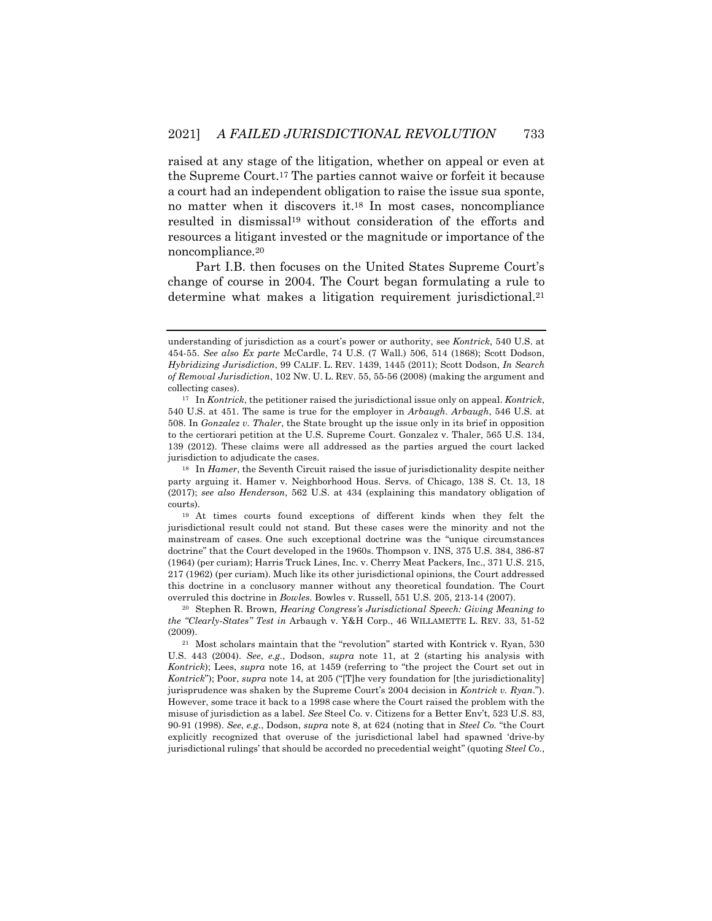raised at any stage of the litigation, whether on appeal or even at the Supreme Court.[17] The parties cannot waive or forfeit it because a court had an independent obligation to raise the issue sua sponte, no matter when it discovers it.[18] In most cases, noncompliance resulted in dismissal[19] without consideration of the efforts and resources a litigant invested or the magnitude or importance of the noncompliance.[20]

Part I.B. then focuses on the United States Supreme Court's change of course in 2004. The Court began formulating a rule to determine what makes a litigation requirement jurisdictional.[21]

---

understanding of jurisdiction as a court's power or authority, see *Kontrick*, 540 U.S. at 454-55. *See also Ex parte* McCardle, 74 U.S. (7 Wall.) 506, 514 (1868); Scott Dodson, *Hybridizing Jurisdiction*, 99 CALIF. L. REV. 1439, 1445 (2011); Scott Dodson, *In Search of Removal Jurisdiction*, 102 NW. U. L. REV. 55, 55-56 (2008) (making the argument and collecting cases).

[17] In *Kontrick*, the petitioner raised the jurisdictional issue only on appeal. *Kontrick*, 540 U.S. at 451. The same is true for the employer in *Arbaugh*. *Arbaugh*, 546 U.S. at 508. In *Gonzalez v. Thaler*, the State brought up the issue only in its brief in opposition to the certiorari petition at the U.S. Supreme Court. Gonzalez v. Thaler, 565 U.S. 134, 139 (2012). These claims were all addressed as the parties argued the court lacked jurisdiction to adjudicate the cases.

[18] In *Hamer*, the Seventh Circuit raised the issue of jurisdictionality despite neither party arguing it. Hamer v. Neighborhood Hous. Servs. of Chicago, 138 S. Ct. 13, 18 (2017); *see also Henderson*, 562 U.S. at 434 (explaining this mandatory obligation of courts).

[19] At times courts found exceptions of different kinds when they felt the jurisdictional result could not stand. But these cases were the minority and not the mainstream of cases. One such exceptional doctrine was the "unique circumstances doctrine" that the Court developed in the 1960s. Thompson v. INS, 375 U.S. 384, 386-87 (1964) (per curiam); Harris Truck Lines, Inc. v. Cherry Meat Packers, Inc., 371 U.S. 215, 217 (1962) (per curiam). Much like its other jurisdictional opinions, the Court addressed this doctrine in a conclusory manner without any theoretical foundation. The Court overruled this doctrine in *Bowles*. Bowles v. Russell, 551 U.S. 205, 213-14 (2007).

[20] Stephen R. Brown*, Hearing Congress's Jurisdictional Speech: Giving Meaning to the "Clearly-States" Test in* Arbaugh v. Y&H Corp., 46 WILLAMETTE L. REV. 33, 51-52 (2009).

[21] Most scholars maintain that the "revolution" started with Kontrick v. Ryan, 530 U.S. 443 (2004). *See*, *e.g.*, Dodson, *supra* note 11, at 2 (starting his analysis with *Kontrick*); Lees, *supra* note 16, at 1459 (referring to "the project the Court set out in *Kontrick*"); Poor, *supra* note 14, at 205 ("[T]he very foundation for [the jurisdictionality] jurisprudence was shaken by the Supreme Court's 2004 decision in *Kontrick v. Ryan*."). However, some trace it back to a 1998 case where the Court raised the problem with the misuse of jurisdiction as a label. *See* Steel Co. v. Citizens for a Better Env't, 523 U.S. 83, 90-91 (1998). *See*, *e.g.*, Dodson, *supra* note 8, at 624 (noting that in *Steel Co.* "the Court explicitly recognized that overuse of the jurisdictional label had spawned 'drive-by jurisdictional rulings' that should be accorded no precedential weight" (quoting *Steel Co.*,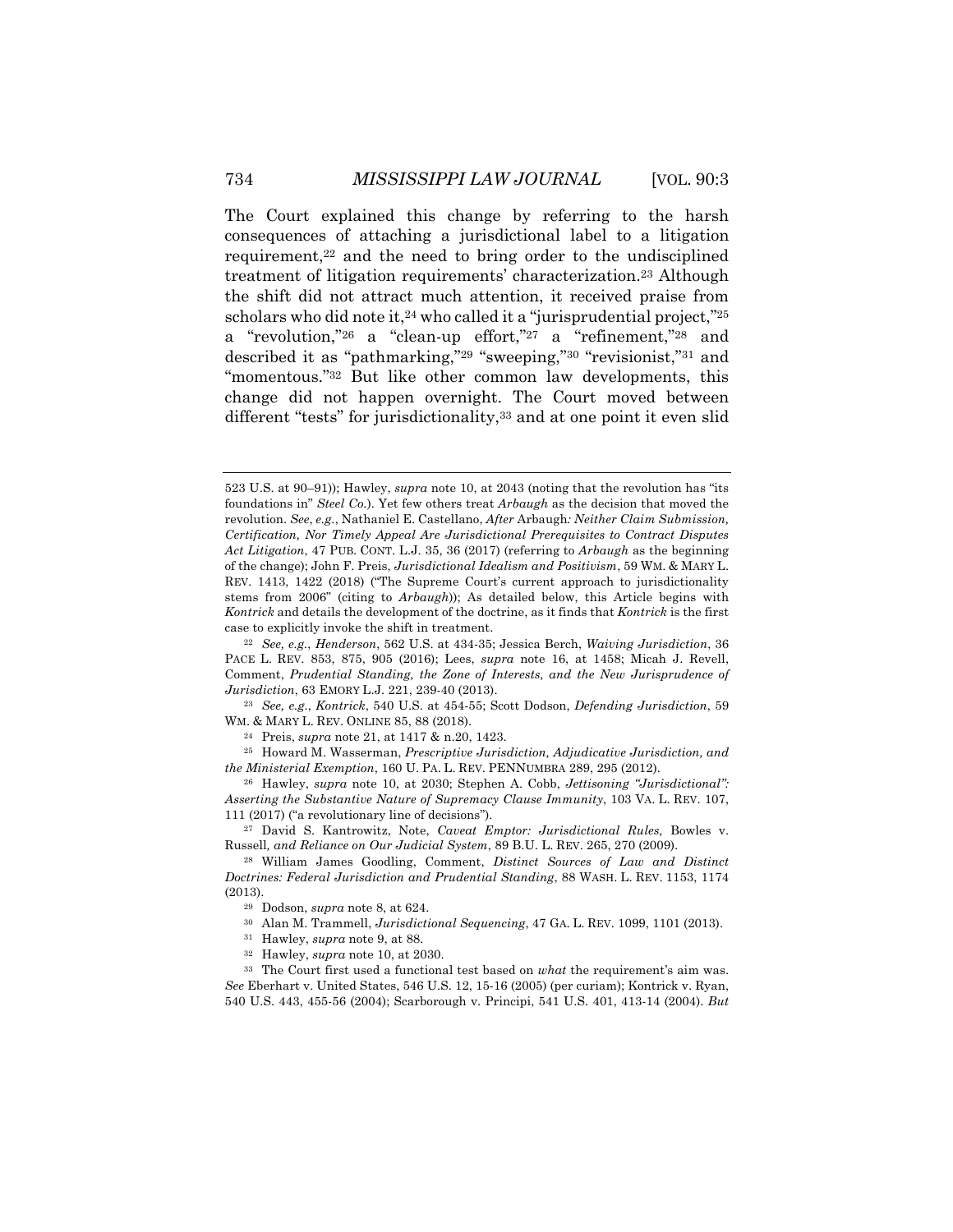The Court explained this change by referring to the harsh consequences of attaching a jurisdictional label to a litigation requirement,[22] and the need to bring order to the undisciplined treatment of litigation requirements' characterization.[23] Although the shift did not attract much attention, it received praise from scholars who did note it,[24] who called it a "jurisprudential project,"[25] a "revolution,"[26] a "clean-up effort,"[27] a "refinement,"[28] and described it as "pathmarking,"[29] "sweeping,"[30] "revisionist,"[31] and "momentous."[32] But like other common law developments, this change did not happen overnight. The Court moved between different "tests" for jurisdictionality,[33] and at one point it even slid

---

523 U.S. at 90–91)); Hawley, *supra* note 10, at 2043 (noting that the revolution has "its foundations in" *Steel Co.*). Yet few others treat *Arbaugh* as the decision that moved the revolution. *See*, *e.g.*, Nathaniel E. Castellano, *After* Arbaugh*: Neither Claim Submission, Certification, Nor Timely Appeal Are Jurisdictional Prerequisites to Contract Disputes Act Litigation*, 47 PUB. CONT. L.J. 35, 36 (2017) (referring to *Arbaugh* as the beginning of the change); John F. Preis, *Jurisdictional Idealism and Positivism*, 59 WM. & MARY L. REV. 1413, 1422 (2018) ("The Supreme Court's current approach to jurisdictionality stems from 2006" (citing to *Arbaugh*)); As detailed below, this Article begins with *Kontrick* and details the development of the doctrine, as it finds that *Kontrick* is the first case to explicitly invoke the shift in treatment.

[22] *See, e.g.*, *Henderson*, 562 U.S. at 434-35; Jessica Berch, *Waiving Jurisdiction*, 36 PACE L. REV. 853, 875, 905 (2016); Lees, *supra* note 16, at 1458; Micah J. Revell, Comment, *Prudential Standing, the Zone of Interests, and the New Jurisprudence of Jurisdiction*, 63 EMORY L.J. 221, 239-40 (2013).

[23] *See, e.g.*, *Kontrick*, 540 U.S. at 454-55; Scott Dodson, *Defending Jurisdiction*, 59 WM. & MARY L. REV. ONLINE 85, 88 (2018).

[24] Preis, *supra* note 21, at 1417 & n.20, 1423.

[25] Howard M. Wasserman, *Prescriptive Jurisdiction, Adjudicative Jurisdiction, and the Ministerial Exemption*, 160 U. PA. L. REV. PENNUMBRA 289, 295 (2012).

[26] Hawley, *supra* note 10, at 2030; Stephen A. Cobb, *Jettisoning "Jurisdictional": Asserting the Substantive Nature of Supremacy Clause Immunity*, 103 VA. L. REV. 107, 111 (2017) ("a revolutionary line of decisions").

[27] David S. Kantrowitz, Note, *Caveat Emptor: Jurisdictional Rules,* Bowles v. Russell*, and Reliance on Our Judicial System*, 89 B.U. L. REV. 265, 270 (2009).

[28] William James Goodling, Comment, *Distinct Sources of Law and Distinct Doctrines: Federal Jurisdiction and Prudential Standing*, 88 WASH. L. REV. 1153, 1174 (2013).

[29] Dodson, *supra* note 8, at 624.

[30] Alan M. Trammell, *Jurisdictional Sequencing*, 47 GA. L. REV. 1099, 1101 (2013).

[31] Hawley, *supra* note 9, at 88.

[32] Hawley, *supra* note 10, at 2030.

[33] The Court first used a functional test based on *what* the requirement's aim was. *See* Eberhart v. United States, 546 U.S. 12, 15-16 (2005) (per curiam); Kontrick v. Ryan, 540 U.S. 443, 455-56 (2004); Scarborough v. Principi, 541 U.S. 401, 413-14 (2004). *But*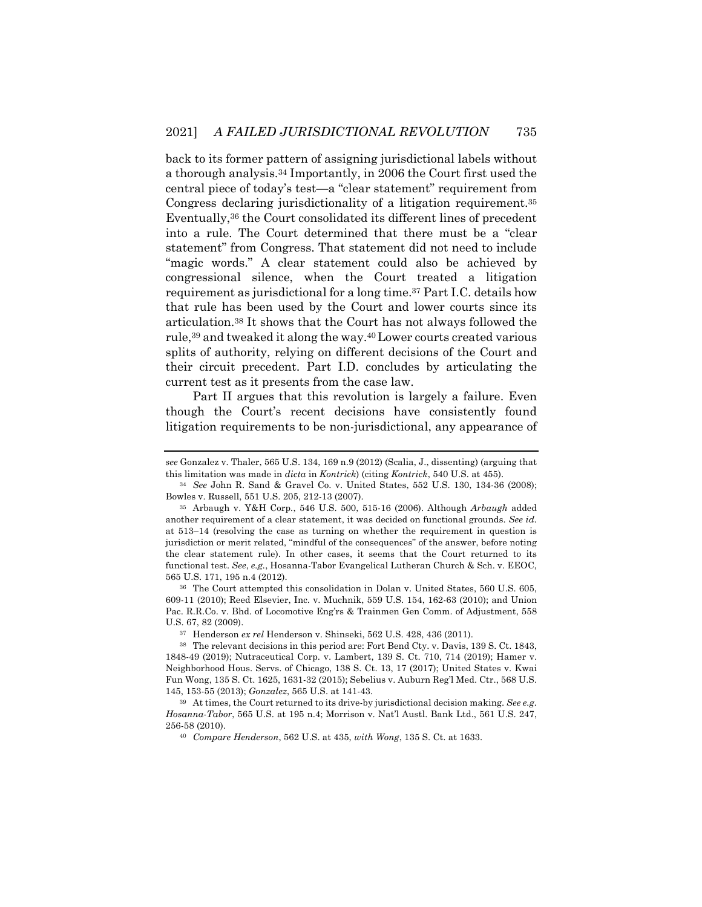back to its former pattern of assigning jurisdictional labels without a thorough analysis.[34] Importantly, in 2006 the Court first used the central piece of today's test—a "clear statement" requirement from Congress declaring jurisdictionality of a litigation requirement.[35] Eventually,[36] the Court consolidated its different lines of precedent into a rule. The Court determined that there must be a "clear statement" from Congress. That statement did not need to include "magic words." A clear statement could also be achieved by congressional silence, when the Court treated a litigation requirement as jurisdictional for a long time.[37] Part I.C. details how that rule has been used by the Court and lower courts since its articulation.[38] It shows that the Court has not always followed the rule,[39] and tweaked it along the way.[40] Lower courts created various splits of authority, relying on different decisions of the Court and their circuit precedent. Part I.D. concludes by articulating the current test as it presents from the case law.

Part II argues that this revolution is largely a failure. Even though the Court's recent decisions have consistently found litigation requirements to be non-jurisdictional, any appearance of

---

*see* Gonzalez v. Thaler, 565 U.S. 134, 169 n.9 (2012) (Scalia, J., dissenting) (arguing that this limitation was made in *dicta* in *Kontrick*) (citing *Kontrick*, 540 U.S. at 455).

[34] *See* John R. Sand & Gravel Co. v. United States, 552 U.S. 130, 134-36 (2008); Bowles v. Russell, 551 U.S. 205, 212-13 (2007).

[35] Arbaugh v. Y&H Corp., 546 U.S. 500, 515-16 (2006). Although *Arbaugh* added another requirement of a clear statement, it was decided on functional grounds. *See id.* at 513–14 (resolving the case as turning on whether the requirement in question is jurisdiction or merit related, "mindful of the consequences" of the answer, before noting the clear statement rule). In other cases, it seems that the Court returned to its functional test. *See*, *e.g.*, Hosanna-Tabor Evangelical Lutheran Church & Sch. v. EEOC, 565 U.S. 171, 195 n.4 (2012).

[36] The Court attempted this consolidation in Dolan v. United States, 560 U.S. 605, 609-11 (2010); Reed Elsevier, Inc. v. Muchnik, 559 U.S. 154, 162-63 (2010); and Union Pac. R.R.Co. v. Bhd. of Locomotive Eng'rs & Trainmen Gen Comm. of Adjustment, 558 U.S. 67, 82 (2009).

[37] Henderson *ex rel* Henderson v. Shinseki, 562 U.S. 428, 436 (2011).

[38] The relevant decisions in this period are: Fort Bend Cty. v. Davis, 139 S. Ct. 1843, 1848-49 (2019); Nutraceutical Corp. v. Lambert, 139 S. Ct. 710, 714 (2019); Hamer v. Neighborhood Hous. Servs. of Chicago, 138 S. Ct. 13, 17 (2017); United States v. Kwai Fun Wong, 135 S. Ct. 1625, 1631-32 (2015); Sebelius v. Auburn Reg'l Med. Ctr., 568 U.S. 145, 153-55 (2013); *Gonzalez*, 565 U.S. at 141-43.

[39] At times, the Court returned to its drive-by jurisdictional decision making. *See e.g. Hosanna-Tabor*, 565 U.S. at 195 n.4; Morrison v. Nat'l Austl. Bank Ltd., 561 U.S. 247, 256-58 (2010).

[40] *Compare Henderson*, 562 U.S. at 435, *with Wong*, 135 S. Ct. at 1633.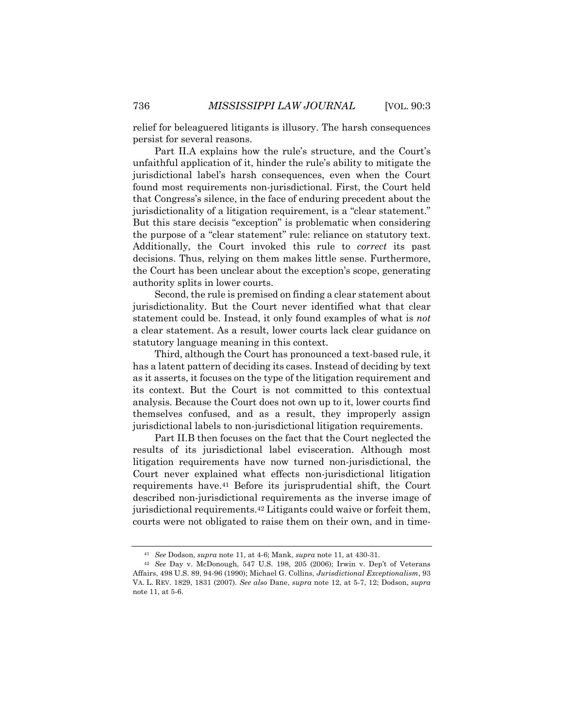relief for beleaguered litigants is illusory. The harsh consequences persist for several reasons.

Part II.A explains how the rule's structure, and the Court's unfaithful application of it, hinder the rule's ability to mitigate the jurisdictional label's harsh consequences, even when the Court found most requirements non-jurisdictional. First, the Court held that Congress's silence, in the face of enduring precedent about the jurisdictionality of a litigation requirement, is a "clear statement." But this stare decisis "exception" is problematic when considering the purpose of a "clear statement" rule: reliance on statutory text. Additionally, the Court invoked this rule to *correct* its past decisions. Thus, relying on them makes little sense. Furthermore, the Court has been unclear about the exception's scope, generating authority splits in lower courts.

Second, the rule is premised on finding a clear statement about jurisdictionality. But the Court never identified what that clear statement could be. Instead, it only found examples of what is *not* a clear statement. As a result, lower courts lack clear guidance on statutory language meaning in this context.

Third, although the Court has pronounced a text-based rule, it has a latent pattern of deciding its cases. Instead of deciding by text as it asserts, it focuses on the type of the litigation requirement and its context. But the Court is not committed to this contextual analysis. Because the Court does not own up to it, lower courts find themselves confused, and as a result, they improperly assign jurisdictional labels to non-jurisdictional litigation requirements.

Part II.B then focuses on the fact that the Court neglected the results of its jurisdictional label evisceration. Although most litigation requirements have now turned non-jurisdictional, the Court never explained what effects non-jurisdictional litigation requirements have.[41] Before its jurisprudential shift, the Court described non-jurisdictional requirements as the inverse image of jurisdictional requirements.[42] Litigants could waive or forfeit them, courts were not obligated to raise them on their own, and in time-

---

[41] *See* Dodson, *supra* note 11, at 4-6; Mank, *supra* note 11, at 430-31.

[42] *See* Day v. McDonough, 547 U.S. 198, 205 (2006); Irwin v. Dep't of Veterans Affairs, 498 U.S. 89, 94-96 (1990); Michael G. Collins, *Jurisdictional Exceptionalism*, 93 VA. L. REV. 1829, 1831 (2007). *See also* Dane, *supra* note 12, at 5-7, 12; Dodson, *supra* note 11, at 5-6.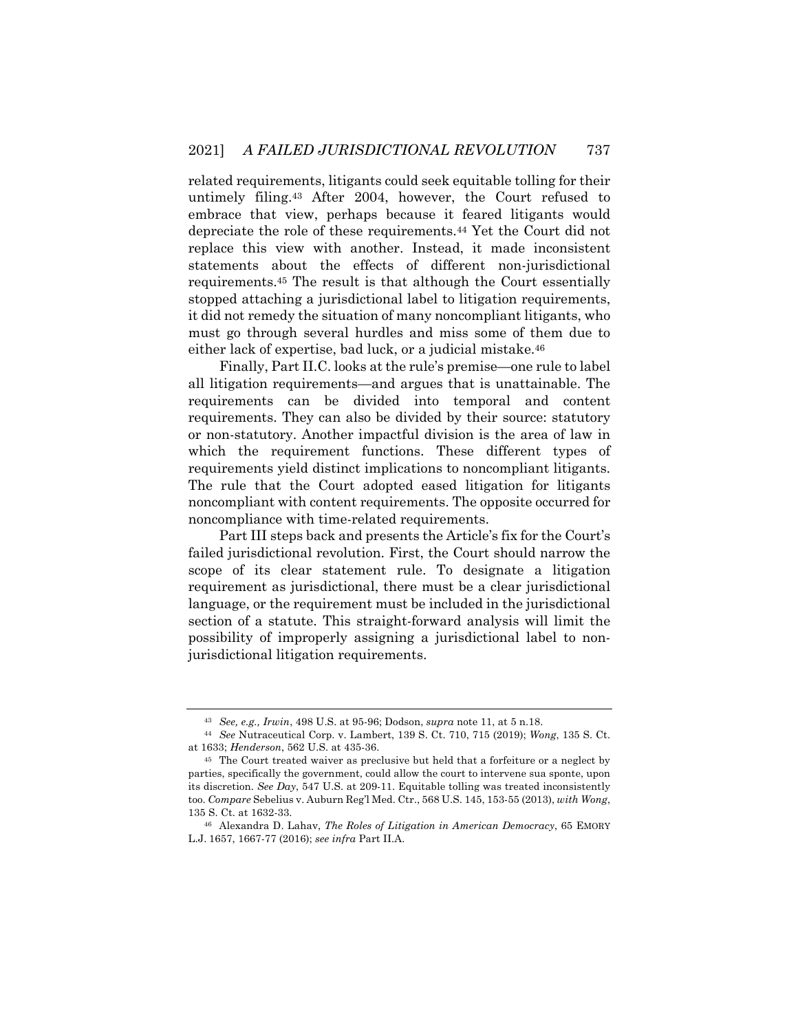related requirements, litigants could seek equitable tolling for their untimely filing.[43] After 2004, however, the Court refused to embrace that view, perhaps because it feared litigants would depreciate the role of these requirements.[44] Yet the Court did not replace this view with another. Instead, it made inconsistent statements about the effects of different non-jurisdictional requirements.[45] The result is that although the Court essentially stopped attaching a jurisdictional label to litigation requirements, it did not remedy the situation of many noncompliant litigants, who must go through several hurdles and miss some of them due to either lack of expertise, bad luck, or a judicial mistake.[46]

Finally, Part II.C. looks at the rule's premise—one rule to label all litigation requirements—and argues that is unattainable. The requirements can be divided into temporal and content requirements. They can also be divided by their source: statutory or non-statutory. Another impactful division is the area of law in which the requirement functions. These different types of requirements yield distinct implications to noncompliant litigants. The rule that the Court adopted eased litigation for litigants noncompliant with content requirements. The opposite occurred for noncompliance with time-related requirements.

Part III steps back and presents the Article's fix for the Court's failed jurisdictional revolution. First, the Court should narrow the scope of its clear statement rule. To designate a litigation requirement as jurisdictional, there must be a clear jurisdictional language, or the requirement must be included in the jurisdictional section of a statute. This straight-forward analysis will limit the possibility of improperly assigning a jurisdictional label to non-jurisdictional litigation requirements.

---

[43] *See, e.g., Irwin*, 498 U.S. at 95-96; Dodson, *supra* note 11, at 5 n.18.

[44] *See* Nutraceutical Corp. v. Lambert, 139 S. Ct. 710, 715 (2019); *Wong*, 135 S. Ct. at 1633; *Henderson*, 562 U.S. at 435-36.

[45] The Court treated waiver as preclusive but held that a forfeiture or a neglect by parties, specifically the government, could allow the court to intervene sua sponte, upon its discretion. *See Day*, 547 U.S. at 209-11. Equitable tolling was treated inconsistently too. *Compare* Sebelius v. Auburn Reg'l Med. Ctr., 568 U.S. 145, 153-55 (2013), *with Wong*, 135 S. Ct. at 1632-33.

[46] Alexandra D. Lahav, *The Roles of Litigation in American Democracy*, 65 EMORY L.J. 1657, 1667-77 (2016); *see infra* Part II.A.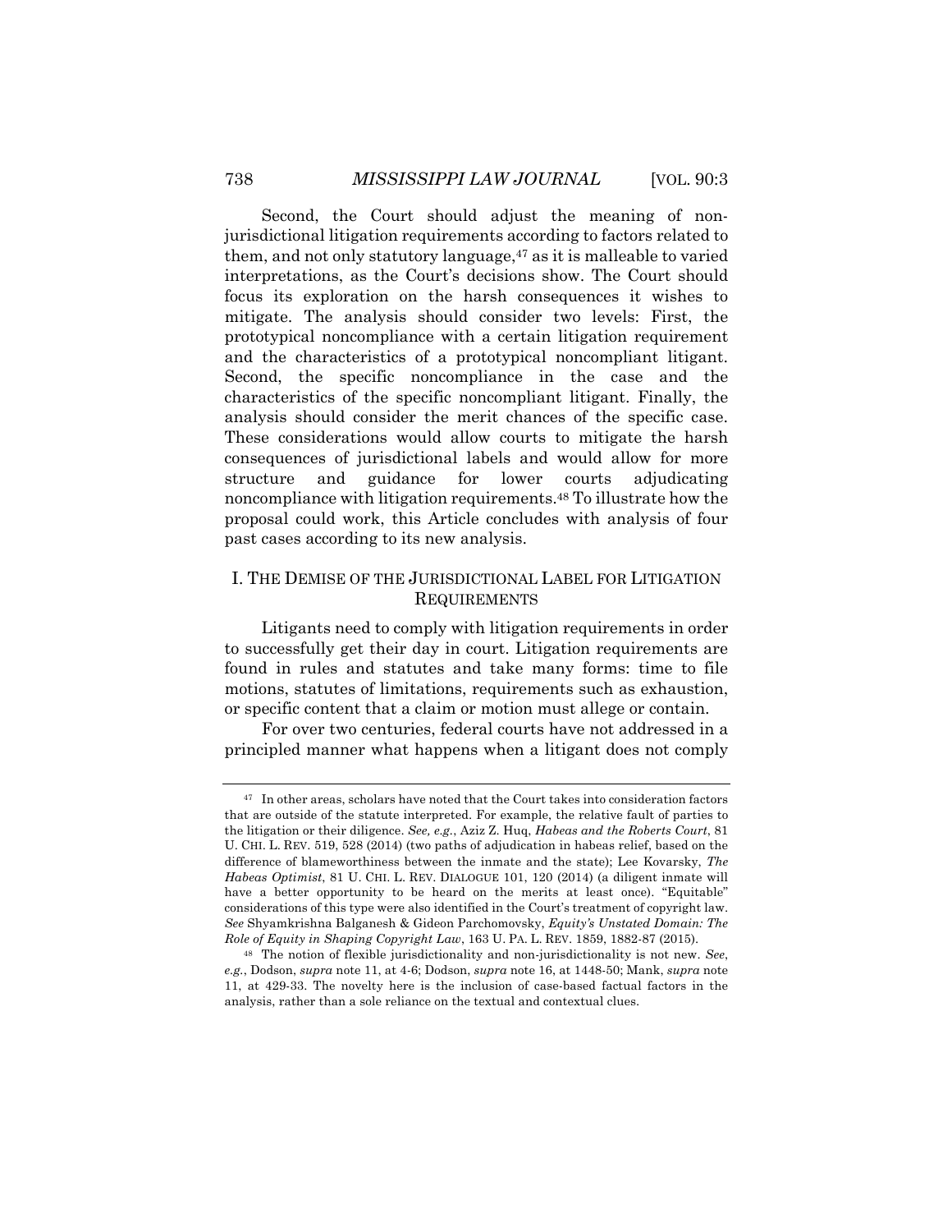Second, the Court should adjust the meaning of non-jurisdictional litigation requirements according to factors related to them, and not only statutory language,[47] as it is malleable to varied interpretations, as the Court's decisions show. The Court should focus its exploration on the harsh consequences it wishes to mitigate. The analysis should consider two levels: First, the prototypical noncompliance with a certain litigation requirement and the characteristics of a prototypical noncompliant litigant. Second, the specific noncompliance in the case and the characteristics of the specific noncompliant litigant. Finally, the analysis should consider the merit chances of the specific case. These considerations would allow courts to mitigate the harsh consequences of jurisdictional labels and would allow for more structure and guidance for lower courts adjudicating noncompliance with litigation requirements.[48] To illustrate how the proposal could work, this Article concludes with analysis of four past cases according to its new analysis.

## I. THE DEMISE OF THE JURISDICTIONAL LABEL FOR LITIGATION REQUIREMENTS

Litigants need to comply with litigation requirements in order to successfully get their day in court. Litigation requirements are found in rules and statutes and take many forms: time to file motions, statutes of limitations, requirements such as exhaustion, or specific content that a claim or motion must allege or contain.

For over two centuries, federal courts have not addressed in a principled manner what happens when a litigant does not comply

---

[47] In other areas, scholars have noted that the Court takes into consideration factors that are outside of the statute interpreted. For example, the relative fault of parties to the litigation or their diligence. *See, e.g.*, Aziz Z. Huq, *Habeas and the Roberts Court*, 81 U. CHI. L. REV. 519, 528 (2014) (two paths of adjudication in habeas relief, based on the difference of blameworthiness between the inmate and the state); Lee Kovarsky, *The Habeas Optimist*, 81 U. CHI. L. REV. DIALOGUE 101, 120 (2014) (a diligent inmate will have a better opportunity to be heard on the merits at least once). "Equitable" considerations of this type were also identified in the Court's treatment of copyright law. *See* Shyamkrishna Balganesh & Gideon Parchomovsky, *Equity's Unstated Domain: The Role of Equity in Shaping Copyright Law*, 163 U. PA. L. REV. 1859, 1882-87 (2015).

[48] The notion of flexible jurisdictionality and non-jurisdictionality is not new. *See*, *e.g.*, Dodson, *supra* note 11, at 4-6; Dodson, *supra* note 16, at 1448-50; Mank, *supra* note 11, at 429-33. The novelty here is the inclusion of case-based factual factors in the analysis, rather than a sole reliance on the textual and contextual clues.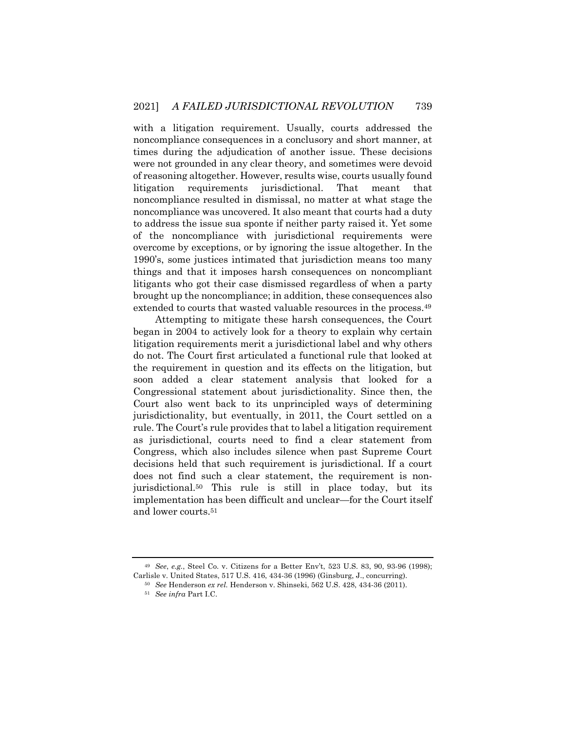with a litigation requirement. Usually, courts addressed the noncompliance consequences in a conclusory and short manner, at times during the adjudication of another issue. These decisions were not grounded in any clear theory, and sometimes were devoid of reasoning altogether. However, results wise, courts usually found litigation requirements jurisdictional. That meant that noncompliance resulted in dismissal, no matter at what stage the noncompliance was uncovered. It also meant that courts had a duty to address the issue sua sponte if neither party raised it. Yet some of the noncompliance with jurisdictional requirements were overcome by exceptions, or by ignoring the issue altogether. In the 1990's, some justices intimated that jurisdiction means too many things and that it imposes harsh consequences on noncompliant litigants who got their case dismissed regardless of when a party brought up the noncompliance; in addition, these consequences also extended to courts that wasted valuable resources in the process.[49]

Attempting to mitigate these harsh consequences, the Court began in 2004 to actively look for a theory to explain why certain litigation requirements merit a jurisdictional label and why others do not. The Court first articulated a functional rule that looked at the requirement in question and its effects on the litigation, but soon added a clear statement analysis that looked for a Congressional statement about jurisdictionality. Since then, the Court also went back to its unprincipled ways of determining jurisdictionality, but eventually, in 2011, the Court settled on a rule. The Court's rule provides that to label a litigation requirement as jurisdictional, courts need to find a clear statement from Congress, which also includes silence when past Supreme Court decisions held that such requirement is jurisdictional. If a court does not find such a clear statement, the requirement is non-jurisdictional.[50] This rule is still in place today, but its implementation has been difficult and unclear—for the Court itself and lower courts.[51]

---

[49] *See*, *e.g.*, Steel Co. v. Citizens for a Better Env't, 523 U.S. 83, 90, 93-96 (1998); Carlisle v. United States, 517 U.S. 416, 434-36 (1996) (Ginsburg, J., concurring).

[50] *See* Henderson *ex rel.* Henderson v. Shinseki, 562 U.S. 428, 434-36 (2011).

[51] *See infra* Part I.C.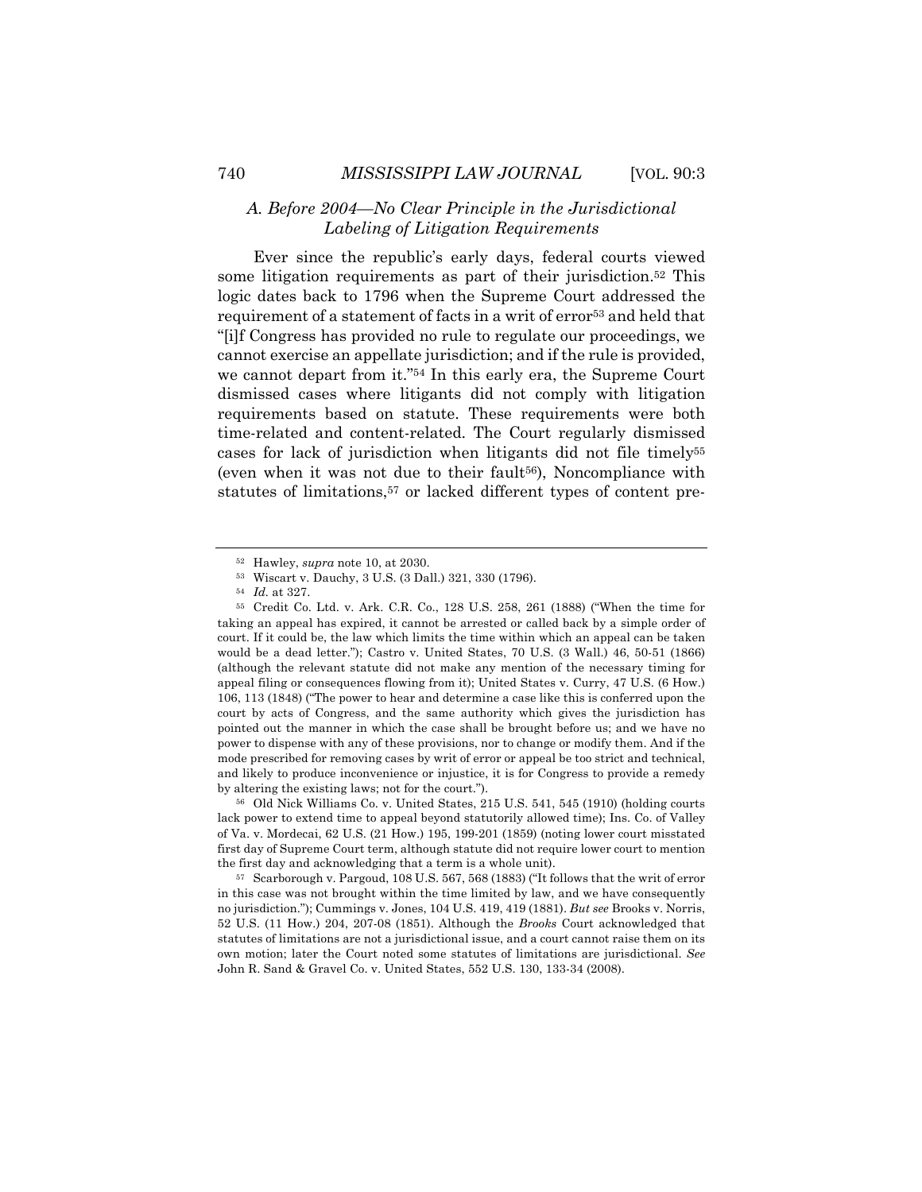### *A. Before 2004—No Clear Principle in the Jurisdictional Labeling of Litigation Requirements*

Ever since the republic's early days, federal courts viewed some litigation requirements as part of their jurisdiction.[52] This logic dates back to 1796 when the Supreme Court addressed the requirement of a statement of facts in a writ of error[53] and held that "[i]f Congress has provided no rule to regulate our proceedings, we cannot exercise an appellate jurisdiction; and if the rule is provided, we cannot depart from it."[54] In this early era, the Supreme Court dismissed cases where litigants did not comply with litigation requirements based on statute. These requirements were both time-related and content-related. The Court regularly dismissed cases for lack of jurisdiction when litigants did not file timely[55] (even when it was not due to their fault[56]), Noncompliance with statutes of limitations,[57] or lacked different types of content pre-

---

[52] Hawley, *supra* note 10, at 2030.

[53] Wiscart v. Dauchy, 3 U.S. (3 Dall.) 321, 330 (1796).

[54] *Id.* at 327.

[55] Credit Co. Ltd. v. Ark. C.R. Co., 128 U.S. 258, 261 (1888) ("When the time for taking an appeal has expired, it cannot be arrested or called back by a simple order of court. If it could be, the law which limits the time within which an appeal can be taken would be a dead letter."); Castro v. United States, 70 U.S. (3 Wall.) 46, 50-51 (1866) (although the relevant statute did not make any mention of the necessary timing for appeal filing or consequences flowing from it); United States v. Curry, 47 U.S. (6 How.) 106, 113 (1848) ("The power to hear and determine a case like this is conferred upon the court by acts of Congress, and the same authority which gives the jurisdiction has pointed out the manner in which the case shall be brought before us; and we have no power to dispense with any of these provisions, nor to change or modify them. And if the mode prescribed for removing cases by writ of error or appeal be too strict and technical, and likely to produce inconvenience or injustice, it is for Congress to provide a remedy by altering the existing laws; not for the court.").

[56] Old Nick Williams Co. v. United States, 215 U.S. 541, 545 (1910) (holding courts lack power to extend time to appeal beyond statutorily allowed time); Ins. Co. of Valley of Va. v. Mordecai, 62 U.S. (21 How.) 195, 199-201 (1859) (noting lower court misstated first day of Supreme Court term, although statute did not require lower court to mention the first day and acknowledging that a term is a whole unit).

[57] Scarborough v. Pargoud, 108 U.S. 567, 568 (1883) ("It follows that the writ of error in this case was not brought within the time limited by law, and we have consequently no jurisdiction."); Cummings v. Jones, 104 U.S. 419, 419 (1881). *But see* Brooks v. Norris, 52 U.S. (11 How.) 204, 207-08 (1851). Although the *Brooks* Court acknowledged that statutes of limitations are not a jurisdictional issue, and a court cannot raise them on its own motion; later the Court noted some statutes of limitations are jurisdictional. *See* John R. Sand & Gravel Co. v. United States, 552 U.S. 130, 133-34 (2008).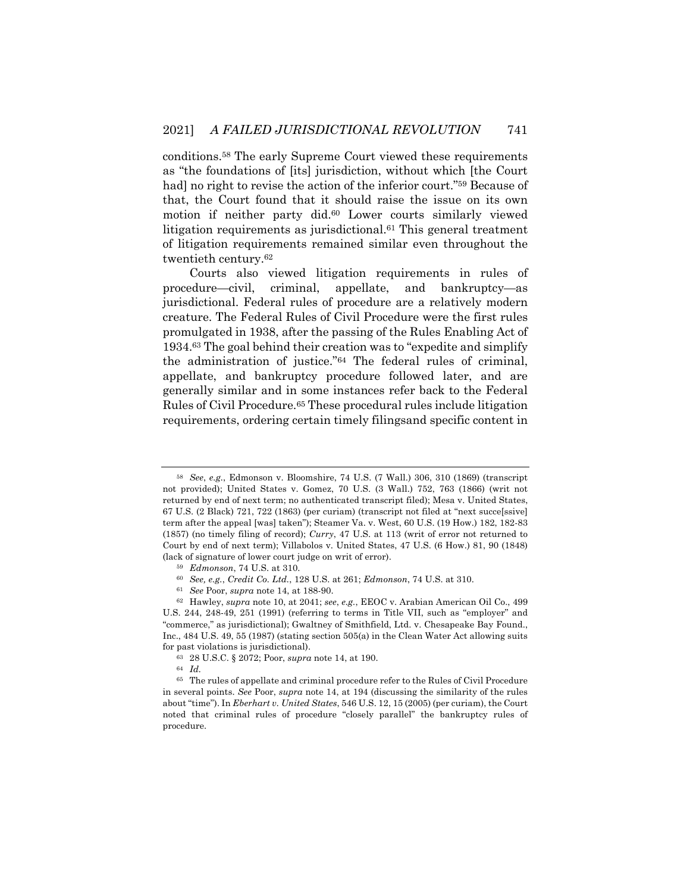conditions.[58] The early Supreme Court viewed these requirements as "the foundations of [its] jurisdiction, without which [the Court had] no right to revise the action of the inferior court."[59] Because of that, the Court found that it should raise the issue on its own motion if neither party did.[60] Lower courts similarly viewed litigation requirements as jurisdictional.[61] This general treatment of litigation requirements remained similar even throughout the twentieth century.[62]

Courts also viewed litigation requirements in rules of procedure—civil, criminal, appellate, and bankruptcy—as jurisdictional. Federal rules of procedure are a relatively modern creature. The Federal Rules of Civil Procedure were the first rules promulgated in 1938, after the passing of the Rules Enabling Act of 1934.[63] The goal behind their creation was to "expedite and simplify the administration of justice."[64] The federal rules of criminal, appellate, and bankruptcy procedure followed later, and are generally similar and in some instances refer back to the Federal Rules of Civil Procedure.[65] These procedural rules include litigation requirements, ordering certain timely filingsand specific content in

---

[58] *See*, *e.g.*, Edmonson v. Bloomshire, 74 U.S. (7 Wall.) 306, 310 (1869) (transcript not provided); United States v. Gomez, 70 U.S. (3 Wall.) 752, 763 (1866) (writ not returned by end of next term; no authenticated transcript filed); Mesa v. United States, 67 U.S. (2 Black) 721, 722 (1863) (per curiam) (transcript not filed at "next succe[ssive] term after the appeal [was] taken"); Steamer Va. v. West, 60 U.S. (19 How.) 182, 182-83 (1857) (no timely filing of record); *Curry*, 47 U.S. at 113 (writ of error not returned to Court by end of next term); Villabolos v. United States, 47 U.S. (6 How.) 81, 90 (1848) (lack of signature of lower court judge on writ of error).

[59] *Edmonson*, 74 U.S. at 310.

[60] *See, e.g.*, *Credit Co. Ltd.*, 128 U.S. at 261; *Edmonson*, 74 U.S. at 310.

[61] *See* Poor, *supra* note 14, at 188-90.

[62] Hawley, *supra* note 10, at 2041; *see*, *e.g.*, EEOC v. Arabian American Oil Co., 499 U.S. 244, 248-49, 251 (1991) (referring to terms in Title VII, such as "employer" and "commerce," as jurisdictional); Gwaltney of Smithfield, Ltd. v. Chesapeake Bay Found., Inc., 484 U.S. 49, 55 (1987) (stating section 505(a) in the Clean Water Act allowing suits for past violations is jurisdictional).

[63] 28 U.S.C. § 2072; Poor, *supra* note 14, at 190.

[64] *Id.*

[65] The rules of appellate and criminal procedure refer to the Rules of Civil Procedure in several points. *See* Poor, *supra* note 14, at 194 (discussing the similarity of the rules about "time"). In *Eberhart v. United States*, 546 U.S. 12, 15 (2005) (per curiam), the Court noted that criminal rules of procedure "closely parallel" the bankruptcy rules of procedure.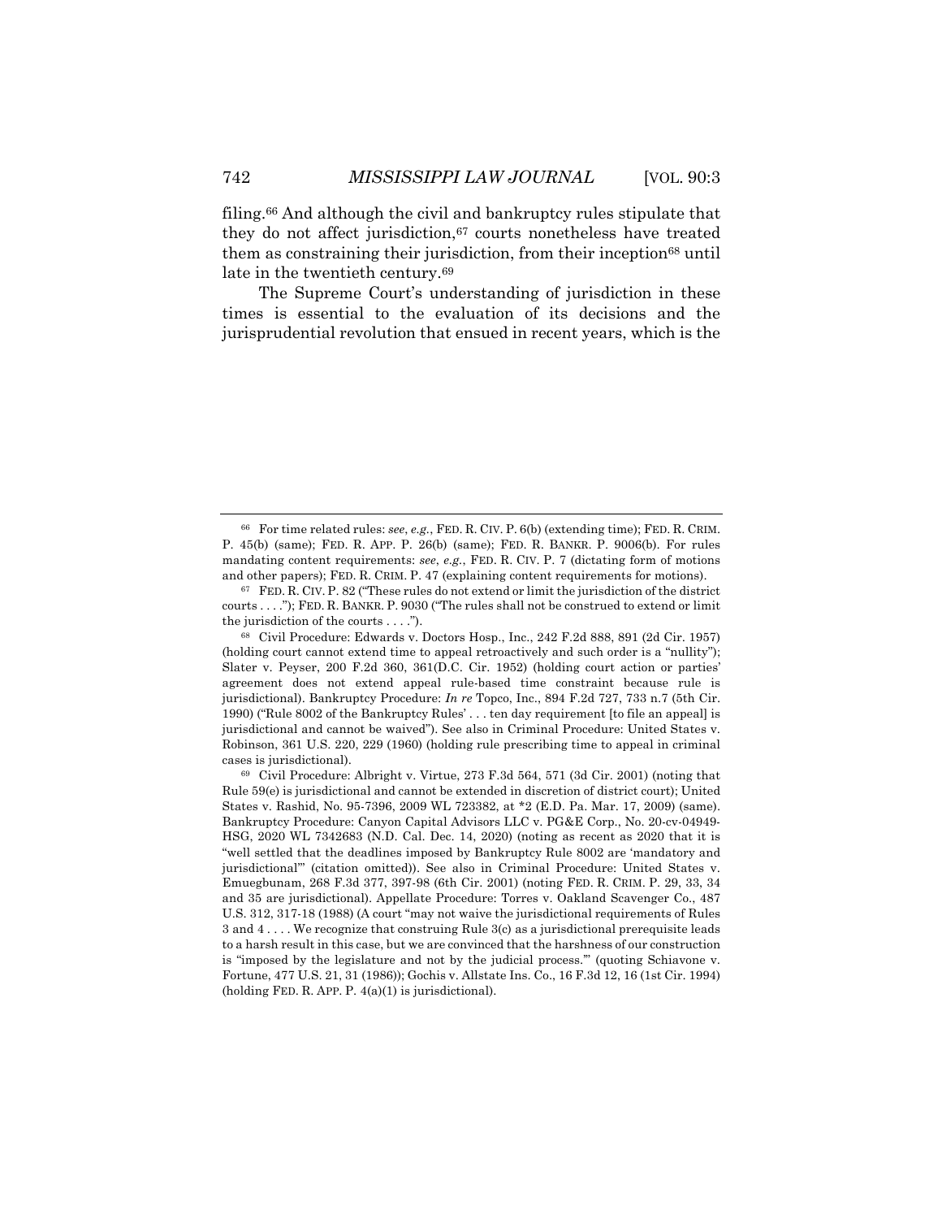filing.[66] And although the civil and bankruptcy rules stipulate that they do not affect jurisdiction,[67] courts nonetheless have treated them as constraining their jurisdiction, from their inception[68] until late in the twentieth century.[69]

The Supreme Court's understanding of jurisdiction in these times is essential to the evaluation of its decisions and the jurisprudential revolution that ensued in recent years, which is the

---

[66] For time related rules: *see*, *e.g.*, FED. R. CIV. P. 6(b) (extending time); FED. R. CRIM. P. 45(b) (same); FED. R. APP. P. 26(b) (same); FED. R. BANKR. P. 9006(b). For rules mandating content requirements: *see*, *e.g.*, FED. R. CIV. P. 7 (dictating form of motions and other papers); FED. R. CRIM. P. 47 (explaining content requirements for motions).

[67] FED. R. CIV. P. 82 ("These rules do not extend or limit the jurisdiction of the district courts . . . ."); FED. R. BANKR. P. 9030 ("The rules shall not be construed to extend or limit the jurisdiction of the courts . . . .").

[68] Civil Procedure: Edwards v. Doctors Hosp., Inc., 242 F.2d 888, 891 (2d Cir. 1957) (holding court cannot extend time to appeal retroactively and such order is a "nullity"); Slater v. Peyser, 200 F.2d 360, 361(D.C. Cir. 1952) (holding court action or parties' agreement does not extend appeal rule-based time constraint because rule is jurisdictional). Bankruptcy Procedure: *In re* Topco, Inc., 894 F.2d 727, 733 n.7 (5th Cir. 1990) ("Rule 8002 of the Bankruptcy Rules' . . . ten day requirement [to file an appeal] is jurisdictional and cannot be waived"). See also in Criminal Procedure: United States v. Robinson, 361 U.S. 220, 229 (1960) (holding rule prescribing time to appeal in criminal cases is jurisdictional).

[69] Civil Procedure: Albright v. Virtue, 273 F.3d 564, 571 (3d Cir. 2001) (noting that Rule 59(e) is jurisdictional and cannot be extended in discretion of district court); United States v. Rashid, No. 95-7396, 2009 WL 723382, at *2 (E.D. Pa. Mar. 17, 2009) (same). Bankruptcy Procedure: Canyon Capital Advisors LLC v. PG&E Corp., No. 20-cv-04949-HSG, 2020 WL 7342683 (N.D. Cal. Dec. 14, 2020) (noting as recent as 2020 that it is "well settled that the deadlines imposed by Bankruptcy Rule 8002 are 'mandatory and jurisdictional'" (citation omitted)). See also in Criminal Procedure: United States v. Emuegbunam, 268 F.3d 377, 397-98 (6th Cir. 2001) (noting FED. R. CRIM. P. 29, 33, 34 and 35 are jurisdictional). Appellate Procedure: Torres v. Oakland Scavenger Co., 487 U.S. 312, 317-18 (1988) (A court "may not waive the jurisdictional requirements of Rules 3 and 4 . . . . We recognize that construing Rule 3(c) as a jurisdictional prerequisite leads to a harsh result in this case, but we are convinced that the harshness of our construction is "imposed by the legislature and not by the judicial process."' (quoting Schiavone v. Fortune, 477 U.S. 21, 31 (1986)); Gochis v. Allstate Ins. Co., 16 F.3d 12, 16 (1st Cir. 1994) (holding FED. R. APP. P. 4(a)(1) is jurisdictional).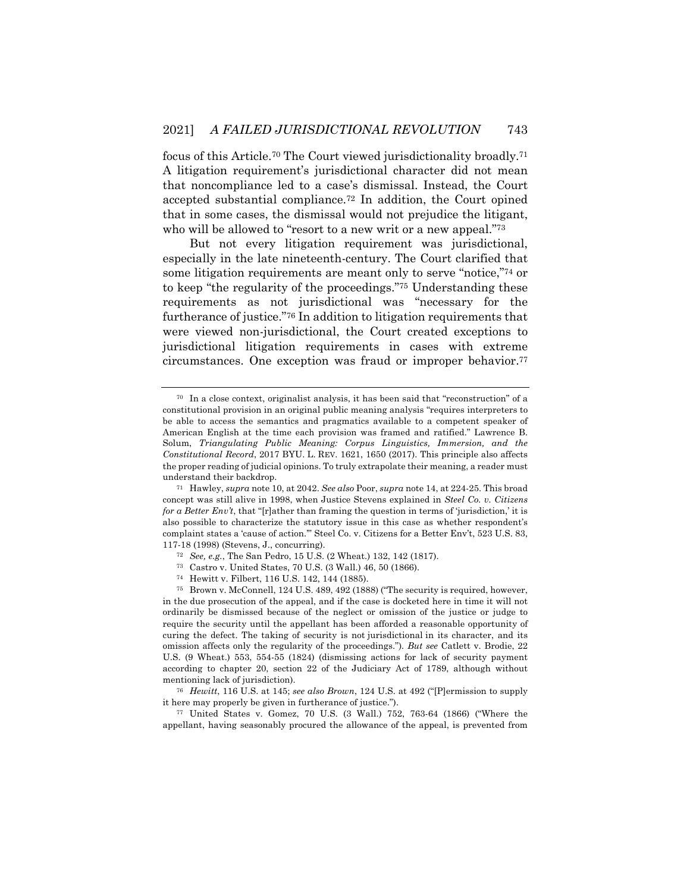focus of this Article.[70] The Court viewed jurisdictionality broadly.[71] A litigation requirement's jurisdictional character did not mean that noncompliance led to a case's dismissal. Instead, the Court accepted substantial compliance.[72] In addition, the Court opined that in some cases, the dismissal would not prejudice the litigant, who will be allowed to "resort to a new writ or a new appeal."[73]

But not every litigation requirement was jurisdictional, especially in the late nineteenth-century. The Court clarified that some litigation requirements are meant only to serve "notice,"[74] or to keep "the regularity of the proceedings."[75] Understanding these requirements as not jurisdictional was "necessary for the furtherance of justice."[76] In addition to litigation requirements that were viewed non-jurisdictional, the Court created exceptions to jurisdictional litigation requirements in cases with extreme circumstances. One exception was fraud or improper behavior.[77]

---

[70] In a close context, originalist analysis, it has been said that "reconstruction" of a constitutional provision in an original public meaning analysis "requires interpreters to be able to access the semantics and pragmatics available to a competent speaker of American English at the time each provision was framed and ratified." Lawrence B. Solum, *Triangulating Public Meaning: Corpus Linguistics, Immersion, and the Constitutional Record*, 2017 BYU. L. REV. 1621, 1650 (2017). This principle also affects the proper reading of judicial opinions. To truly extrapolate their meaning, a reader must understand their backdrop.

[71] Hawley, *supra* note 10, at 2042. *See also* Poor, *supra* note 14, at 224-25. This broad concept was still alive in 1998, when Justice Stevens explained in *Steel Co. v. Citizens for a Better Env't*, that "[r]ather than framing the question in terms of 'jurisdiction,' it is also possible to characterize the statutory issue in this case as whether respondent's complaint states a 'cause of action.'" Steel Co. v. Citizens for a Better Env't, 523 U.S. 83, 117-18 (1998) (Stevens, J., concurring).

[72] *See, e.g.*, The San Pedro, 15 U.S. (2 Wheat.) 132, 142 (1817).

[73] Castro v. United States, 70 U.S. (3 Wall.) 46, 50 (1866).

[74] Hewitt v. Filbert, 116 U.S. 142, 144 (1885).

[75] Brown v. McConnell, 124 U.S. 489, 492 (1888) ("The security is required, however, in the due prosecution of the appeal, and if the case is docketed here in time it will not ordinarily be dismissed because of the neglect or omission of the justice or judge to require the security until the appellant has been afforded a reasonable opportunity of curing the defect. The taking of security is not jurisdictional in its character, and its omission affects only the regularity of the proceedings."). *But see* Catlett v. Brodie, 22 U.S. (9 Wheat.) 553, 554-55 (1824) (dismissing actions for lack of security payment according to chapter 20, section 22 of the Judiciary Act of 1789, although without mentioning lack of jurisdiction).

[76] *Hewitt*, 116 U.S. at 145; *see also Brown*, 124 U.S. at 492 ("[P]ermission to supply it here may properly be given in furtherance of justice.").

[77] United States v. Gomez, 70 U.S. (3 Wall.) 752, 763-64 (1866) ("Where the appellant, having seasonably procured the allowance of the appeal, is prevented from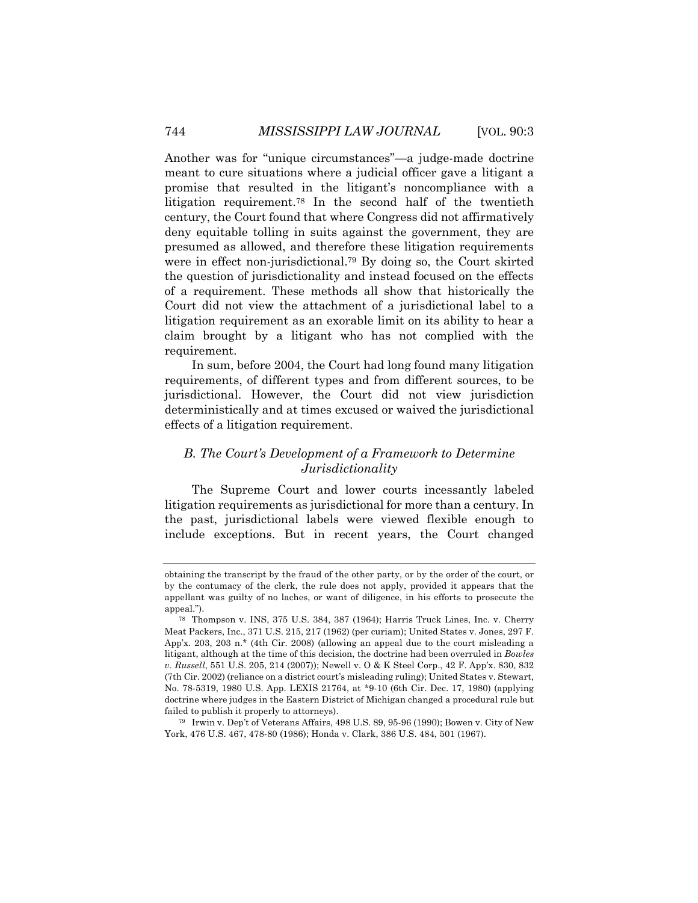Another was for "unique circumstances"—a judge-made doctrine meant to cure situations where a judicial officer gave a litigant a promise that resulted in the litigant's noncompliance with a litigation requirement.[78] In the second half of the twentieth century, the Court found that where Congress did not affirmatively deny equitable tolling in suits against the government, they are presumed as allowed, and therefore these litigation requirements were in effect non-jurisdictional.[79] By doing so, the Court skirted the question of jurisdictionality and instead focused on the effects of a requirement. These methods all show that historically the Court did not view the attachment of a jurisdictional label to a litigation requirement as an exorable limit on its ability to hear a claim brought by a litigant who has not complied with the requirement.

In sum, before 2004, the Court had long found many litigation requirements, of different types and from different sources, to be jurisdictional. However, the Court did not view jurisdiction deterministically and at times excused or waived the jurisdictional effects of a litigation requirement.

### *B. The Court's Development of a Framework to Determine Jurisdictionality*

The Supreme Court and lower courts incessantly labeled litigation requirements as jurisdictional for more than a century. In the past, jurisdictional labels were viewed flexible enough to include exceptions. But in recent years, the Court changed

---

obtaining the transcript by the fraud of the other party, or by the order of the court, or by the contumacy of the clerk, the rule does not apply, provided it appears that the appellant was guilty of no laches, or want of diligence, in his efforts to prosecute the appeal.").

[78] Thompson v. INS, 375 U.S. 384, 387 (1964); Harris Truck Lines, Inc. v. Cherry Meat Packers, Inc., 371 U.S. 215, 217 (1962) (per curiam); United States v. Jones, 297 F. App'x. 203, 203 n.* (4th Cir. 2008) (allowing an appeal due to the court misleading a litigant, although at the time of this decision, the doctrine had been overruled in *Bowles v. Russell*, 551 U.S. 205, 214 (2007)); Newell v. O & K Steel Corp., 42 F. App'x. 830, 832 (7th Cir. 2002) (reliance on a district court's misleading ruling); United States v. Stewart, No. 78-5319, 1980 U.S. App. LEXIS 21764, at *9-10 (6th Cir. Dec. 17, 1980) (applying doctrine where judges in the Eastern District of Michigan changed a procedural rule but failed to publish it properly to attorneys).

[79] Irwin v. Dep't of Veterans Affairs, 498 U.S. 89, 95-96 (1990); Bowen v. City of New York, 476 U.S. 467, 478-80 (1986); Honda v. Clark, 386 U.S. 484, 501 (1967).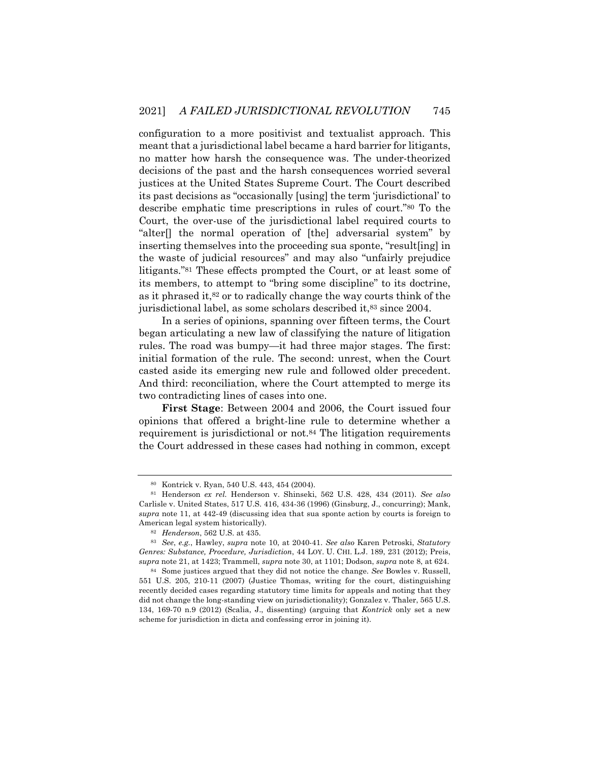configuration to a more positivist and textualist approach. This meant that a jurisdictional label became a hard barrier for litigants, no matter how harsh the consequence was. The under-theorized decisions of the past and the harsh consequences worried several justices at the United States Supreme Court. The Court described its past decisions as "occasionally [using] the term 'jurisdictional' to describe emphatic time prescriptions in rules of court."[80] To the Court, the over-use of the jurisdictional label required courts to "alter[] the normal operation of [the] adversarial system" by inserting themselves into the proceeding sua sponte, "result[ing] in the waste of judicial resources" and may also "unfairly prejudice litigants."[81] These effects prompted the Court, or at least some of its members, to attempt to "bring some discipline" to its doctrine, as it phrased it,[82] or to radically change the way courts think of the jurisdictional label, as some scholars described it,[83] since 2004.

In a series of opinions, spanning over fifteen terms, the Court began articulating a new law of classifying the nature of litigation rules. The road was bumpy—it had three major stages. The first: initial formation of the rule. The second: unrest, when the Court casted aside its emerging new rule and followed older precedent. And third: reconciliation, where the Court attempted to merge its two contradicting lines of cases into one.

**First Stage**: Between 2004 and 2006, the Court issued four opinions that offered a bright-line rule to determine whether a requirement is jurisdictional or not.[84] The litigation requirements the Court addressed in these cases had nothing in common, except

---

[80] Kontrick v. Ryan, 540 U.S. 443, 454 (2004).

[81] Henderson *ex rel.* Henderson v. Shinseki, 562 U.S. 428, 434 (2011). *See also* Carlisle v. United States, 517 U.S. 416, 434-36 (1996) (Ginsburg, J., concurring); Mank, *supra* note 11, at 442-49 (discussing idea that sua sponte action by courts is foreign to American legal system historically).

[82] *Henderson*, 562 U.S. at 435.

[83] *See*, *e.g.*, Hawley, *supra* note 10, at 2040-41. *See also* Karen Petroski, *Statutory Genres: Substance, Procedure, Jurisdiction*, 44 LOY. U. CHI. L.J. 189, 231 (2012); Preis, *supra* note 21, at 1423; Trammell, *supra* note 30, at 1101; Dodson, *supra* note 8, at 624.

[84] Some justices argued that they did not notice the change. *See* Bowles v. Russell, 551 U.S. 205, 210-11 (2007) (Justice Thomas, writing for the court, distinguishing recently decided cases regarding statutory time limits for appeals and noting that they did not change the long-standing view on jurisdictionality); Gonzalez v. Thaler, 565 U.S. 134, 169-70 n.9 (2012) (Scalia, J., dissenting) (arguing that *Kontrick* only set a new scheme for jurisdiction in dicta and confessing error in joining it).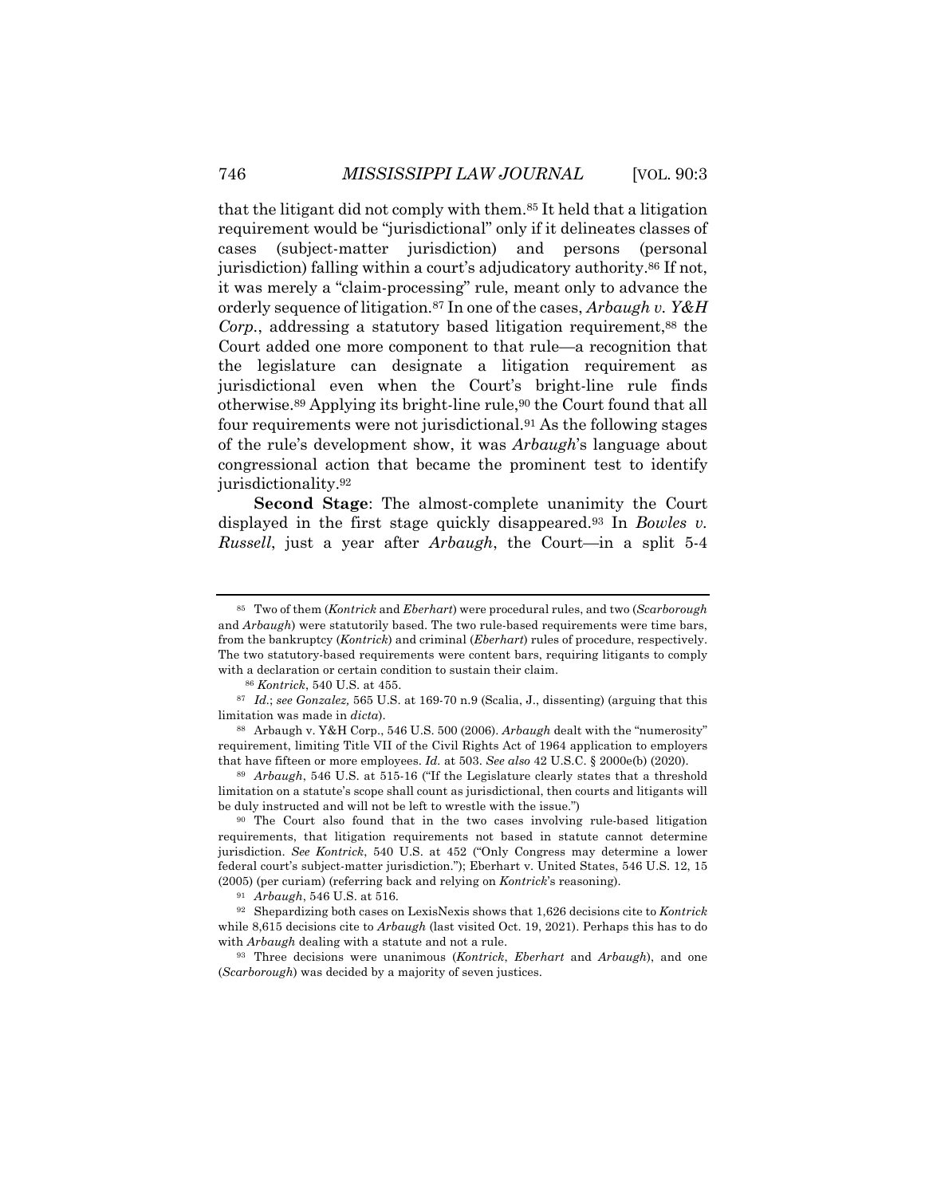that the litigant did not comply with them.[85] It held that a litigation requirement would be "jurisdictional" only if it delineates classes of cases (subject-matter jurisdiction) and persons (personal jurisdiction) falling within a court's adjudicatory authority.[86] If not, it was merely a "claim-processing" rule, meant only to advance the orderly sequence of litigation.[87] In one of the cases, *Arbaugh v. Y&H Corp.*, addressing a statutory based litigation requirement,[88] the Court added one more component to that rule—a recognition that the legislature can designate a litigation requirement as jurisdictional even when the Court's bright-line rule finds otherwise.[89] Applying its bright-line rule,[90] the Court found that all four requirements were not jurisdictional.[91] As the following stages of the rule's development show, it was *Arbaugh*'s language about congressional action that became the prominent test to identify jurisdictionality.[92]

**Second Stage**: The almost-complete unanimity the Court displayed in the first stage quickly disappeared.[93] In *Bowles v. Russell*, just a year after *Arbaugh*, the Court—in a split 5-4

---

[85] Two of them (*Kontrick* and *Eberhart*) were procedural rules, and two (*Scarborough* and *Arbaugh*) were statutorily based. The two rule-based requirements were time bars, from the bankruptcy (*Kontrick*) and criminal (*Eberhart*) rules of procedure, respectively. The two statutory-based requirements were content bars, requiring litigants to comply with a declaration or certain condition to sustain their claim.

[86] *Kontrick*, 540 U.S. at 455.

[87] *Id.*; *see Gonzalez,* 565 U.S. at 169-70 n.9 (Scalia, J., dissenting) (arguing that this limitation was made in *dicta*).

[88] Arbaugh v. Y&H Corp., 546 U.S. 500 (2006). *Arbaugh* dealt with the "numerosity" requirement, limiting Title VII of the Civil Rights Act of 1964 application to employers that have fifteen or more employees. *Id.* at 503. *See also* 42 U.S.C. § 2000e(b) (2020).

[89] *Arbaugh*, 546 U.S. at 515-16 ("If the Legislature clearly states that a threshold limitation on a statute's scope shall count as jurisdictional, then courts and litigants will be duly instructed and will not be left to wrestle with the issue.")

[90] The Court also found that in the two cases involving rule-based litigation requirements, that litigation requirements not based in statute cannot determine jurisdiction. *See Kontrick*, 540 U.S. at 452 ("Only Congress may determine a lower federal court's subject-matter jurisdiction."); Eberhart v. United States, 546 U.S. 12, 15 (2005) (per curiam) (referring back and relying on *Kontrick*'s reasoning).

[91] *Arbaugh*, 546 U.S. at 516.

[92] Shepardizing both cases on LexisNexis shows that 1,626 decisions cite to *Kontrick* while 8,615 decisions cite to *Arbaugh* (last visited Oct. 19, 2021). Perhaps this has to do with *Arbaugh* dealing with a statute and not a rule.

[93] Three decisions were unanimous (*Kontrick*, *Eberhart* and *Arbaugh*), and one (*Scarborough*) was decided by a majority of seven justices.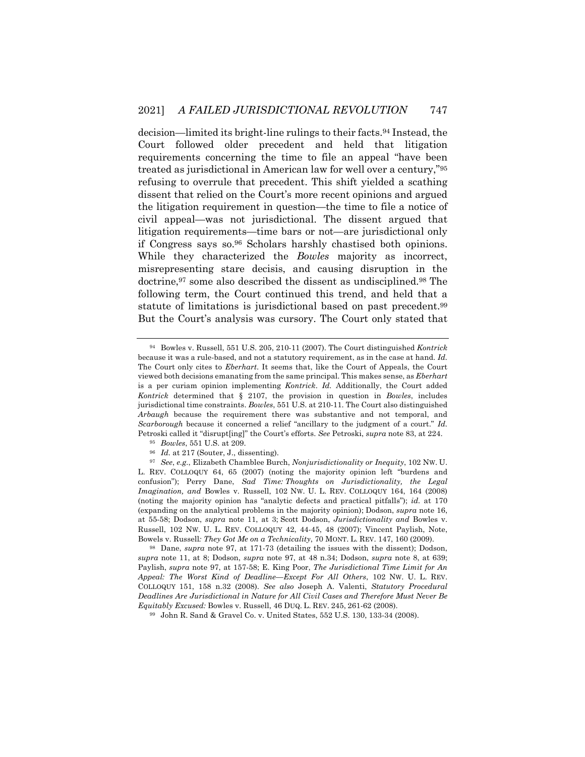decision—limited its bright-line rulings to their facts.[94] Instead, the Court followed older precedent and held that litigation requirements concerning the time to file an appeal "have been treated as jurisdictional in American law for well over a century,"[95] refusing to overrule that precedent. This shift yielded a scathing dissent that relied on the Court's more recent opinions and argued the litigation requirement in question—the time to file a notice of civil appeal—was not jurisdictional. The dissent argued that litigation requirements—time bars or not—are jurisdictional only if Congress says so.[96] Scholars harshly chastised both opinions. While they characterized the *Bowles* majority as incorrect, misrepresenting stare decisis, and causing disruption in the doctrine,[97] some also described the dissent as undisciplined.[98] The following term, the Court continued this trend, and held that a statute of limitations is jurisdictional based on past precedent.[99] But the Court's analysis was cursory. The Court only stated that

---

[94] Bowles v. Russell, 551 U.S. 205, 210-11 (2007). The Court distinguished *Kontrick* because it was a rule-based, and not a statutory requirement, as in the case at hand. *Id.* The Court only cites to *Eberhart*. It seems that, like the Court of Appeals, the Court viewed both decisions emanating from the same principal. This makes sense, as *Eberhart* is a per curiam opinion implementing *Kontrick*. *Id.* Additionally, the Court added *Kontrick* determined that § 2107, the provision in question in *Bowles*, includes jurisdictional time constraints. *Bowles*, 551 U.S. at 210-11. The Court also distinguished *Arbaugh* because the requirement there was substantive and not temporal, and *Scarborough* because it concerned a relief "ancillary to the judgment of a court." *Id.* Petroski called it "disrupt[ing]" the Court's efforts. *See* Petroski, *supra* note 83, at 224.

[95] *Bowles*, 551 U.S. at 209.

[96] *Id.* at 217 (Souter, J., dissenting).

[97] *See, e.g.*, Elizabeth Chamblee Burch, *Nonjurisdictionality or Inequity*, 102 NW. U. L. REV. COLLOQUY 64, 65 (2007) (noting the majority opinion left "burdens and confusion"); Perry Dane, *Sad Time: Thoughts on Jurisdictionality, the Legal Imagination, and* Bowles v. Russell, 102 NW. U. L. REV. COLLOQUY 164, 164 (2008) (noting the majority opinion has "analytic defects and practical pitfalls"); *id.* at 170 (expanding on the analytical problems in the majority opinion); Dodson, *supra* note 16, at 55-58; Dodson, *supra* note 11, at 3; Scott Dodson, *Jurisdictionality and* Bowles v. Russell, 102 NW. U. L. REV. COLLOQUY 42, 44-45, 48 (2007); Vincent Paylish, Note, Bowels v. Russell*: They Got Me on a Technicality*, 70 MONT. L. REV. 147, 160 (2009).

[98] Dane, *supra* note 97, at 171-73 (detailing the issues with the dissent); Dodson, *supra* note 11, at 8; Dodson, *supra* note 97, at 48 n.34; Dodson, *supra* note 8, at 639; Paylish, *supra* note 97, at 157-58; E. King Poor, *The Jurisdictional Time Limit for An Appeal: The Worst Kind of Deadline—Except For All Others*, 102 NW. U. L. REV. COLLOQUY 151, 158 n.32 (2008). *See also* Joseph A. Valenti, *Statutory Procedural Deadlines Are Jurisdictional in Nature for All Civil Cases and Therefore Must Never Be Equitably Excused:* Bowles v. Russell, 46 DUQ. L. REV. 245, 261-62 (2008).

[99] John R. Sand & Gravel Co. v. United States, 552 U.S. 130, 133-34 (2008).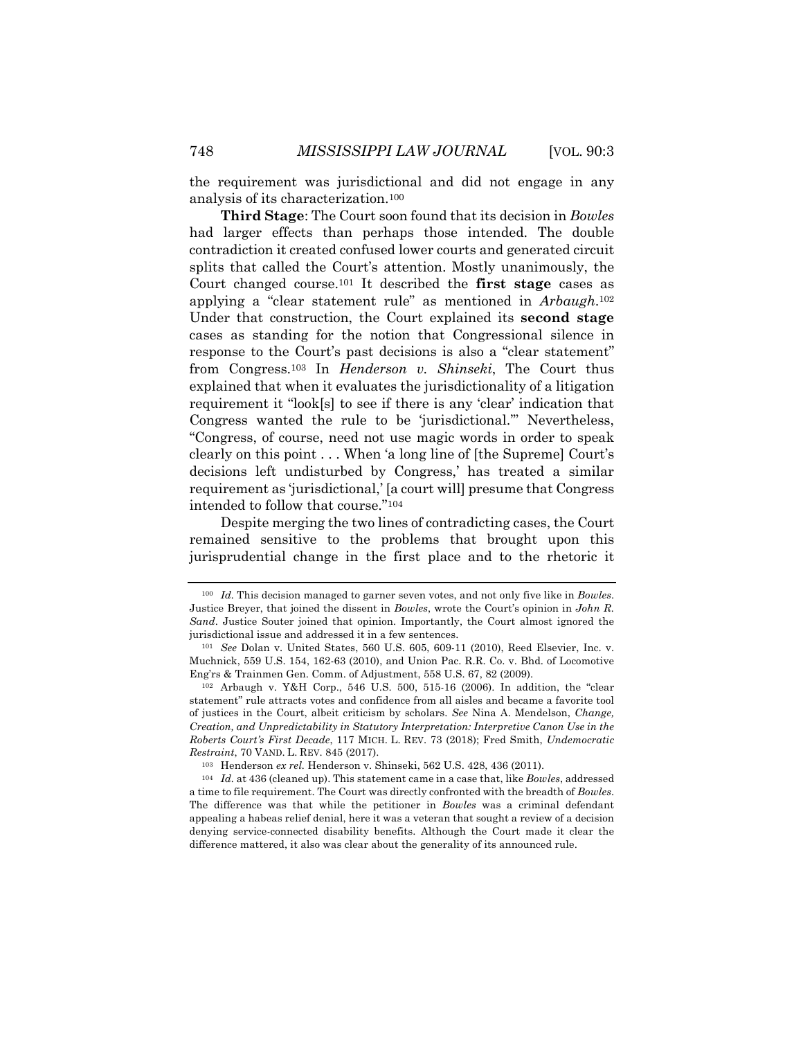the requirement was jurisdictional and did not engage in any analysis of its characterization.[100]

**Third Stage**: The Court soon found that its decision in *Bowles* had larger effects than perhaps those intended. The double contradiction it created confused lower courts and generated circuit splits that called the Court's attention. Mostly unanimously, the Court changed course.[101] It described the **first stage** cases as applying a "clear statement rule" as mentioned in *Arbaugh*.[102] Under that construction, the Court explained its **second stage** cases as standing for the notion that Congressional silence in response to the Court's past decisions is also a "clear statement" from Congress.[103] In *Henderson v. Shinseki*, The Court thus explained that when it evaluates the jurisdictionality of a litigation requirement it "look[s] to see if there is any 'clear' indication that Congress wanted the rule to be 'jurisdictional.'" Nevertheless, "Congress, of course, need not use magic words in order to speak clearly on this point . . . When 'a long line of [the Supreme] Court's decisions left undisturbed by Congress,' has treated a similar requirement as 'jurisdictional,' [a court will] presume that Congress intended to follow that course."[104]

Despite merging the two lines of contradicting cases, the Court remained sensitive to the problems that brought upon this jurisprudential change in the first place and to the rhetoric it

---

[100] *Id.* This decision managed to garner seven votes, and not only five like in *Bowles*. Justice Breyer, that joined the dissent in *Bowles*, wrote the Court's opinion in *John R. Sand*. Justice Souter joined that opinion. Importantly, the Court almost ignored the jurisdictional issue and addressed it in a few sentences.

[101] *See* Dolan v. United States, 560 U.S. 605, 609-11 (2010), Reed Elsevier, Inc. v. Muchnick, 559 U.S. 154, 162-63 (2010), and Union Pac. R.R. Co. v. Bhd. of Locomotive Eng'rs & Trainmen Gen. Comm. of Adjustment, 558 U.S. 67, 82 (2009).

[102] Arbaugh v. Y&H Corp., 546 U.S. 500, 515-16 (2006). In addition, the "clear statement" rule attracts votes and confidence from all aisles and became a favorite tool of justices in the Court, albeit criticism by scholars. *See* Nina A. Mendelson, *Change, Creation, and Unpredictability in Statutory Interpretation: Interpretive Canon Use in the Roberts Court's First Decade*, 117 MICH. L. REV. 73 (2018); Fred Smith, *Undemocratic Restraint*, 70 VAND. L. REV. 845 (2017).

[103] Henderson *ex rel.* Henderson v. Shinseki, 562 U.S. 428, 436 (2011).

[104] *Id.* at 436 (cleaned up). This statement came in a case that, like *Bowles*, addressed a time to file requirement. The Court was directly confronted with the breadth of *Bowles*. The difference was that while the petitioner in *Bowles* was a criminal defendant appealing a habeas relief denial, here it was a veteran that sought a review of a decision denying service-connected disability benefits. Although the Court made it clear the difference mattered, it also was clear about the generality of its announced rule.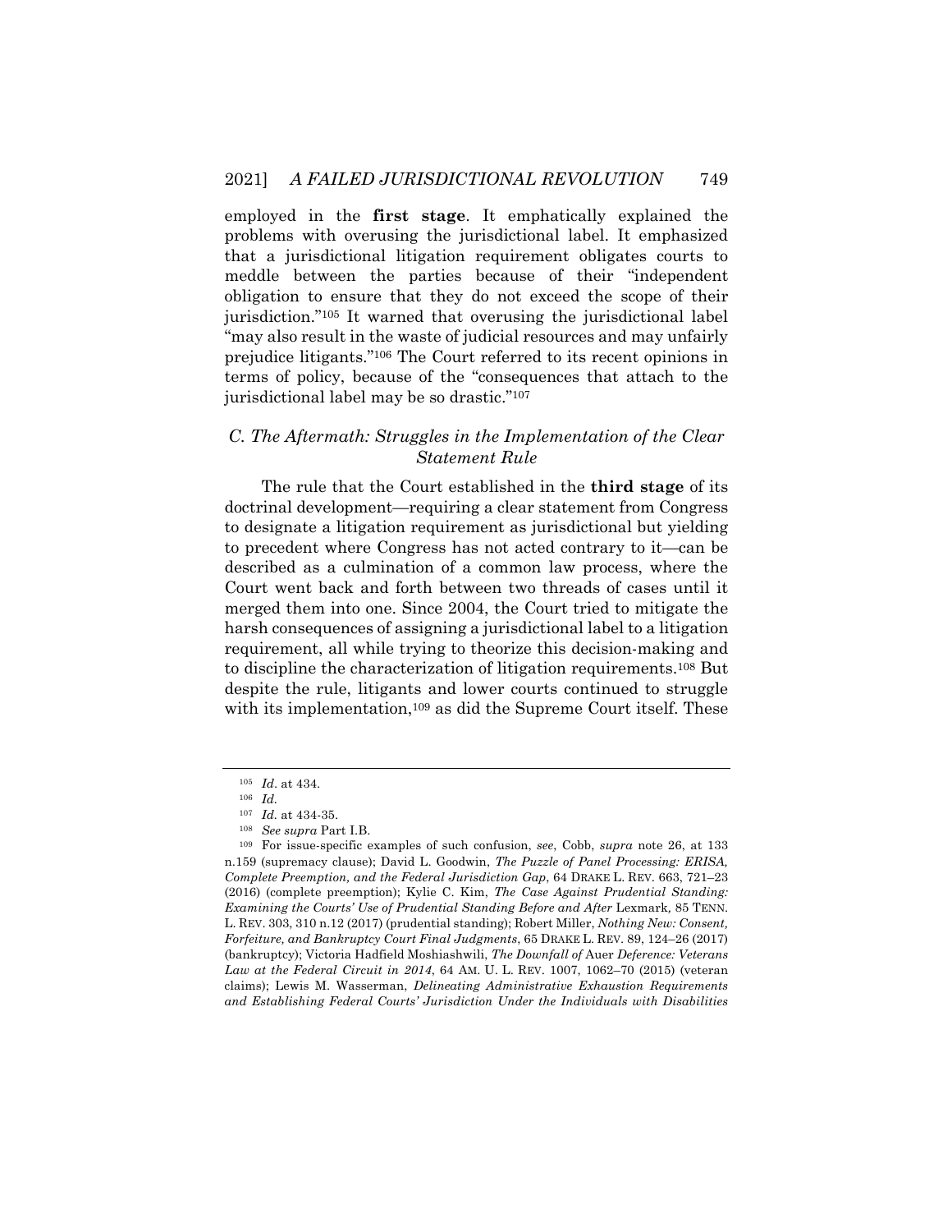employed in the **first stage**. It emphatically explained the problems with overusing the jurisdictional label. It emphasized that a jurisdictional litigation requirement obligates courts to meddle between the parties because of their "independent obligation to ensure that they do not exceed the scope of their jurisdiction."[105] It warned that overusing the jurisdictional label "may also result in the waste of judicial resources and may unfairly prejudice litigants."[106] The Court referred to its recent opinions in terms of policy, because of the "consequences that attach to the jurisdictional label may be so drastic."[107]

### *C. The Aftermath: Struggles in the Implementation of the Clear Statement Rule*

The rule that the Court established in the **third stage** of its doctrinal development—requiring a clear statement from Congress to designate a litigation requirement as jurisdictional but yielding to precedent where Congress has not acted contrary to it—can be described as a culmination of a common law process, where the Court went back and forth between two threads of cases until it merged them into one. Since 2004, the Court tried to mitigate the harsh consequences of assigning a jurisdictional label to a litigation requirement, all while trying to theorize this decision-making and to discipline the characterization of litigation requirements.[108] But despite the rule, litigants and lower courts continued to struggle with its implementation,[109] as did the Supreme Court itself. These

---

[105] *Id.* at 434.

[106] *Id.*

[107] *Id.* at 434-35.

[108] *See supra* Part I.B.

[109] For issue-specific examples of such confusion, *see*, Cobb, *supra* note 26, at 133 n.159 (supremacy clause); David L. Goodwin, *The Puzzle of Panel Processing: ERISA, Complete Preemption, and the Federal Jurisdiction Gap*, 64 DRAKE L. REV. 663, 721–23 (2016) (complete preemption); Kylie C. Kim, *The Case Against Prudential Standing: Examining the Courts' Use of Prudential Standing Before and After* Lexmark*,* 85 TENN. L. REV. 303, 310 n.12 (2017) (prudential standing); Robert Miller, *Nothing New: Consent, Forfeiture, and Bankruptcy Court Final Judgments*, 65 DRAKE L. REV. 89, 124–26 (2017) (bankruptcy); Victoria Hadfield Moshiashwili, *The Downfall of* Auer *Deference: Veterans Law at the Federal Circuit in 2014*, 64 AM. U. L. REV. 1007, 1062–70 (2015) (veteran claims); Lewis M. Wasserman, *Delineating Administrative Exhaustion Requirements and Establishing Federal Courts' Jurisdiction Under the Individuals with Disabilities*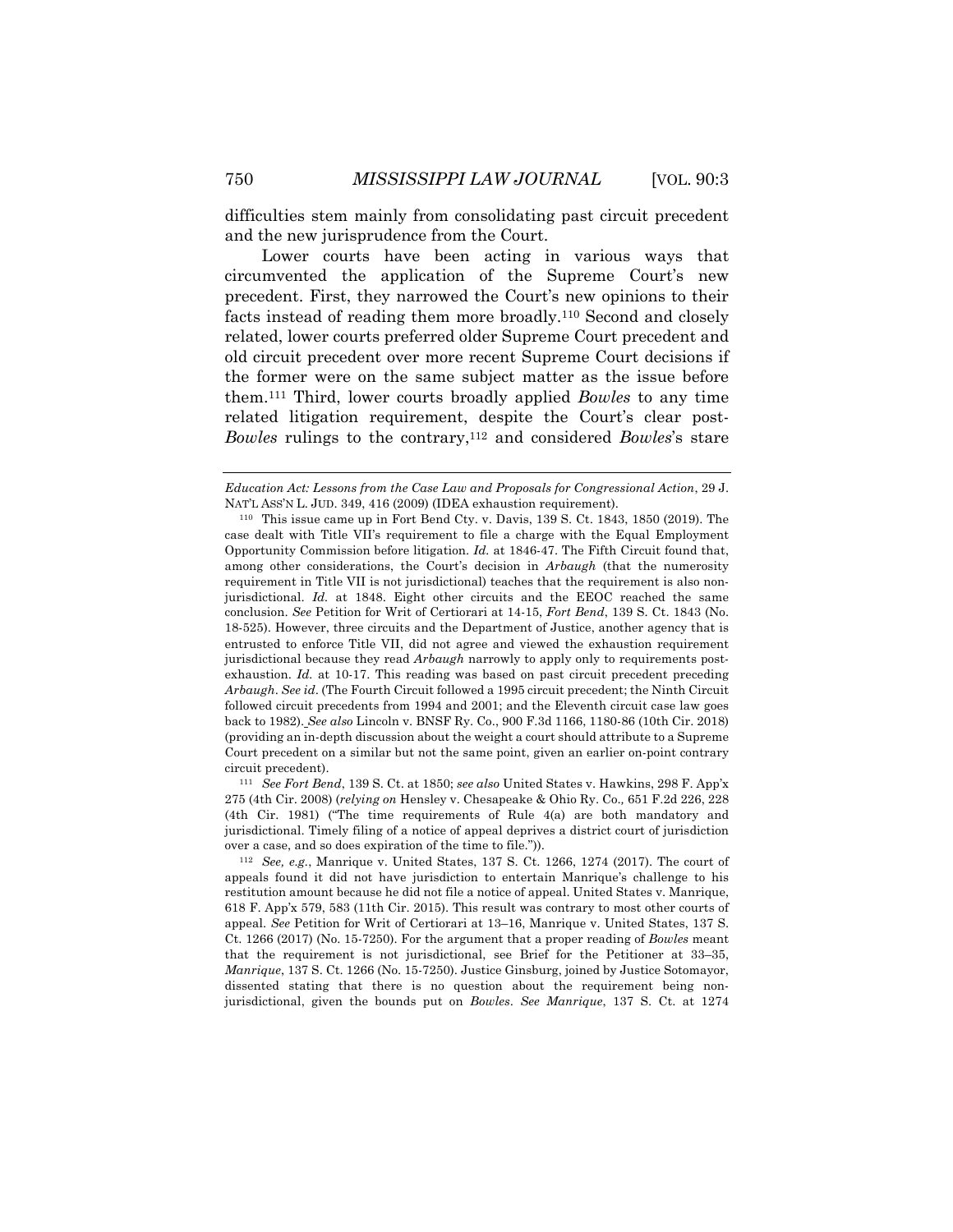difficulties stem mainly from consolidating past circuit precedent and the new jurisprudence from the Court.

Lower courts have been acting in various ways that circumvented the application of the Supreme Court's new precedent. First, they narrowed the Court's new opinions to their facts instead of reading them more broadly.[110] Second and closely related, lower courts preferred older Supreme Court precedent and old circuit precedent over more recent Supreme Court decisions if the former were on the same subject matter as the issue before them.[111] Third, lower courts broadly applied *Bowles* to any time related litigation requirement, despite the Court's clear post-*Bowles* rulings to the contrary,[112] and considered *Bowles*'s stare

---

*Education Act: Lessons from the Case Law and Proposals for Congressional Action*, 29 J. NAT'L ASS'N L. JUD. 349, 416 (2009) (IDEA exhaustion requirement).

[110] This issue came up in Fort Bend Cty. v. Davis, 139 S. Ct. 1843, 1850 (2019). The case dealt with Title VII's requirement to file a charge with the Equal Employment Opportunity Commission before litigation. *Id.* at 1846-47. The Fifth Circuit found that, among other considerations, the Court's decision in *Arbaugh* (that the numerosity requirement in Title VII is not jurisdictional) teaches that the requirement is also non-jurisdictional. *Id.* at 1848. Eight other circuits and the EEOC reached the same conclusion. *See* Petition for Writ of Certiorari at 14-15, *Fort Bend*, 139 S. Ct. 1843 (No. 18-525). However, three circuits and the Department of Justice, another agency that is entrusted to enforce Title VII, did not agree and viewed the exhaustion requirement jurisdictional because they read *Arbaugh* narrowly to apply only to requirements post-exhaustion. *Id.* at 10-17. This reading was based on past circuit precedent preceding *Arbaugh*. *See id*. (The Fourth Circuit followed a 1995 circuit precedent; the Ninth Circuit followed circuit precedents from 1994 and 2001; and the Eleventh circuit case law goes back to 1982). *See also* Lincoln v. BNSF Ry. Co., 900 F.3d 1166, 1180-86 (10th Cir. 2018) (providing an in-depth discussion about the weight a court should attribute to a Supreme Court precedent on a similar but not the same point, given an earlier on-point contrary circuit precedent).

[111] *See Fort Bend*, 139 S. Ct. at 1850; *see also* United States v. Hawkins, 298 F. App'x 275 (4th Cir. 2008) (*relying on* Hensley v. Chesapeake & Ohio Ry. Co., 651 F.2d 226, 228 (4th Cir. 1981) ("The time requirements of Rule 4(a) are both mandatory and jurisdictional. Timely filing of a notice of appeal deprives a district court of jurisdiction over a case, and so does expiration of the time to file.")).

[112] *See, e.g.*, Manrique v. United States, 137 S. Ct. 1266, 1274 (2017). The court of appeals found it did not have jurisdiction to entertain Manrique's challenge to his restitution amount because he did not file a notice of appeal. United States v. Manrique, 618 F. App'x 579, 583 (11th Cir. 2015). This result was contrary to most other courts of appeal. *See* Petition for Writ of Certiorari at 13–16, Manrique v. United States, 137 S. Ct. 1266 (2017) (No. 15-7250). For the argument that a proper reading of *Bowles* meant that the requirement is not jurisdictional, see Brief for the Petitioner at 33–35, *Manrique*, 137 S. Ct. 1266 (No. 15-7250). Justice Ginsburg, joined by Justice Sotomayor, dissented stating that there is no question about the requirement being non-jurisdictional, given the bounds put on *Bowles*. *See Manrique*, 137 S. Ct. at 1274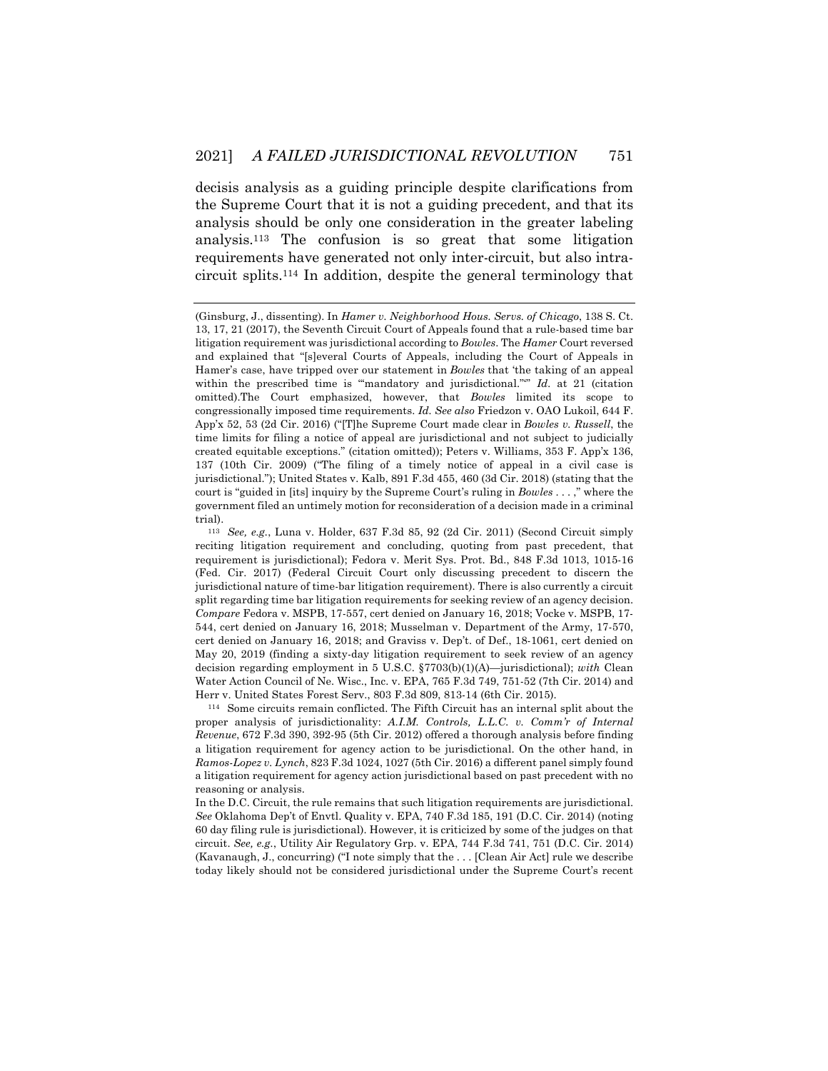decisis analysis as a guiding principle despite clarifications from the Supreme Court that it is not a guiding precedent, and that its analysis should be only one consideration in the greater labeling analysis.[113] The confusion is so great that some litigation requirements have generated not only inter-circuit, but also intra-circuit splits.[114] In addition, despite the general terminology that

---

(Ginsburg, J., dissenting). In *Hamer v. Neighborhood Hous. Servs. of Chicago*, 138 S. Ct. 13, 17, 21 (2017), the Seventh Circuit Court of Appeals found that a rule-based time bar litigation requirement was jurisdictional according to *Bowles*. The *Hamer* Court reversed and explained that "[s]everal Courts of Appeals, including the Court of Appeals in Hamer's case, have tripped over our statement in *Bowles* that 'the taking of an appeal within the prescribed time is "'mandatory and jurisdictional.'"' *Id.* at 21 (citation omitted).The Court emphasized, however, that *Bowles* limited its scope to congressionally imposed time requirements. *Id. See also* Friedzon v. OAO Lukoil, 644 F. App'x 52, 53 (2d Cir. 2016) ("[T]he Supreme Court made clear in *Bowles v. Russell*, the time limits for filing a notice of appeal are jurisdictional and not subject to judicially created equitable exceptions." (citation omitted)); Peters v. Williams, 353 F. App'x 136, 137 (10th Cir. 2009) ("The filing of a timely notice of appeal in a civil case is jurisdictional."); United States v. Kalb, 891 F.3d 455, 460 (3d Cir. 2018) (stating that the court is "guided in [its] inquiry by the Supreme Court's ruling in *Bowles* . . . ," where the government filed an untimely motion for reconsideration of a decision made in a criminal trial).

[113] *See, e.g.*, Luna v. Holder, 637 F.3d 85, 92 (2d Cir. 2011) (Second Circuit simply reciting litigation requirement and concluding, quoting from past precedent, that requirement is jurisdictional); Fedora v. Merit Sys. Prot. Bd., 848 F.3d 1013, 1015-16 (Fed. Cir. 2017) (Federal Circuit Court only discussing precedent to discern the jurisdictional nature of time-bar litigation requirement). There is also currently a circuit split regarding time bar litigation requirements for seeking review of an agency decision. *Compare* Fedora v. MSPB, 17-557, cert denied on January 16, 2018; Vocke v. MSPB, 17-544, cert denied on January 16, 2018; Musselman v. Department of the Army, 17-570, cert denied on January 16, 2018; and Graviss v. Dep't. of Def., 18-1061, cert denied on May 20, 2019 (finding a sixty-day litigation requirement to seek review of an agency decision regarding employment in 5 U.S.C. §7703(b)(1)(A)—jurisdictional); *with* Clean Water Action Council of Ne. Wisc., Inc. v. EPA, 765 F.3d 749, 751-52 (7th Cir. 2014) and Herr v. United States Forest Serv., 803 F.3d 809, 813-14 (6th Cir. 2015).

[114] Some circuits remain conflicted. The Fifth Circuit has an internal split about the proper analysis of jurisdictionality: *A.I.M. Controls, L.L.C. v. Comm'r of Internal Revenue*, 672 F.3d 390, 392-95 (5th Cir. 2012) offered a thorough analysis before finding a litigation requirement for agency action to be jurisdictional. On the other hand, in *Ramos-Lopez v. Lynch*, 823 F.3d 1024, 1027 (5th Cir. 2016) a different panel simply found a litigation requirement for agency action jurisdictional based on past precedent with no reasoning or analysis.

In the D.C. Circuit, the rule remains that such litigation requirements are jurisdictional. *See* Oklahoma Dep't of Envtl. Quality v. EPA, 740 F.3d 185, 191 (D.C. Cir. 2014) (noting 60 day filing rule is jurisdictional). However, it is criticized by some of the judges on that circuit. *See, e.g.*, Utility Air Regulatory Grp. v. EPA, 744 F.3d 741, 751 (D.C. Cir. 2014) (Kavanaugh, J., concurring) ("I note simply that the . . . [Clean Air Act] rule we describe today likely should not be considered jurisdictional under the Supreme Court's recent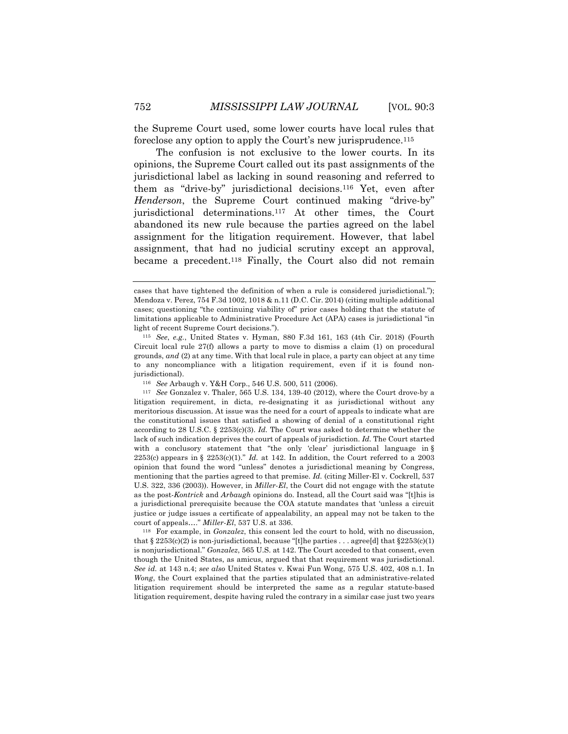the Supreme Court used, some lower courts have local rules that foreclose any option to apply the Court's new jurisprudence.[115]

The confusion is not exclusive to the lower courts. In its opinions, the Supreme Court called out its past assignments of the jurisdictional label as lacking in sound reasoning and referred to them as "drive-by" jurisdictional decisions.[116] Yet, even after *Henderson*, the Supreme Court continued making "drive-by" jurisdictional determinations.[117] At other times, the Court abandoned its new rule because the parties agreed on the label assignment for the litigation requirement. However, that label assignment, that had no judicial scrutiny except an approval, became a precedent.[118] Finally, the Court also did not remain

---

cases that have tightened the definition of when a rule is considered jurisdictional."); Mendoza v. Perez, 754 F.3d 1002, 1018 & n.11 (D.C. Cir. 2014) (citing multiple additional cases; questioning "the continuing viability of" prior cases holding that the statute of limitations applicable to Administrative Procedure Act (APA) cases is jurisdictional "in light of recent Supreme Court decisions.").

[115] *See*, *e.g.*, United States v. Hyman, 880 F.3d 161, 163 (4th Cir. 2018) (Fourth Circuit local rule 27(f) allows a party to move to dismiss a claim (1) on procedural grounds, *and* (2) at any time. With that local rule in place, a party can object at any time to any noncompliance with a litigation requirement, even if it is found non-jurisdictional).

[116] *See* Arbaugh v. Y&H Corp., 546 U.S. 500, 511 (2006).

[117] *See* Gonzalez v. Thaler, 565 U.S. 134, 139-40 (2012), where the Court drove-by a litigation requirement, in dicta, re-designating it as jurisdictional without any meritorious discussion. At issue was the need for a court of appeals to indicate what are the constitutional issues that satisfied a showing of denial of a constitutional right according to 28 U.S.C. § 2253(c)(3). *Id.* The Court was asked to determine whether the lack of such indication deprives the court of appeals of jurisdiction. *Id.* The Court started with a conclusory statement that "the only 'clear' jurisdictional language in § 2253(c) appears in § 2253(c)(1)." *Id.* at 142. In addition, the Court referred to a 2003 opinion that found the word "unless" denotes a jurisdictional meaning by Congress, mentioning that the parties agreed to that premise. *Id.* (citing Miller-El v. Cockrell, 537 U.S. 322, 336 (2003)). However, in *Miller-El*, the Court did not engage with the statute as the post-*Kontrick* and *Arbaugh* opinions do. Instead, all the Court said was "[t]his is a jurisdictional prerequisite because the COA statute mandates that 'unless a circuit justice or judge issues a certificate of appealability, an appeal may not be taken to the court of appeals….'" *Miller-El*, 537 U.S. at 336.

[118] For example, in *Gonzalez*, this consent led the court to hold, with no discussion, that § 2253(c)(2) is non-jurisdictional, because "[t]he parties . . . agree[d] that §2253(c)(1) is nonjurisdictional." *Gonzalez*, 565 U.S. at 142. The Court acceded to that consent, even though the United States, as amicus, argued that that requirement was jurisdictional. *See id.* at 143 n.4; *see also* United States v. Kwai Fun Wong, 575 U.S. 402, 408 n.1. In *Wong*, the Court explained that the parties stipulated that an administrative-related litigation requirement should be interpreted the same as a regular statute-based litigation requirement, despite having ruled the contrary in a similar case just two years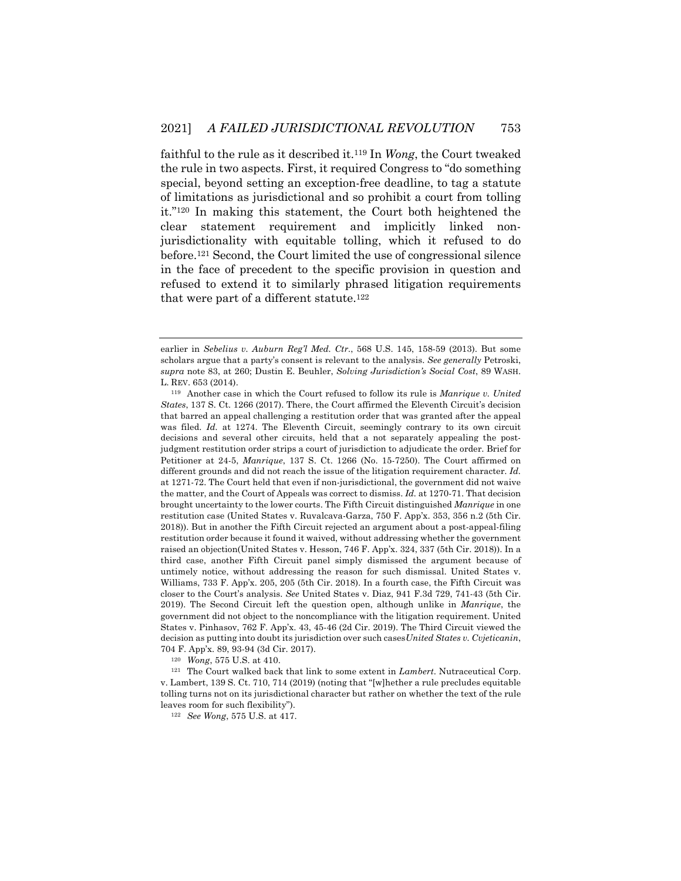faithful to the rule as it described it.[119] In *Wong*, the Court tweaked the rule in two aspects. First, it required Congress to "do something special, beyond setting an exception-free deadline, to tag a statute of limitations as jurisdictional and so prohibit a court from tolling it."[120] In making this statement, the Court both heightened the clear statement requirement and implicitly linked non-jurisdictionality with equitable tolling, which it refused to do before.[121] Second, the Court limited the use of congressional silence in the face of precedent to the specific provision in question and refused to extend it to similarly phrased litigation requirements that were part of a different statute.[122]

---

earlier in *Sebelius v. Auburn Reg'l Med. Ctr.*, 568 U.S. 145, 158-59 (2013). But some scholars argue that a party's consent is relevant to the analysis. *See generally* Petroski, *supra* note 83, at 260; Dustin E. Beuhler, *Solving Jurisdiction's Social Cost*, 89 WASH. L. REV. 653 (2014).

[119] Another case in which the Court refused to follow its rule is *Manrique v. United States*, 137 S. Ct. 1266 (2017). There, the Court affirmed the Eleventh Circuit's decision that barred an appeal challenging a restitution order that was granted after the appeal was filed. *Id.* at 1274. The Eleventh Circuit, seemingly contrary to its own circuit decisions and several other circuits, held that a not separately appealing the post-judgment restitution order strips a court of jurisdiction to adjudicate the order. Brief for Petitioner at 24-5, *Manrique*, 137 S. Ct. 1266 (No. 15-7250). The Court affirmed on different grounds and did not reach the issue of the litigation requirement character. *Id.* at 1271-72. The Court held that even if non-jurisdictional, the government did not waive the matter, and the Court of Appeals was correct to dismiss. *Id.* at 1270-71. That decision brought uncertainty to the lower courts. The Fifth Circuit distinguished *Manrique* in one restitution case (United States v. Ruvalcava-Garza, 750 F. App'x. 353, 356 n.2 (5th Cir. 2018)). But in another the Fifth Circuit rejected an argument about a post-appeal-filing restitution order because it found it waived, without addressing whether the government raised an objection(United States v. Hesson, 746 F. App'x. 324, 337 (5th Cir. 2018)). In a third case, another Fifth Circuit panel simply dismissed the argument because of untimely notice, without addressing the reason for such dismissal. United States v. Williams, 733 F. App'x. 205, 205 (5th Cir. 2018). In a fourth case, the Fifth Circuit was closer to the Court's analysis. *See* United States v. Diaz, 941 F.3d 729, 741-43 (5th Cir. 2019). The Second Circuit left the question open, although unlike in *Manrique*, the government did not object to the noncompliance with the litigation requirement. United States v. Pinhasov, 762 F. App'x. 43, 45-46 (2d Cir. 2019). The Third Circuit viewed the decision as putting into doubt its jurisdiction over such cases*United States v. Cvjeticanin*, 704 F. App'x. 89, 93-94 (3d Cir. 2017).

[120] *Wong*, 575 U.S. at 410.

[121] The Court walked back that link to some extent in *Lambert*. Nutraceutical Corp. v. Lambert, 139 S. Ct. 710, 714 (2019) (noting that "[w]hether a rule precludes equitable tolling turns not on its jurisdictional character but rather on whether the text of the rule leaves room for such flexibility").

[122] *See Wong*, 575 U.S. at 417.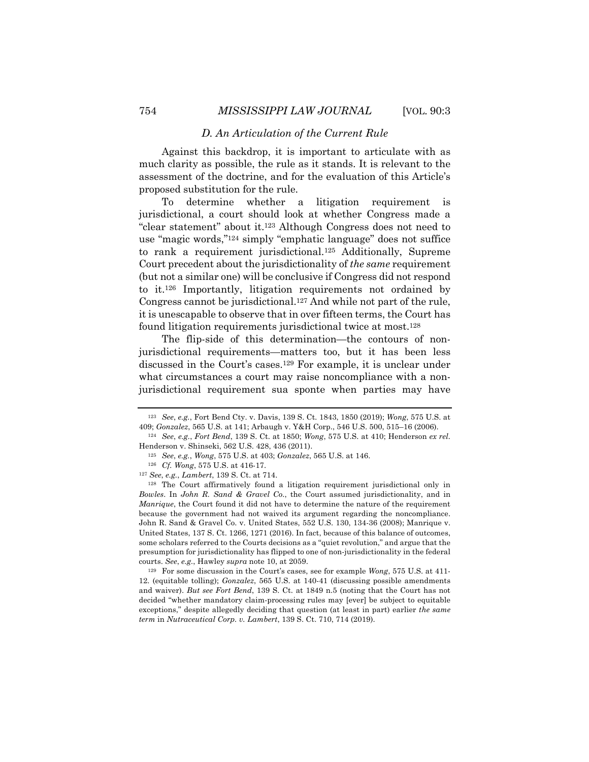### *D. An Articulation of the Current Rule*

Against this backdrop, it is important to articulate with as much clarity as possible, the rule as it stands. It is relevant to the assessment of the doctrine, and for the evaluation of this Article's proposed substitution for the rule.

To determine whether a litigation requirement is jurisdictional, a court should look at whether Congress made a "clear statement" about it.[123] Although Congress does not need to use "magic words,"[124] simply "emphatic language" does not suffice to rank a requirement jurisdictional.[125] Additionally, Supreme Court precedent about the jurisdictionality of *the same* requirement (but not a similar one) will be conclusive if Congress did not respond to it.[126] Importantly, litigation requirements not ordained by Congress cannot be jurisdictional.[127] And while not part of the rule, it is unescapable to observe that in over fifteen terms, the Court has found litigation requirements jurisdictional twice at most.[128]

The flip-side of this determination—the contours of non-jurisdictional requirements—matters too, but it has been less discussed in the Court's cases.[129] For example, it is unclear under what circumstances a court may raise noncompliance with a non-jurisdictional requirement sua sponte when parties may have

---

[123] *See*, *e.g.*, Fort Bend Cty. v. Davis, 139 S. Ct. 1843, 1850 (2019); *Wong*, 575 U.S. at 409; *Gonzalez*, 565 U.S. at 141; Arbaugh v. Y&H Corp., 546 U.S. 500, 515–16 (2006).

[124] *See*, *e.g.*, *Fort Bend*, 139 S. Ct. at 1850; *Wong*, 575 U.S. at 410; Henderson *ex rel.* Henderson v. Shinseki, 562 U.S. 428, 436 (2011).

[125] *See*, *e.g.*, *Wong*, 575 U.S. at 403; *Gonzalez*, 565 U.S. at 146.

[126] *Cf. Wong*, 575 U.S. at 416-17.

[127] *See*, *e.g.*, *Lambert*, 139 S. Ct. at 714.

[128] The Court affirmatively found a litigation requirement jurisdictional only in *Bowles*. In *John R. Sand & Gravel Co.*, the Court assumed jurisdictionality, and in *Manrique*, the Court found it did not have to determine the nature of the requirement because the government had not waived its argument regarding the noncompliance. John R. Sand & Gravel Co. v. United States, 552 U.S. 130, 134-36 (2008); Manrique v. United States, 137 S. Ct. 1266, 1271 (2016). In fact, because of this balance of outcomes, some scholars referred to the Courts decisions as a "quiet revolution," and argue that the presumption for jurisdictionality has flipped to one of non-jurisdictionality in the federal courts. *See*, *e.g.*, Hawley *supra* note 10, at 2059.

[129] For some discussion in the Court's cases, see for example *Wong*, 575 U.S. at 411-12. (equitable tolling); *Gonzalez*, 565 U.S. at 140-41 (discussing possible amendments and waiver). *But see Fort Bend*, 139 S. Ct. at 1849 n.5 (noting that the Court has not decided "whether mandatory claim-processing rules may [ever] be subject to equitable exceptions," despite allegedly deciding that question (at least in part) earlier *the same term* in *Nutraceutical Corp. v. Lambert*, 139 S. Ct. 710, 714 (2019).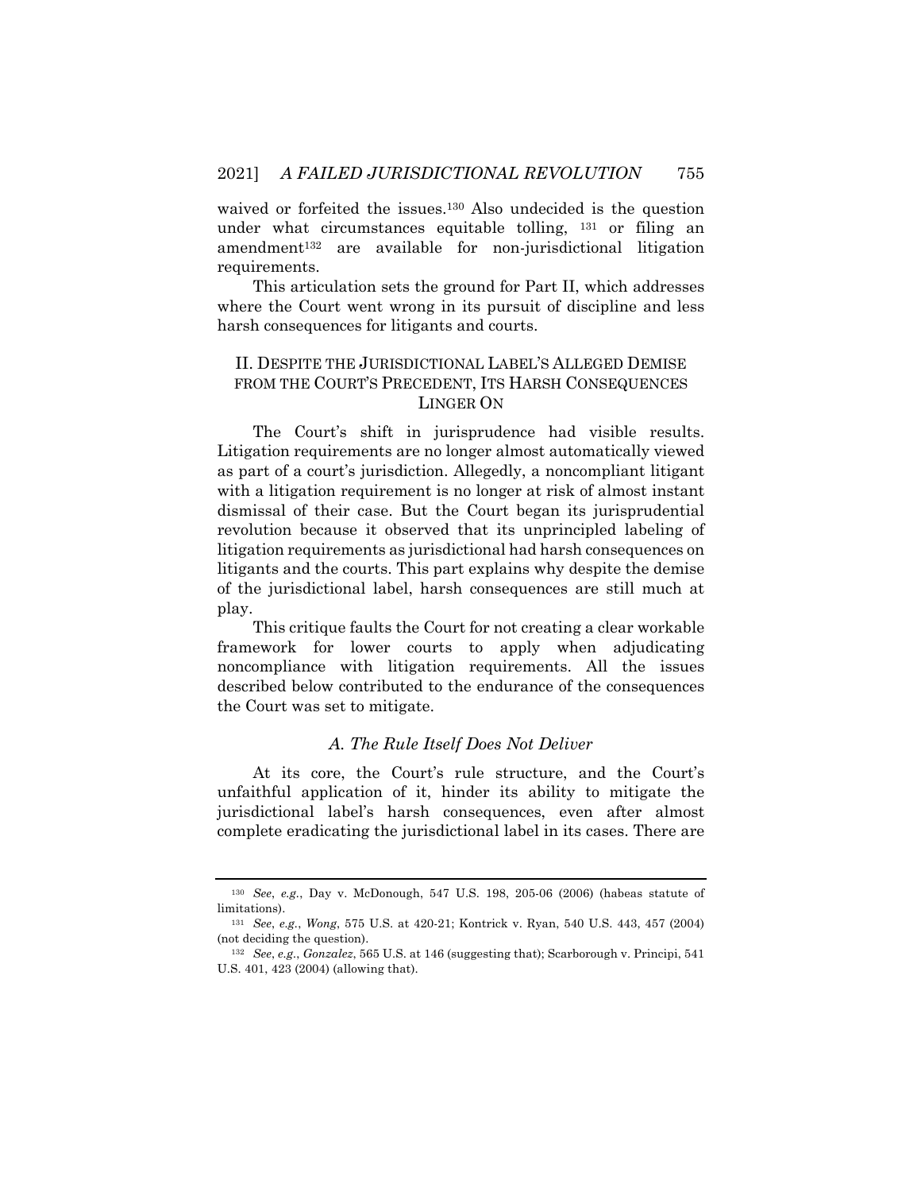waived or forfeited the issues.[130] Also undecided is the question under what circumstances equitable tolling, [131] or filing an amendment[132] are available for non-jurisdictional litigation requirements.

This articulation sets the ground for Part II, which addresses where the Court went wrong in its pursuit of discipline and less harsh consequences for litigants and courts.

## II. DESPITE THE JURISDICTIONAL LABEL'S ALLEGED DEMISE FROM THE COURT'S PRECEDENT, ITS HARSH CONSEQUENCES LINGER ON

The Court's shift in jurisprudence had visible results. Litigation requirements are no longer almost automatically viewed as part of a court's jurisdiction. Allegedly, a noncompliant litigant with a litigation requirement is no longer at risk of almost instant dismissal of their case. But the Court began its jurisprudential revolution because it observed that its unprincipled labeling of litigation requirements as jurisdictional had harsh consequences on litigants and the courts. This part explains why despite the demise of the jurisdictional label, harsh consequences are still much at play.

This critique faults the Court for not creating a clear workable framework for lower courts to apply when adjudicating noncompliance with litigation requirements. All the issues described below contributed to the endurance of the consequences the Court was set to mitigate.

### *A. The Rule Itself Does Not Deliver*

At its core, the Court's rule structure, and the Court's unfaithful application of it, hinder its ability to mitigate the jurisdictional label's harsh consequences, even after almost complete eradicating the jurisdictional label in its cases. There are

---

[130] *See*, *e.g.*, Day v. McDonough, 547 U.S. 198, 205-06 (2006) (habeas statute of limitations).

[131] *See*, *e.g.*, *Wong*, 575 U.S. at 420-21; Kontrick v. Ryan, 540 U.S. 443, 457 (2004) (not deciding the question).

[132] *See*, *e.g.*, *Gonzalez*, 565 U.S. at 146 (suggesting that); Scarborough v. Principi, 541 U.S. 401, 423 (2004) (allowing that).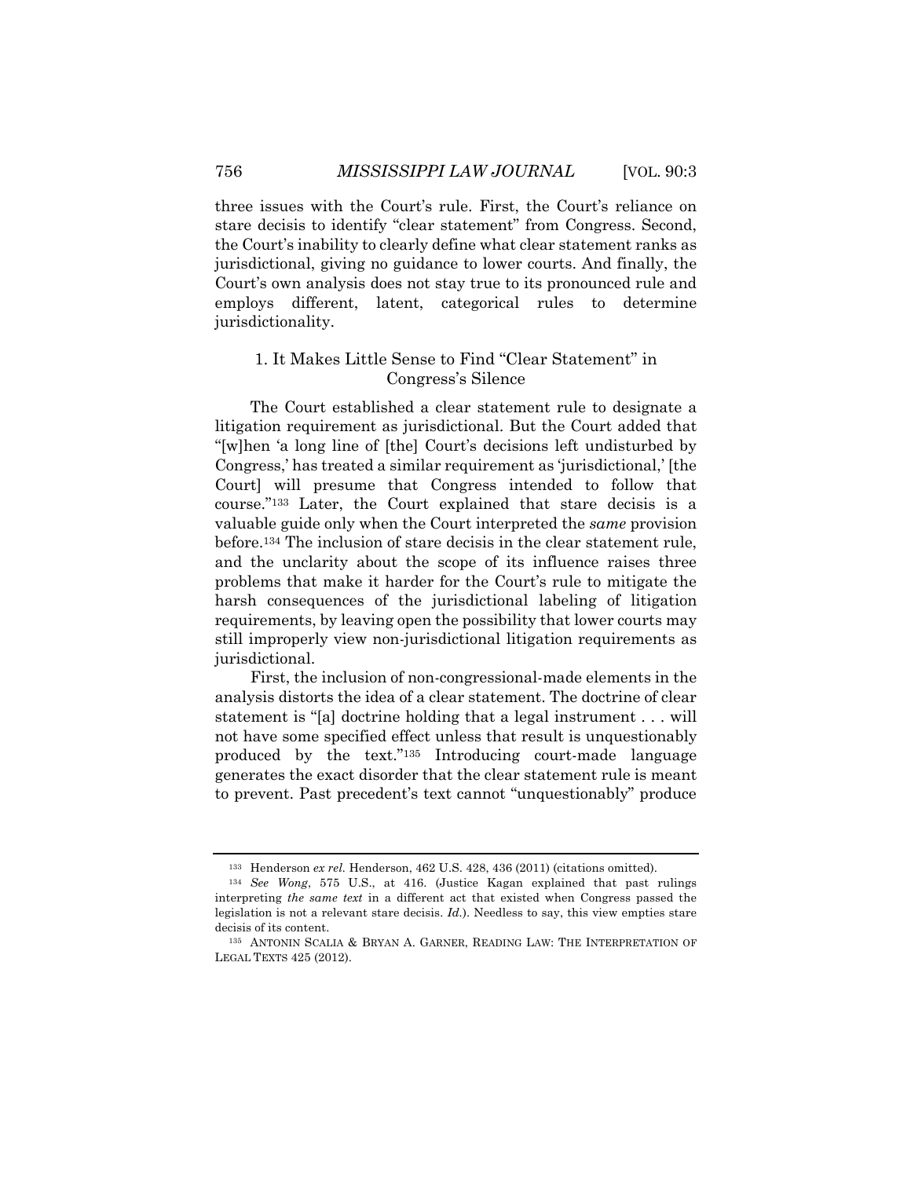three issues with the Court's rule. First, the Court's reliance on stare decisis to identify "clear statement" from Congress. Second, the Court's inability to clearly define what clear statement ranks as jurisdictional, giving no guidance to lower courts. And finally, the Court's own analysis does not stay true to its pronounced rule and employs different, latent, categorical rules to determine jurisdictionality.

### 1. It Makes Little Sense to Find "Clear Statement" in Congress's Silence

The Court established a clear statement rule to designate a litigation requirement as jurisdictional. But the Court added that "[w]hen 'a long line of [the] Court's decisions left undisturbed by Congress,' has treated a similar requirement as 'jurisdictional,' [the Court] will presume that Congress intended to follow that course."[133] Later, the Court explained that stare decisis is a valuable guide only when the Court interpreted the *same* provision before.[134] The inclusion of stare decisis in the clear statement rule, and the unclarity about the scope of its influence raises three problems that make it harder for the Court's rule to mitigate the harsh consequences of the jurisdictional labeling of litigation requirements, by leaving open the possibility that lower courts may still improperly view non-jurisdictional litigation requirements as jurisdictional.

First, the inclusion of non-congressional-made elements in the analysis distorts the idea of a clear statement. The doctrine of clear statement is "[a] doctrine holding that a legal instrument . . . will not have some specified effect unless that result is unquestionably produced by the text."[135] Introducing court-made language generates the exact disorder that the clear statement rule is meant to prevent. Past precedent's text cannot "unquestionably" produce

---

[133] Henderson *ex rel.* Henderson, 462 U.S. 428, 436 (2011) (citations omitted).

[134] *See Wong*, 575 U.S., at 416. (Justice Kagan explained that past rulings interpreting *the same text* in a different act that existed when Congress passed the legislation is not a relevant stare decisis. *Id.*). Needless to say, this view empties stare decisis of its content.

[135] ANTONIN SCALIA & BRYAN A. GARNER, READING LAW: THE INTERPRETATION OF LEGAL TEXTS 425 (2012).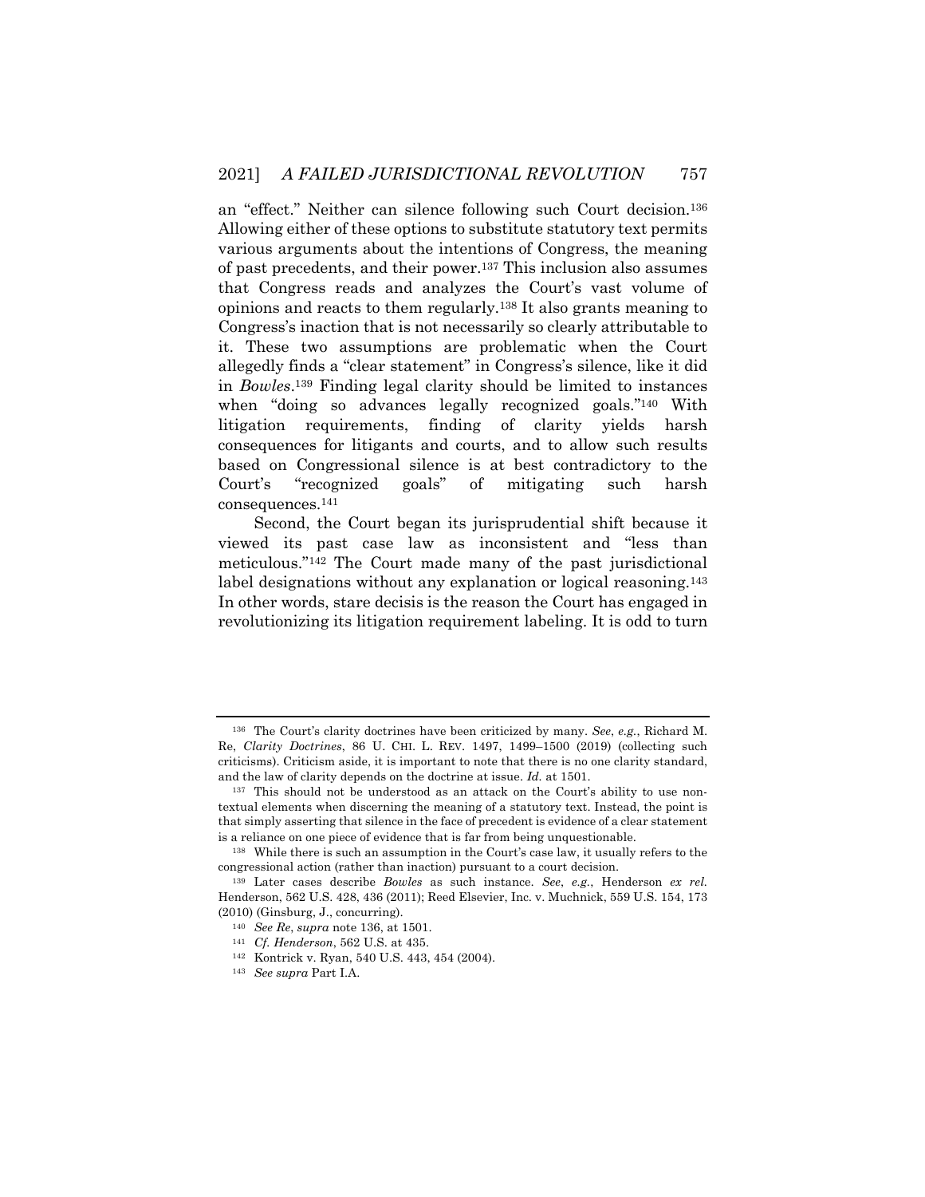an "effect." Neither can silence following such Court decision.[136] Allowing either of these options to substitute statutory text permits various arguments about the intentions of Congress, the meaning of past precedents, and their power.[137] This inclusion also assumes that Congress reads and analyzes the Court's vast volume of opinions and reacts to them regularly.[138] It also grants meaning to Congress's inaction that is not necessarily so clearly attributable to it. These two assumptions are problematic when the Court allegedly finds a "clear statement" in Congress's silence, like it did in *Bowles*.[139] Finding legal clarity should be limited to instances when "doing so advances legally recognized goals."[140] With litigation requirements, finding of clarity yields harsh consequences for litigants and courts, and to allow such results based on Congressional silence is at best contradictory to the Court's "recognized goals" of mitigating such harsh consequences.[141]

Second, the Court began its jurisprudential shift because it viewed its past case law as inconsistent and "less than meticulous."[142] The Court made many of the past jurisdictional label designations without any explanation or logical reasoning.[143] In other words, stare decisis is the reason the Court has engaged in revolutionizing its litigation requirement labeling. It is odd to turn

---

[136] The Court's clarity doctrines have been criticized by many. *See, e.g.*, Richard M. Re, *Clarity Doctrines*, 86 U. CHI. L. REV. 1497, 1499–1500 (2019) (collecting such criticisms). Criticism aside, it is important to note that there is no one clarity standard, and the law of clarity depends on the doctrine at issue. *Id.* at 1501.

[137] This should not be understood as an attack on the Court's ability to use non-textual elements when discerning the meaning of a statutory text. Instead, the point is that simply asserting that silence in the face of precedent is evidence of a clear statement is a reliance on one piece of evidence that is far from being unquestionable.

[138] While there is such an assumption in the Court's case law, it usually refers to the congressional action (rather than inaction) pursuant to a court decision.

[139] Later cases describe *Bowles* as such instance. *See, e.g.*, Henderson *ex rel.* Henderson, 562 U.S. 428, 436 (2011); Reed Elsevier, Inc. v. Muchnick, 559 U.S. 154, 173 (2010) (Ginsburg, J., concurring).

[140] *See Re*, *supra* note 136, at 1501.

[141] *Cf. Henderson*, 562 U.S. at 435.

[142] Kontrick v. Ryan, 540 U.S. 443, 454 (2004).

[143] *See supra* Part I.A.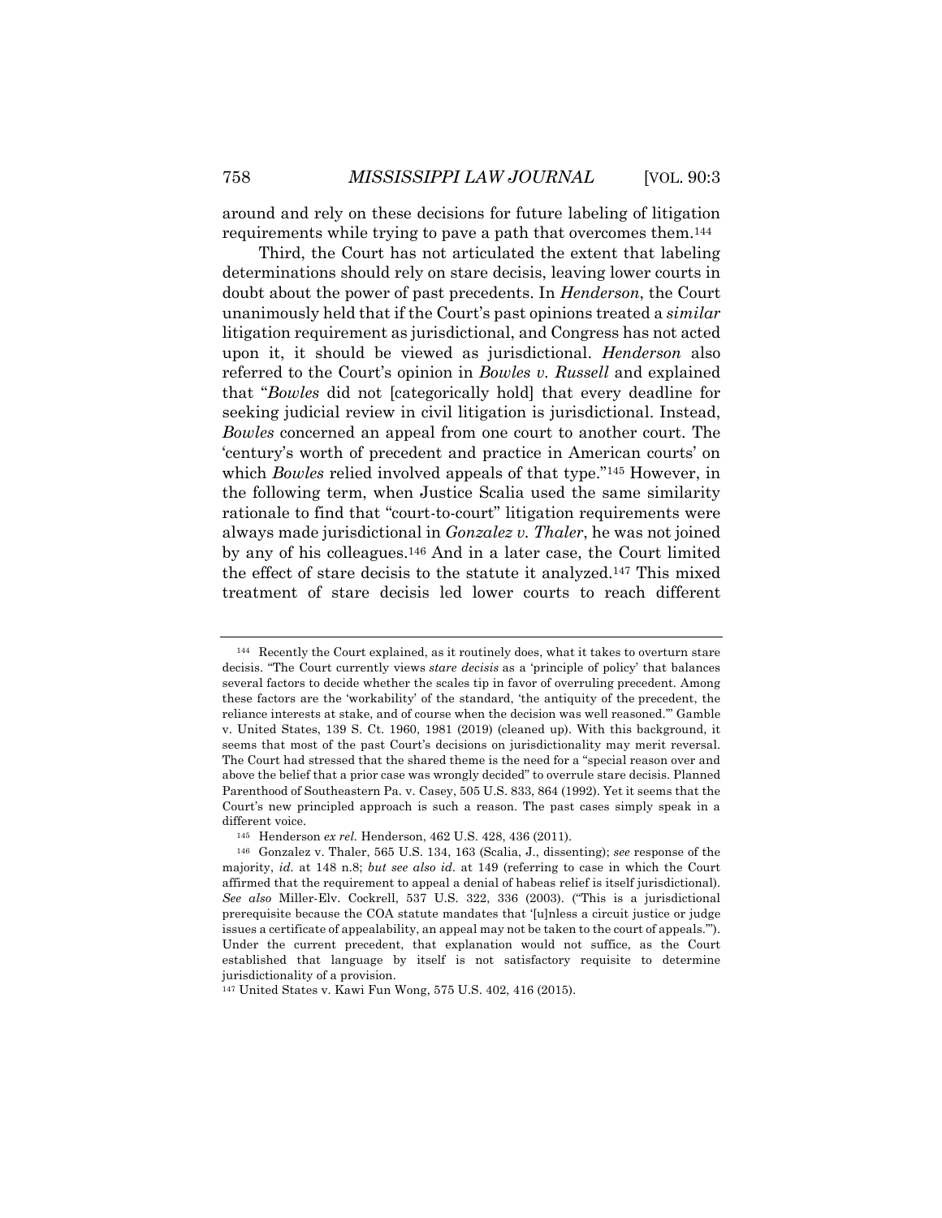around and rely on these decisions for future labeling of litigation requirements while trying to pave a path that overcomes them.[144]

Third, the Court has not articulated the extent that labeling determinations should rely on stare decisis, leaving lower courts in doubt about the power of past precedents. In *Henderson*, the Court unanimously held that if the Court's past opinions treated a *similar* litigation requirement as jurisdictional, and Congress has not acted upon it, it should be viewed as jurisdictional. *Henderson* also referred to the Court's opinion in *Bowles v. Russell* and explained that "*Bowles* did not [categorically hold] that every deadline for seeking judicial review in civil litigation is jurisdictional. Instead, *Bowles* concerned an appeal from one court to another court. The 'century's worth of precedent and practice in American courts' on which *Bowles* relied involved appeals of that type."[145] However, in the following term, when Justice Scalia used the same similarity rationale to find that "court-to-court" litigation requirements were always made jurisdictional in *Gonzalez v. Thaler*, he was not joined by any of his colleagues.[146] And in a later case, the Court limited the effect of stare decisis to the statute it analyzed.[147] This mixed treatment of stare decisis led lower courts to reach different

---

[144] Recently the Court explained, as it routinely does, what it takes to overturn stare decisis. "The Court currently views *stare decisis* as a 'principle of policy' that balances several factors to decide whether the scales tip in favor of overruling precedent. Among these factors are the 'workability' of the standard, 'the antiquity of the precedent, the reliance interests at stake, and of course when the decision was well reasoned.'" Gamble v. United States, 139 S. Ct. 1960, 1981 (2019) (cleaned up). With this background, it seems that most of the past Court's decisions on jurisdictionality may merit reversal. The Court had stressed that the shared theme is the need for a "special reason over and above the belief that a prior case was wrongly decided" to overrule stare decisis. Planned Parenthood of Southeastern Pa. v. Casey, 505 U.S. 833, 864 (1992). Yet it seems that the Court's new principled approach is such a reason. The past cases simply speak in a different voice.

[145] Henderson *ex rel.* Henderson, 462 U.S. 428, 436 (2011).

[146] Gonzalez v. Thaler, 565 U.S. 134, 163 (Scalia, J., dissenting); *see* response of the majority, *id.* at 148 n.8; *but see also id.* at 149 (referring to case in which the Court affirmed that the requirement to appeal a denial of habeas relief is itself jurisdictional). *See also* Miller-Elv. Cockrell, 537 U.S. 322, 336 (2003). ("This is a jurisdictional prerequisite because the COA statute mandates that '[u]nless a circuit justice or judge issues a certificate of appealability, an appeal may not be taken to the court of appeals.'"). Under the current precedent, that explanation would not suffice, as the Court established that language by itself is not satisfactory requisite to determine jurisdictionality of a provision.

[147] United States v. Kawi Fun Wong, 575 U.S. 402, 416 (2015).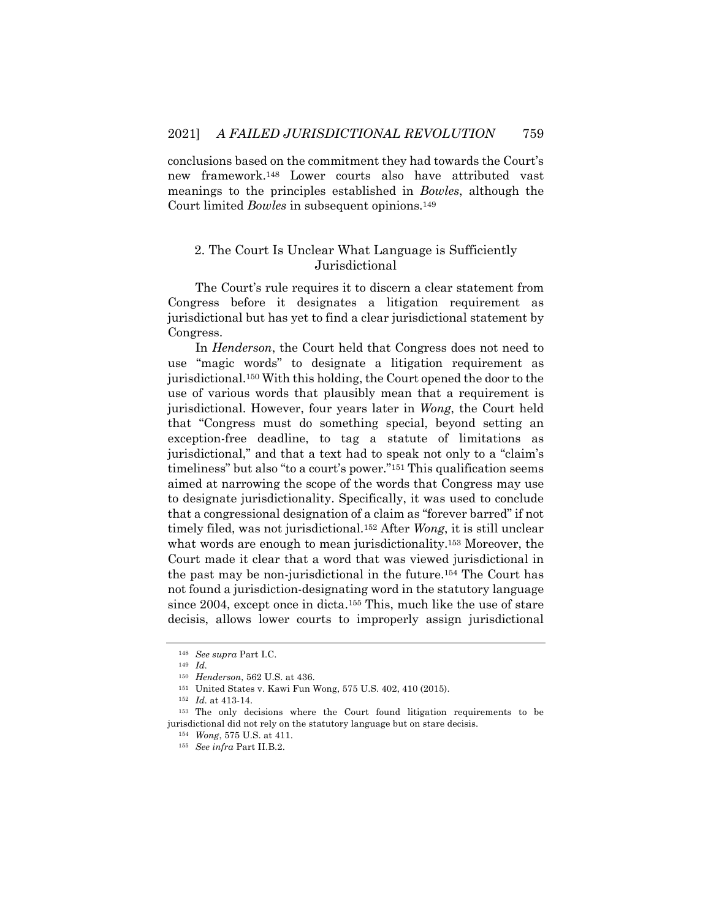conclusions based on the commitment they had towards the Court's new framework.[148] Lower courts also have attributed vast meanings to the principles established in *Bowles*, although the Court limited *Bowles* in subsequent opinions.[149]

### 2. The Court Is Unclear What Language is Sufficiently Jurisdictional

The Court's rule requires it to discern a clear statement from Congress before it designates a litigation requirement as jurisdictional but has yet to find a clear jurisdictional statement by Congress.

In *Henderson*, the Court held that Congress does not need to use "magic words" to designate a litigation requirement as jurisdictional.[150] With this holding, the Court opened the door to the use of various words that plausibly mean that a requirement is jurisdictional. However, four years later in *Wong*, the Court held that "Congress must do something special, beyond setting an exception-free deadline, to tag a statute of limitations as jurisdictional," and that a text had to speak not only to a "claim's timeliness" but also "to a court's power."[151] This qualification seems aimed at narrowing the scope of the words that Congress may use to designate jurisdictionality. Specifically, it was used to conclude that a congressional designation of a claim as "forever barred" if not timely filed, was not jurisdictional.[152] After *Wong*, it is still unclear what words are enough to mean jurisdictionality.[153] Moreover, the Court made it clear that a word that was viewed jurisdictional in the past may be non-jurisdictional in the future.[154] The Court has not found a jurisdiction-designating word in the statutory language since 2004, except once in dicta.[155] This, much like the use of stare decisis, allows lower courts to improperly assign jurisdictional

---

[148] *See supra* Part I.C.

[149] *Id.*

[150] *Henderson*, 562 U.S. at 436.

[151] United States v. Kawi Fun Wong, 575 U.S. 402, 410 (2015).

[152] *Id.* at 413-14.

[153] The only decisions where the Court found litigation requirements to be jurisdictional did not rely on the statutory language but on stare decisis.

[154] *Wong*, 575 U.S. at 411.

[155] *See infra* Part II.B.2.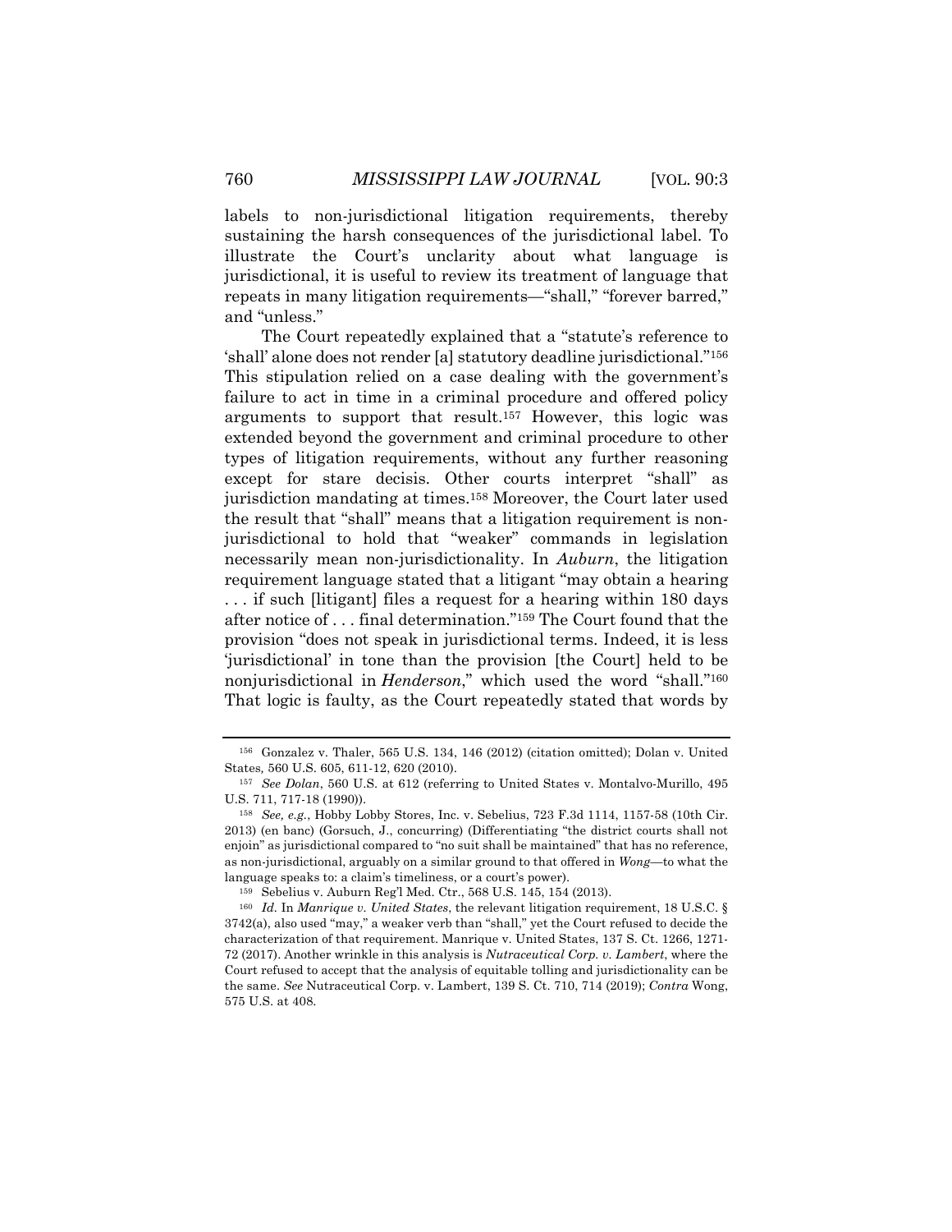labels to non-jurisdictional litigation requirements, thereby sustaining the harsh consequences of the jurisdictional label. To illustrate the Court's unclarity about what language is jurisdictional, it is useful to review its treatment of language that repeats in many litigation requirements—"shall," "forever barred," and "unless."

The Court repeatedly explained that a "statute's reference to 'shall' alone does not render [a] statutory deadline jurisdictional."[156] This stipulation relied on a case dealing with the government's failure to act in time in a criminal procedure and offered policy arguments to support that result.[157] However, this logic was extended beyond the government and criminal procedure to other types of litigation requirements, without any further reasoning except for stare decisis. Other courts interpret "shall" as jurisdiction mandating at times.[158] Moreover, the Court later used the result that "shall" means that a litigation requirement is non-jurisdictional to hold that "weaker" commands in legislation necessarily mean non-jurisdictionality. In *Auburn*, the litigation requirement language stated that a litigant "may obtain a hearing . . . if such [litigant] files a request for a hearing within 180 days after notice of . . . final determination."[159] The Court found that the provision "does not speak in jurisdictional terms. Indeed, it is less 'jurisdictional' in tone than the provision [the Court] held to be nonjurisdictional in *Henderson*," which used the word "shall."[160] That logic is faulty, as the Court repeatedly stated that words by

---

[156] Gonzalez v. Thaler, 565 U.S. 134, 146 (2012) (citation omitted); Dolan v. United States, 560 U.S. 605, 611-12, 620 (2010).

[157] *See Dolan*, 560 U.S. at 612 (referring to United States v. Montalvo-Murillo, 495 U.S. 711, 717-18 (1990)).

[158] *See, e.g.*, Hobby Lobby Stores, Inc. v. Sebelius, 723 F.3d 1114, 1157-58 (10th Cir. 2013) (en banc) (Gorsuch, J., concurring) (Differentiating "the district courts shall not enjoin" as jurisdictional compared to "no suit shall be maintained" that has no reference, as non-jurisdictional, arguably on a similar ground to that offered in *Wong*—to what the language speaks to: a claim's timeliness, or a court's power).

[159] Sebelius v. Auburn Reg'l Med. Ctr., 568 U.S. 145, 154 (2013).

[160] *Id.* In *Manrique v. United States*, the relevant litigation requirement, 18 U.S.C. § 3742(a), also used "may," a weaker verb than "shall," yet the Court refused to decide the characterization of that requirement. Manrique v. United States, 137 S. Ct. 1266, 1271-72 (2017). Another wrinkle in this analysis is *Nutraceutical Corp. v. Lambert*, where the Court refused to accept that the analysis of equitable tolling and jurisdictionality can be the same. *See* Nutraceutical Corp. v. Lambert, 139 S. Ct. 710, 714 (2019); *Contra* Wong, 575 U.S. at 408.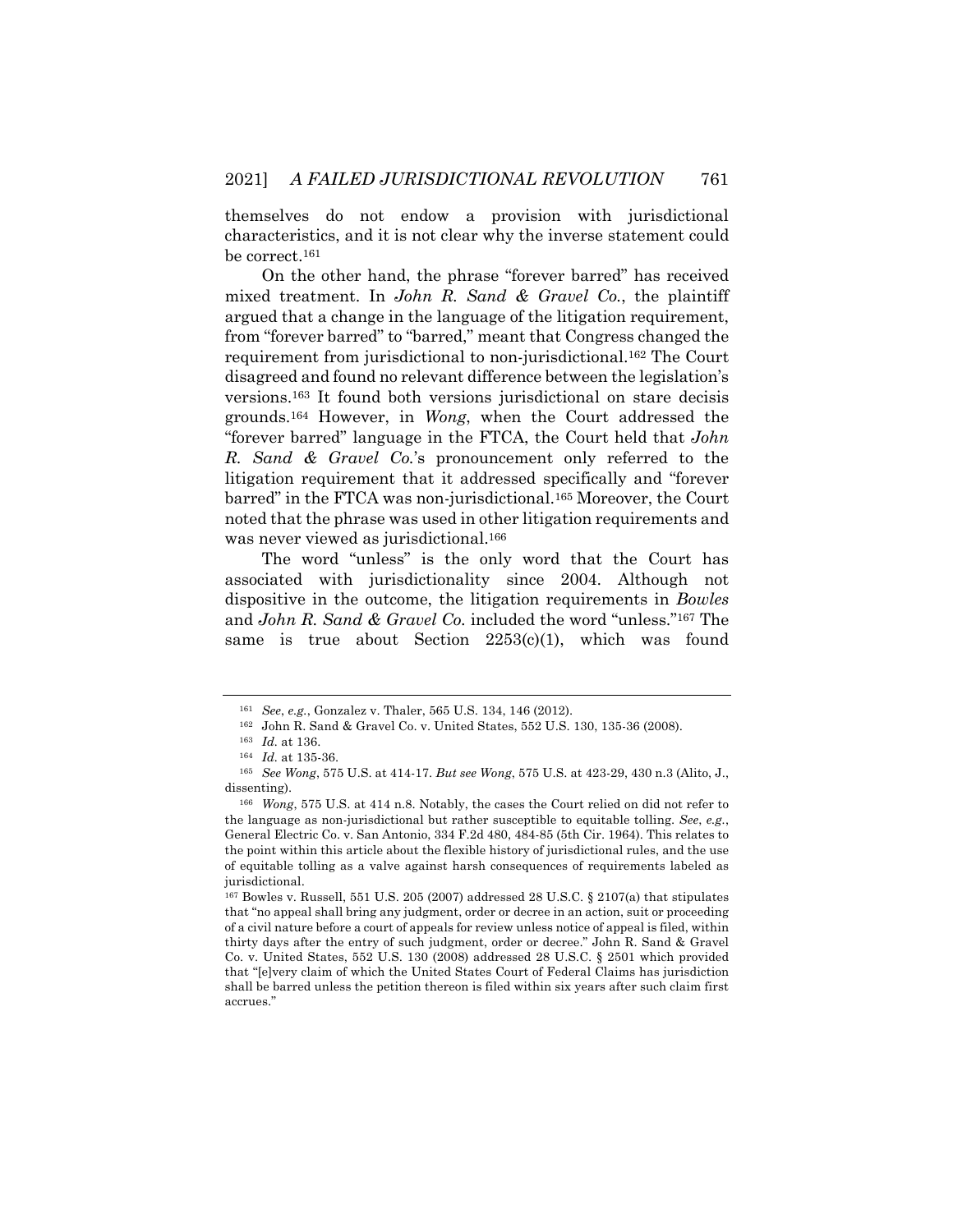themselves do not endow a provision with jurisdictional characteristics, and it is not clear why the inverse statement could be correct.[161]

On the other hand, the phrase "forever barred" has received mixed treatment. In *John R. Sand & Gravel Co.*, the plaintiff argued that a change in the language of the litigation requirement, from "forever barred" to "barred," meant that Congress changed the requirement from jurisdictional to non-jurisdictional.[162] The Court disagreed and found no relevant difference between the legislation's versions.[163] It found both versions jurisdictional on stare decisis grounds.[164] However, in *Wong*, when the Court addressed the "forever barred" language in the FTCA, the Court held that *John R. Sand & Gravel Co.*'s pronouncement only referred to the litigation requirement that it addressed specifically and "forever barred" in the FTCA was non-jurisdictional.[165] Moreover, the Court noted that the phrase was used in other litigation requirements and was never viewed as jurisdictional.[166]

The word "unless" is the only word that the Court has associated with jurisdictionality since 2004. Although not dispositive in the outcome, the litigation requirements in *Bowles* and *John R. Sand & Gravel Co.* included the word "unless."[167] The same is true about Section 2253(c)(1), which was found

---

[161] *See*, *e.g.*, Gonzalez v. Thaler, 565 U.S. 134, 146 (2012).

[162] John R. Sand & Gravel Co. v. United States, 552 U.S. 130, 135-36 (2008).

[163] *Id.* at 136.

[164] *Id.* at 135-36.

[165] *See Wong*, 575 U.S. at 414-17. *But see Wong*, 575 U.S. at 423-29, 430 n.3 (Alito, J., dissenting).

[166] *Wong*, 575 U.S. at 414 n.8. Notably, the cases the Court relied on did not refer to the language as non-jurisdictional but rather susceptible to equitable tolling. *See*, *e.g.*, General Electric Co. v. San Antonio, 334 F.2d 480, 484-85 (5th Cir. 1964). This relates to the point within this article about the flexible history of jurisdictional rules, and the use of equitable tolling as a valve against harsh consequences of requirements labeled as jurisdictional.

[167] Bowles v. Russell, 551 U.S. 205 (2007) addressed 28 U.S.C. § 2107(a) that stipulates that "no appeal shall bring any judgment, order or decree in an action, suit or proceeding of a civil nature before a court of appeals for review unless notice of appeal is filed, within thirty days after the entry of such judgment, order or decree." John R. Sand & Gravel Co. v. United States, 552 U.S. 130 (2008) addressed 28 U.S.C. § 2501 which provided that "[e]very claim of which the United States Court of Federal Claims has jurisdiction shall be barred unless the petition thereon is filed within six years after such claim first accrues."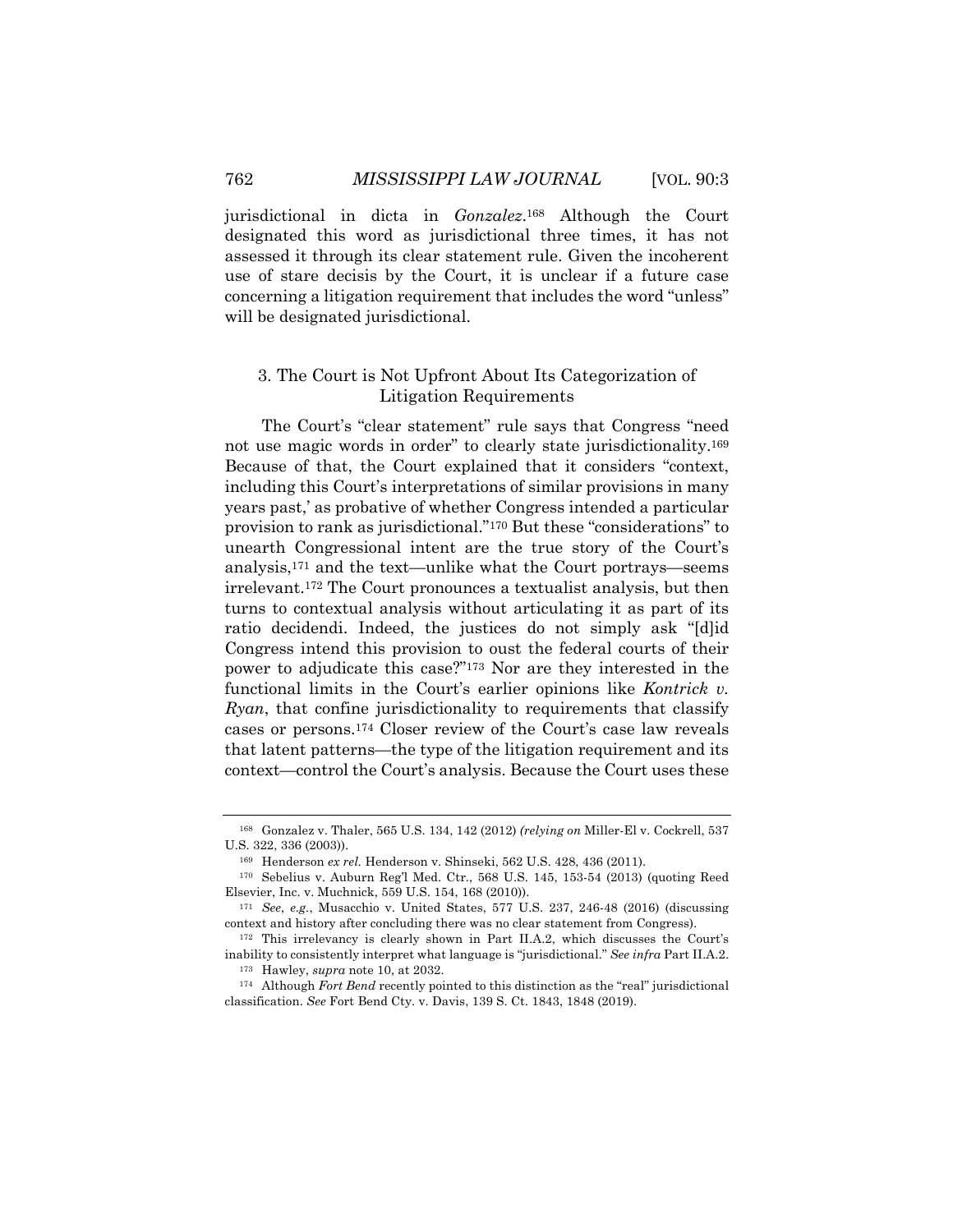jurisdictional in dicta in *Gonzalez*.[168] Although the Court designated this word as jurisdictional three times, it has not assessed it through its clear statement rule. Given the incoherent use of stare decisis by the Court, it is unclear if a future case concerning a litigation requirement that includes the word "unless" will be designated jurisdictional.

### 3. The Court is Not Upfront About Its Categorization of Litigation Requirements

The Court's "clear statement" rule says that Congress "need not use magic words in order" to clearly state jurisdictionality.[169] Because of that, the Court explained that it considers "context, including this Court's interpretations of similar provisions in many years past,' as probative of whether Congress intended a particular provision to rank as jurisdictional."[170] But these "considerations" to unearth Congressional intent are the true story of the Court's analysis,[171] and the text—unlike what the Court portrays—seems irrelevant.[172] The Court pronounces a textualist analysis, but then turns to contextual analysis without articulating it as part of its ratio decidendi. Indeed, the justices do not simply ask "[d]id Congress intend this provision to oust the federal courts of their power to adjudicate this case?"[173] Nor are they interested in the functional limits in the Court's earlier opinions like *Kontrick v. Ryan*, that confine jurisdictionality to requirements that classify cases or persons.[174] Closer review of the Court's case law reveals that latent patterns—the type of the litigation requirement and its context—control the Court's analysis. Because the Court uses these

---

[168] Gonzalez v. Thaler, 565 U.S. 134, 142 (2012) *(relying on* Miller-El v. Cockrell, 537 U.S. 322, 336 (2003)).

[169] Henderson *ex rel.* Henderson v. Shinseki, 562 U.S. 428, 436 (2011).

[170] Sebelius v. Auburn Reg'l Med. Ctr., 568 U.S. 145, 153-54 (2013) (quoting Reed Elsevier, Inc. v. Muchnick, 559 U.S. 154, 168 (2010)).

[171] *See*, *e.g.*, Musacchio v. United States, 577 U.S. 237, 246-48 (2016) (discussing context and history after concluding there was no clear statement from Congress).

[172] This irrelevancy is clearly shown in Part II.A.2, which discusses the Court's inability to consistently interpret what language is "jurisdictional." *See infra* Part II.A.2.

[173] Hawley, *supra* note 10, at 2032.

[174] Although *Fort Bend* recently pointed to this distinction as the "real" jurisdictional classification. *See* Fort Bend Cty. v. Davis, 139 S. Ct. 1843, 1848 (2019).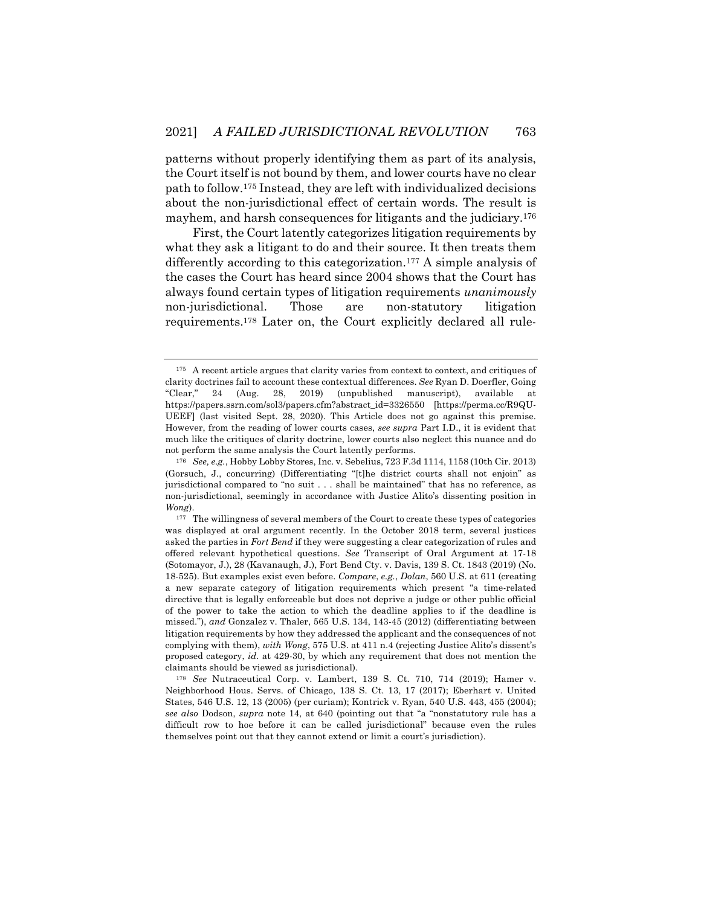patterns without properly identifying them as part of its analysis, the Court itself is not bound by them, and lower courts have no clear path to follow.[175] Instead, they are left with individualized decisions about the non-jurisdictional effect of certain words. The result is mayhem, and harsh consequences for litigants and the judiciary.[176]

First, the Court latently categorizes litigation requirements by what they ask a litigant to do and their source. It then treats them differently according to this categorization.[177] A simple analysis of the cases the Court has heard since 2004 shows that the Court has always found certain types of litigation requirements *unanimously* non-jurisdictional. Those are non-statutory litigation requirements.[178] Later on, the Court explicitly declared all rule-

---

[175] A recent article argues that clarity varies from context to context, and critiques of clarity doctrines fail to account these contextual differences. *See* Ryan D. Doerfler, Going "Clear," 24 (Aug. 28, 2019) (unpublished manuscript), available at https://papers.ssrn.com/sol3/papers.cfm?abstract_id=3326550 [https://perma.cc/R9QU-UEEF] (last visited Sept. 28, 2020). This Article does not go against this premise. However, from the reading of lower courts cases, *see supra* Part I.D., it is evident that much like the critiques of clarity doctrine, lower courts also neglect this nuance and do not perform the same analysis the Court latently performs.

[176] *See, e.g.*, Hobby Lobby Stores, Inc. v. Sebelius, 723 F.3d 1114, 1158 (10th Cir. 2013) (Gorsuch, J., concurring) (Differentiating "[t]he district courts shall not enjoin" as jurisdictional compared to "no suit . . . shall be maintained" that has no reference, as non-jurisdictional, seemingly in accordance with Justice Alito's dissenting position in *Wong*).

[177] The willingness of several members of the Court to create these types of categories was displayed at oral argument recently. In the October 2018 term, several justices asked the parties in *Fort Bend* if they were suggesting a clear categorization of rules and offered relevant hypothetical questions. *See* Transcript of Oral Argument at 17-18 (Sotomayor, J.), 28 (Kavanaugh, J.), Fort Bend Cty. v. Davis, 139 S. Ct. 1843 (2019) (No. 18-525). But examples exist even before. *Compare*, *e.g.*, *Dolan*, 560 U.S. at 611 (creating a new separate category of litigation requirements which present "a time-related directive that is legally enforceable but does not deprive a judge or other public official of the power to take the action to which the deadline applies to if the deadline is missed."), *and* Gonzalez v. Thaler, 565 U.S. 134, 143-45 (2012) (differentiating between litigation requirements by how they addressed the applicant and the consequences of not complying with them), *with Wong*, 575 U.S. at 411 n.4 (rejecting Justice Alito's dissent's proposed category, *id.* at 429-30, by which any requirement that does not mention the claimants should be viewed as jurisdictional).

[178] *See* Nutraceutical Corp. v. Lambert, 139 S. Ct. 710, 714 (2019); Hamer v. Neighborhood Hous. Servs. of Chicago, 138 S. Ct. 13, 17 (2017); Eberhart v. United States, 546 U.S. 12, 13 (2005) (per curiam); Kontrick v. Ryan, 540 U.S. 443, 455 (2004); *see also* Dodson, *supra* note 14, at 640 (pointing out that "a "nonstatutory rule has a difficult row to hoe before it can be called jurisdictional" because even the rules themselves point out that they cannot extend or limit a court's jurisdiction).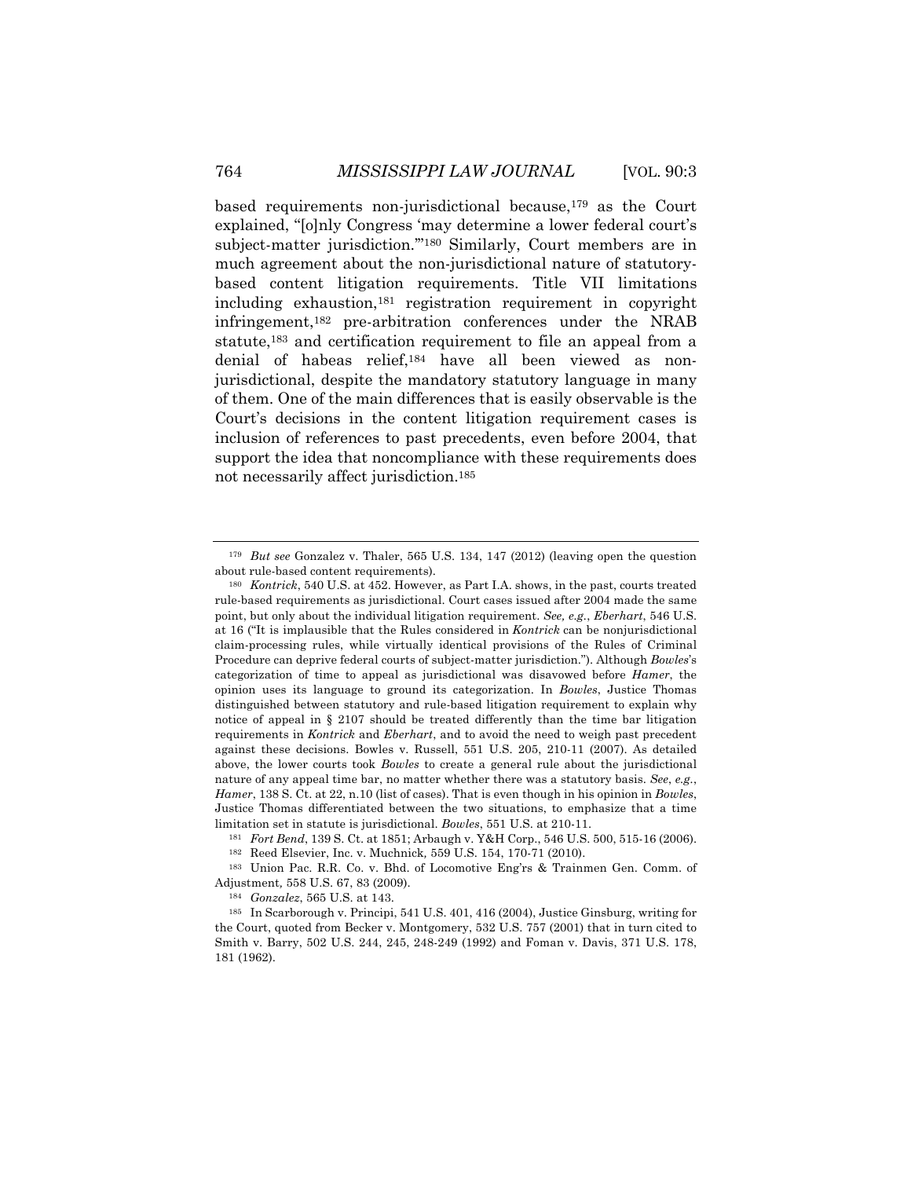based requirements non-jurisdictional because,[179] as the Court explained, "[o]nly Congress 'may determine a lower federal court's subject-matter jurisdiction.'"[180] Similarly, Court members are in much agreement about the non-jurisdictional nature of statutory-based content litigation requirements. Title VII limitations including exhaustion,[181] registration requirement in copyright infringement,[182] pre-arbitration conferences under the NRAB statute,[183] and certification requirement to file an appeal from a denial of habeas relief,[184] have all been viewed as non-jurisdictional, despite the mandatory statutory language in many of them. One of the main differences that is easily observable is the Court's decisions in the content litigation requirement cases is inclusion of references to past precedents, even before 2004, that support the idea that noncompliance with these requirements does not necessarily affect jurisdiction.[185]

---

[179] *But see* Gonzalez v. Thaler, 565 U.S. 134, 147 (2012) (leaving open the question about rule-based content requirements).

[180] *Kontrick*, 540 U.S. at 452. However, as Part I.A. shows, in the past, courts treated rule-based requirements as jurisdictional. Court cases issued after 2004 made the same point, but only about the individual litigation requirement. *See, e.g.*, *Eberhart*, 546 U.S. at 16 ("It is implausible that the Rules considered in *Kontrick* can be nonjurisdictional claim-processing rules, while virtually identical provisions of the Rules of Criminal Procedure can deprive federal courts of subject-matter jurisdiction."). Although *Bowles*'s categorization of time to appeal as jurisdictional was disavowed before *Hamer*, the opinion uses its language to ground its categorization. In *Bowles*, Justice Thomas distinguished between statutory and rule-based litigation requirement to explain why notice of appeal in § 2107 should be treated differently than the time bar litigation requirements in *Kontrick* and *Eberhart*, and to avoid the need to weigh past precedent against these decisions. Bowles v. Russell, 551 U.S. 205, 210-11 (2007). As detailed above, the lower courts took *Bowles* to create a general rule about the jurisdictional nature of any appeal time bar, no matter whether there was a statutory basis. *See*, *e.g.*, *Hamer*, 138 S. Ct. at 22, n.10 (list of cases). That is even though in his opinion in *Bowles*, Justice Thomas differentiated between the two situations, to emphasize that a time limitation set in statute is jurisdictional. *Bowles*, 551 U.S. at 210-11.

[181] *Fort Bend*, 139 S. Ct. at 1851; Arbaugh v. Y&H Corp., 546 U.S. 500, 515-16 (2006).

[182] Reed Elsevier, Inc. v. Muchnick, 559 U.S. 154, 170-71 (2010).

[183] Union Pac. R.R. Co. v. Bhd. of Locomotive Eng'rs & Trainmen Gen. Comm. of Adjustment, 558 U.S. 67, 83 (2009).

[184] *Gonzalez*, 565 U.S. at 143.

[185] In Scarborough v. Principi, 541 U.S. 401, 416 (2004), Justice Ginsburg, writing for the Court, quoted from Becker v. Montgomery, 532 U.S. 757 (2001) that in turn cited to Smith v. Barry, 502 U.S. 244, 245, 248-249 (1992) and Foman v. Davis, 371 U.S. 178, 181 (1962).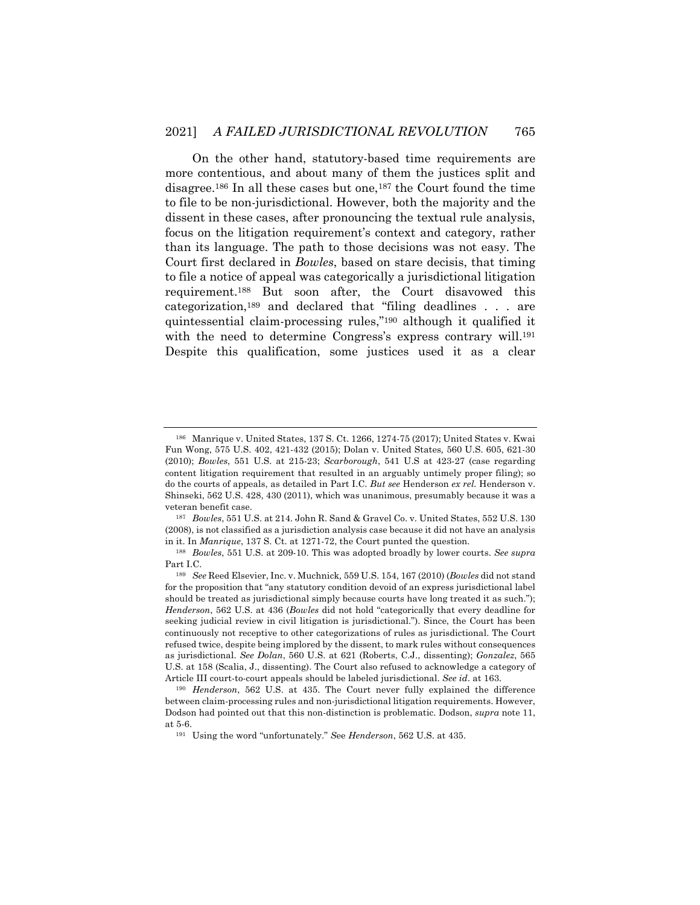On the other hand, statutory-based time requirements are more contentious, and about many of them the justices split and disagree.[186] In all these cases but one,[187] the Court found the time to file to be non-jurisdictional. However, both the majority and the dissent in these cases, after pronouncing the textual rule analysis, focus on the litigation requirement's context and category, rather than its language. The path to those decisions was not easy. The Court first declared in *Bowles*, based on stare decisis, that timing to file a notice of appeal was categorically a jurisdictional litigation requirement.[188] But soon after, the Court disavowed this categorization,[189] and declared that "filing deadlines . . . are quintessential claim-processing rules,"[190] although it qualified it with the need to determine Congress's express contrary will.[191] Despite this qualification, some justices used it as a clear

---

[186] Manrique v. United States, 137 S. Ct. 1266, 1274-75 (2017); United States v. Kwai Fun Wong, 575 U.S. 402, 421-432 (2015); Dolan v. United States*,* 560 U.S. 605, 621-30 (2010); *Bowles*, 551 U.S. at 215-23; *Scarborough*, 541 U.S at 423-27 (case regarding content litigation requirement that resulted in an arguably untimely proper filing); so do the courts of appeals, as detailed in Part I.C. *But see* Henderson *ex rel.* Henderson v. Shinseki, 562 U.S. 428, 430 (2011), which was unanimous, presumably because it was a veteran benefit case.

[187] *Bowles*, 551 U.S. at 214. John R. Sand & Gravel Co. v. United States, 552 U.S. 130 (2008), is not classified as a jurisdiction analysis case because it did not have an analysis in it. In *Manrique*, 137 S. Ct. at 1271-72, the Court punted the question.

[188] *Bowles*, 551 U.S. at 209-10. This was adopted broadly by lower courts. *See supra* Part I.C.

[189] *See* Reed Elsevier, Inc. v. Muchnick*,* 559 U.S. 154, 167 (2010) (*Bowles* did not stand for the proposition that "any statutory condition devoid of an express jurisdictional label should be treated as jurisdictional simply because courts have long treated it as such."); *Henderson*, 562 U.S. at 436 (*Bowles* did not hold "categorically that every deadline for seeking judicial review in civil litigation is jurisdictional."). Since, the Court has been continuously not receptive to other categorizations of rules as jurisdictional. The Court refused twice, despite being implored by the dissent, to mark rules without consequences as jurisdictional. *See Dolan*, 560 U.S. at 621 (Roberts, C.J., dissenting); *Gonzalez*, 565 U.S. at 158 (Scalia, J., dissenting). The Court also refused to acknowledge a category of Article III court-to-court appeals should be labeled jurisdictional. *See id*. at 163.

[190] *Henderson*, 562 U.S. at 435. The Court never fully explained the difference between claim-processing rules and non-jurisdictional litigation requirements. However, Dodson had pointed out that this non-distinction is problematic. Dodson, *supra* note 11, at 5-6.

[191] Using the word "unfortunately." *S*ee *Henderson*, 562 U.S. at 435.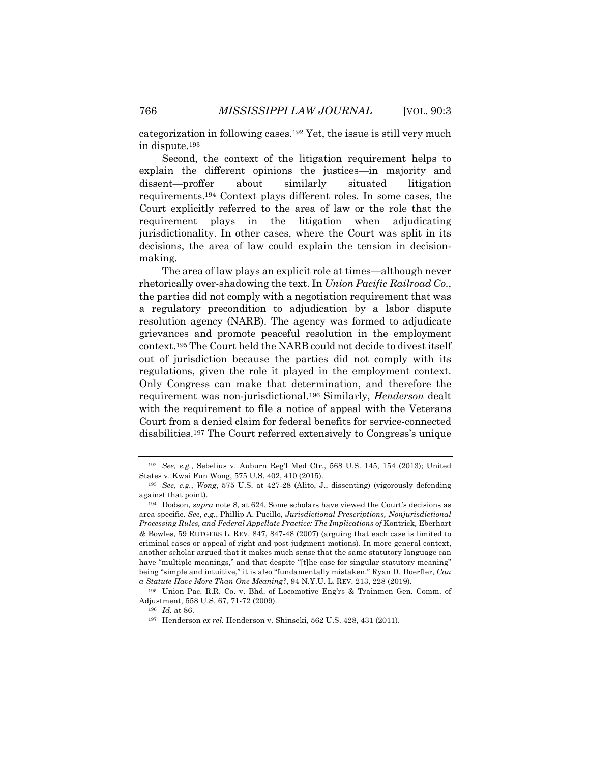categorization in following cases.[192] Yet, the issue is still very much in dispute.[193]

Second, the context of the litigation requirement helps to explain the different opinions the justices—in majority and dissent—proffer about similarly situated litigation requirements.[194] Context plays different roles. In some cases, the Court explicitly referred to the area of law or the role that the requirement plays in the litigation when adjudicating jurisdictionality. In other cases, where the Court was split in its decisions, the area of law could explain the tension in decision-making.

The area of law plays an explicit role at times—although never rhetorically over-shadowing the text. In *Union Pacific Railroad Co.*, the parties did not comply with a negotiation requirement that was a regulatory precondition to adjudication by a labor dispute resolution agency (NARB). The agency was formed to adjudicate grievances and promote peaceful resolution in the employment context.[195] The Court held the NARB could not decide to divest itself out of jurisdiction because the parties did not comply with its regulations, given the role it played in the employment context. Only Congress can make that determination, and therefore the requirement was non-jurisdictional.[196] Similarly, *Henderson* dealt with the requirement to file a notice of appeal with the Veterans Court from a denied claim for federal benefits for service-connected disabilities.[197] The Court referred extensively to Congress's unique

---

[192] *See, e.g.*, Sebelius v. Auburn Reg'l Med Ctr., 568 U.S. 145, 154 (2013); United States v. Kwai Fun Wong, 575 U.S. 402, 410 (2015).

[193] *See*, *e.g.*, *Wong*, 575 U.S. at 427-28 (Alito, J., dissenting) (vigorously defending against that point).

[194] Dodson, *supra* note 8, at 624. Some scholars have viewed the Court's decisions as area specific. *See*, *e.g.*, Phillip A. Pucillo, *Jurisdictional Prescriptions, Nonjurisdictional Processing Rules, and Federal Appellate Practice: The Implications of* Kontrick, Eberhart *&* Bowles, 59 RUTGERS L. REV. 847, 847-48 (2007) (arguing that each case is limited to criminal cases or appeal of right and post judgment motions). In more general context, another scholar argued that it makes much sense that the same statutory language can have "multiple meanings," and that despite "[t]he case for singular statutory meaning" being "simple and intuitive," it is also "fundamentally mistaken." Ryan D. Doerfler, *Can a Statute Have More Than One Meaning?*, 94 N.Y.U. L. REV. 213, 228 (2019).

[195] Union Pac. R.R. Co. v. Bhd. of Locomotive Eng'rs & Trainmen Gen. Comm. of Adjustment, 558 U.S. 67, 71-72 (2009).

[196] *Id.* at 86.

[197] Henderson *ex rel.* Henderson v. Shinseki, 562 U.S. 428, 431 (2011).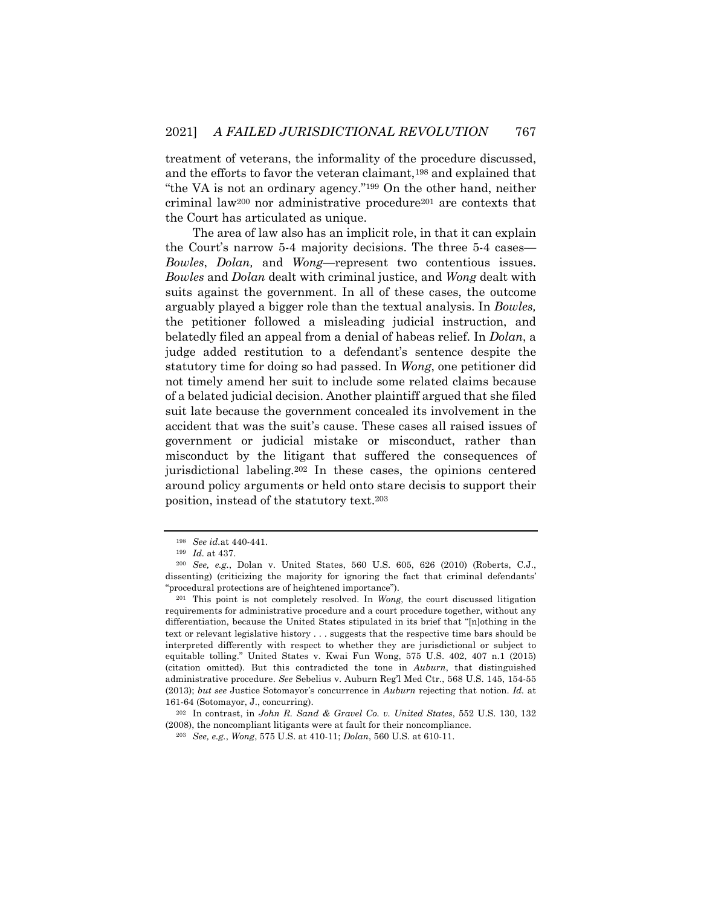treatment of veterans, the informality of the procedure discussed, and the efforts to favor the veteran claimant,[198] and explained that "the VA is not an ordinary agency."[199] On the other hand, neither criminal law[200] nor administrative procedure[201] are contexts that the Court has articulated as unique.

The area of law also has an implicit role, in that it can explain the Court's narrow 5-4 majority decisions. The three 5-4 cases—*Bowles*, *Dolan,* and *Wong*—represent two contentious issues. *Bowles* and *Dolan* dealt with criminal justice, and *Wong* dealt with suits against the government. In all of these cases, the outcome arguably played a bigger role than the textual analysis. In *Bowles,* the petitioner followed a misleading judicial instruction, and belatedly filed an appeal from a denial of habeas relief. In *Dolan*, a judge added restitution to a defendant's sentence despite the statutory time for doing so had passed. In *Wong*, one petitioner did not timely amend her suit to include some related claims because of a belated judicial decision. Another plaintiff argued that she filed suit late because the government concealed its involvement in the accident that was the suit's cause. These cases all raised issues of government or judicial mistake or misconduct, rather than misconduct by the litigant that suffered the consequences of jurisdictional labeling.[202] In these cases, the opinions centered around policy arguments or held onto stare decisis to support their position, instead of the statutory text.[203]

---

[198] *See id.*at 440-441.

[199] *Id.* at 437.

[200] *See, e.g.*, Dolan v. United States, 560 U.S. 605, 626 (2010) (Roberts, C.J., dissenting) (criticizing the majority for ignoring the fact that criminal defendants' "procedural protections are of heightened importance").

[201] This point is not completely resolved. In *Wong,* the court discussed litigation requirements for administrative procedure and a court procedure together, without any differentiation, because the United States stipulated in its brief that "[n]othing in the text or relevant legislative history . . . suggests that the respective time bars should be interpreted differently with respect to whether they are jurisdictional or subject to equitable tolling." United States v. Kwai Fun Wong, 575 U.S. 402, 407 n.1 (2015) (citation omitted). But this contradicted the tone in *Auburn*, that distinguished administrative procedure. *See* Sebelius v. Auburn Reg'l Med Ctr., 568 U.S. 145, 154-55 (2013); *but see* Justice Sotomayor's concurrence in *Auburn* rejecting that notion. *Id.* at 161-64 (Sotomayor, J., concurring).

[202] In contrast, in *John R. Sand & Gravel Co. v. United States*, 552 U.S. 130, 132 (2008), the noncompliant litigants were at fault for their noncompliance.

[203] *See, e.g.*, *Wong*, 575 U.S. at 410-11; *Dolan*, 560 U.S. at 610-11.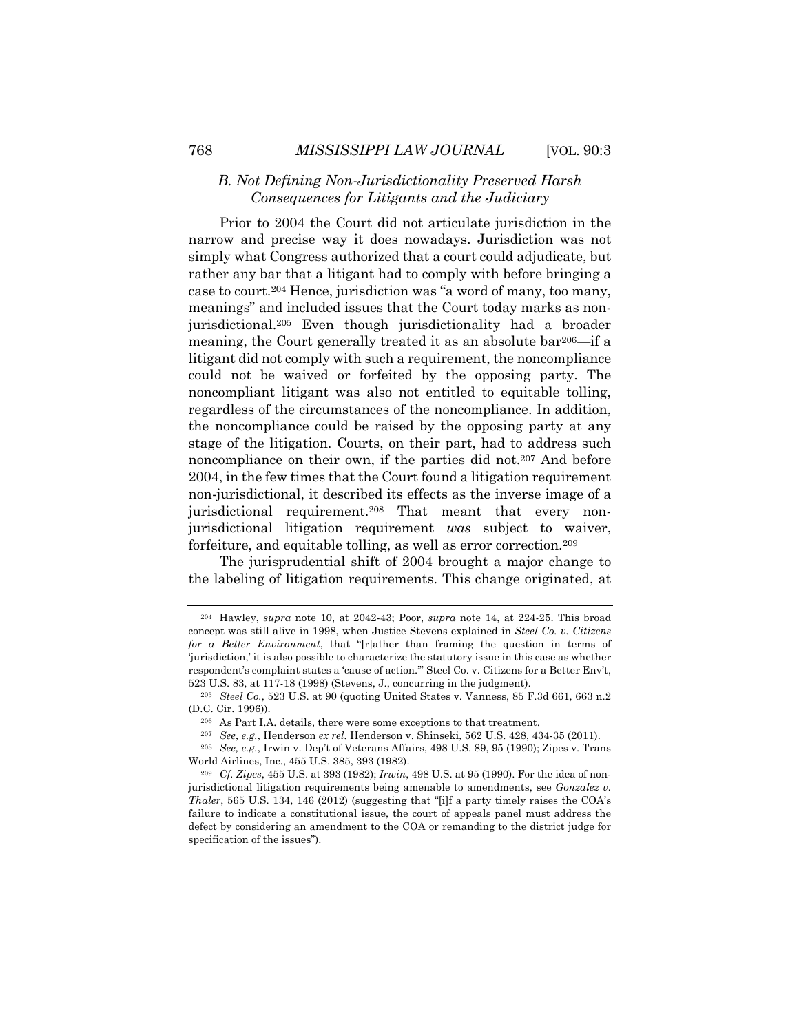### *B. Not Defining Non-Jurisdictionality Preserved Harsh Consequences for Litigants and the Judiciary*

Prior to 2004 the Court did not articulate jurisdiction in the narrow and precise way it does nowadays. Jurisdiction was not simply what Congress authorized that a court could adjudicate, but rather any bar that a litigant had to comply with before bringing a case to court.[204] Hence, jurisdiction was "a word of many, too many, meanings" and included issues that the Court today marks as non-jurisdictional.[205] Even though jurisdictionality had a broader meaning, the Court generally treated it as an absolute bar[206]—if a litigant did not comply with such a requirement, the noncompliance could not be waived or forfeited by the opposing party. The noncompliant litigant was also not entitled to equitable tolling, regardless of the circumstances of the noncompliance. In addition, the noncompliance could be raised by the opposing party at any stage of the litigation. Courts, on their part, had to address such noncompliance on their own, if the parties did not.[207] And before 2004, in the few times that the Court found a litigation requirement non-jurisdictional, it described its effects as the inverse image of a jurisdictional requirement.[208] That meant that every non-jurisdictional litigation requirement *was* subject to waiver, forfeiture, and equitable tolling, as well as error correction.[209]

The jurisprudential shift of 2004 brought a major change to the labeling of litigation requirements. This change originated, at

---

[204] Hawley, *supra* note 10, at 2042-43; Poor, *supra* note 14, at 224-25. This broad concept was still alive in 1998, when Justice Stevens explained in *Steel Co. v. Citizens for a Better Environment*, that "[r]ather than framing the question in terms of 'jurisdiction,' it is also possible to characterize the statutory issue in this case as whether respondent's complaint states a 'cause of action.'" Steel Co. v. Citizens for a Better Env't, 523 U.S. 83, at 117-18 (1998) (Stevens, J., concurring in the judgment).

[205] *Steel Co.*, 523 U.S. at 90 (quoting United States v. Vanness, 85 F.3d 661, 663 n.2 (D.C. Cir. 1996)).

[206] As Part I.A. details, there were some exceptions to that treatment.

[207] *See*, *e.g.*, Henderson *ex rel.* Henderson v. Shinseki, 562 U.S. 428, 434-35 (2011).

[208] *See, e.g.*, Irwin v. Dep't of Veterans Affairs, 498 U.S. 89, 95 (1990); Zipes v. Trans World Airlines, Inc., 455 U.S. 385, 393 (1982).

[209] *Cf. Zipes*, 455 U.S. at 393 (1982); *Irwin*, 498 U.S. at 95 (1990). For the idea of non-jurisdictional litigation requirements being amenable to amendments, see *Gonzalez v. Thaler*, 565 U.S. 134, 146 (2012) (suggesting that "[i]f a party timely raises the COA's failure to indicate a constitutional issue, the court of appeals panel must address the defect by considering an amendment to the COA or remanding to the district judge for specification of the issues").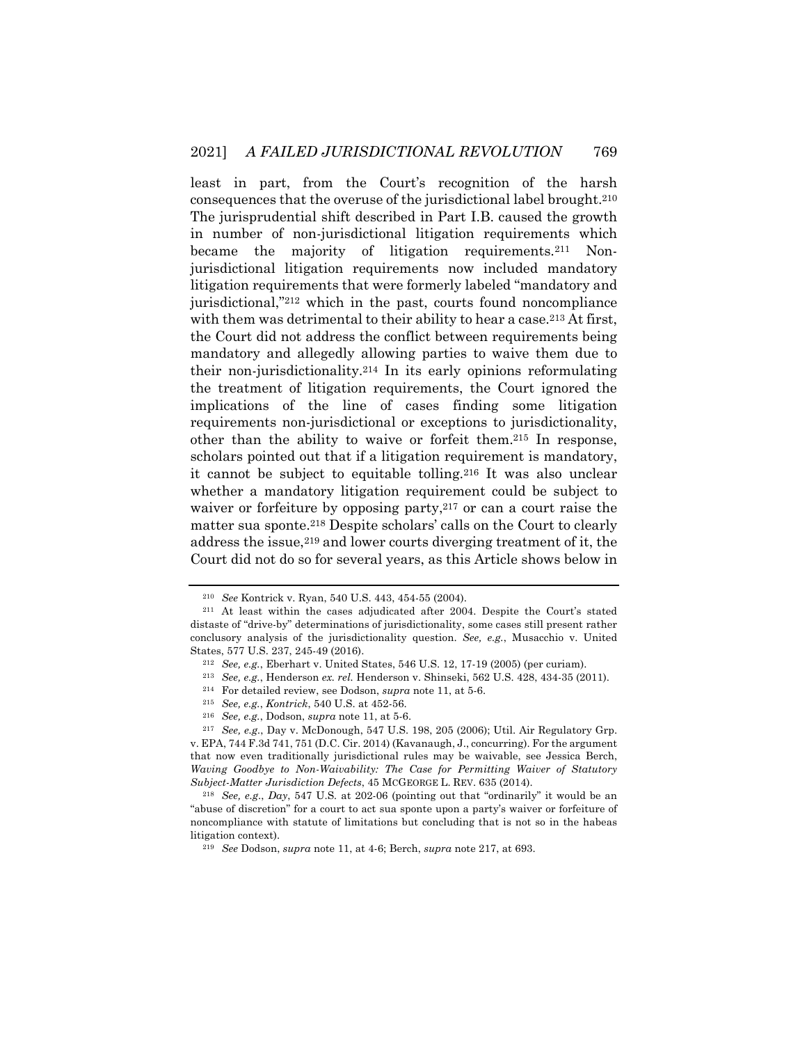least in part, from the Court's recognition of the harsh consequences that the overuse of the jurisdictional label brought.[210] The jurisprudential shift described in Part I.B. caused the growth in number of non-jurisdictional litigation requirements which became the majority of litigation requirements.[211] Non-jurisdictional litigation requirements now included mandatory litigation requirements that were formerly labeled "mandatory and jurisdictional,"[212] which in the past, courts found noncompliance with them was detrimental to their ability to hear a case.[213] At first, the Court did not address the conflict between requirements being mandatory and allegedly allowing parties to waive them due to their non-jurisdictionality.[214] In its early opinions reformulating the treatment of litigation requirements, the Court ignored the implications of the line of cases finding some litigation requirements non-jurisdictional or exceptions to jurisdictionality, other than the ability to waive or forfeit them.[215] In response, scholars pointed out that if a litigation requirement is mandatory, it cannot be subject to equitable tolling.[216] It was also unclear whether a mandatory litigation requirement could be subject to waiver or forfeiture by opposing party,[217] or can a court raise the matter sua sponte.[218] Despite scholars' calls on the Court to clearly address the issue,[219] and lower courts diverging treatment of it, the Court did not do so for several years, as this Article shows below in

---

[210] *See* Kontrick v. Ryan, 540 U.S. 443, 454-55 (2004).

[211] At least within the cases adjudicated after 2004. Despite the Court's stated distaste of "drive-by" determinations of jurisdictionality, some cases still present rather conclusory analysis of the jurisdictionality question. *See, e.g.*, Musacchio v. United States, 577 U.S. 237, 245-49 (2016).

[212] *See, e.g.*, Eberhart v. United States, 546 U.S. 12, 17-19 (2005) (per curiam).

[213] *See, e.g.*, Henderson *ex. rel.* Henderson v. Shinseki, 562 U.S. 428, 434-35 (2011).

[214] For detailed review, see Dodson, *supra* note 11, at 5-6.

[215] *See, e.g.*, *Kontrick*, 540 U.S. at 452-56.

[216] *See, e.g.*, Dodson, *supra* note 11, at 5-6.

[217] *See, e.g.*, Day v. McDonough, 547 U.S. 198, 205 (2006); Util. Air Regulatory Grp. v. EPA, 744 F.3d 741, 751 (D.C. Cir. 2014) (Kavanaugh, J., concurring). For the argument that now even traditionally jurisdictional rules may be waivable, see Jessica Berch, *Waving Goodbye to Non-Waivability: The Case for Permitting Waiver of Statutory Subject-Matter Jurisdiction Defects*, 45 MCGEORGE L. REV. 635 (2014).

[218] *See, e.g.*, *Day*, 547 U.S. at 202-06 (pointing out that "ordinarily" it would be an "abuse of discretion" for a court to act sua sponte upon a party's waiver or forfeiture of noncompliance with statute of limitations but concluding that is not so in the habeas litigation context).

[219] *See* Dodson, *supra* note 11, at 4-6; Berch, *supra* note 217, at 693.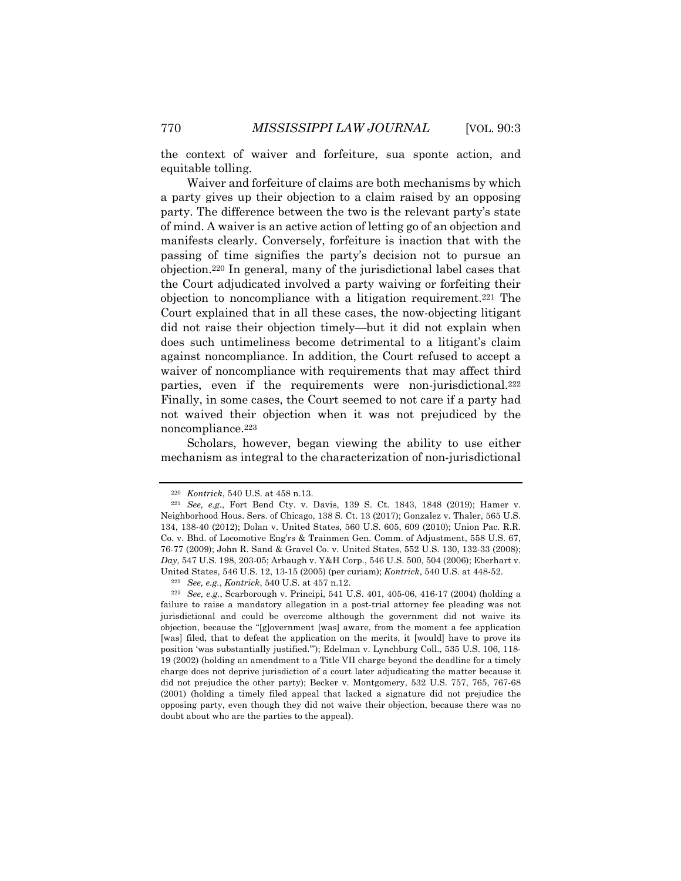the context of waiver and forfeiture, sua sponte action, and equitable tolling.

Waiver and forfeiture of claims are both mechanisms by which a party gives up their objection to a claim raised by an opposing party. The difference between the two is the relevant party's state of mind. A waiver is an active action of letting go of an objection and manifests clearly. Conversely, forfeiture is inaction that with the passing of time signifies the party's decision not to pursue an objection.[220] In general, many of the jurisdictional label cases that the Court adjudicated involved a party waiving or forfeiting their objection to noncompliance with a litigation requirement.[221] The Court explained that in all these cases, the now-objecting litigant did not raise their objection timely—but it did not explain when does such untimeliness become detrimental to a litigant's claim against noncompliance. In addition, the Court refused to accept a waiver of noncompliance with requirements that may affect third parties, even if the requirements were non-jurisdictional.[222] Finally, in some cases, the Court seemed to not care if a party had not waived their objection when it was not prejudiced by the noncompliance.[223]

Scholars, however, began viewing the ability to use either mechanism as integral to the characterization of non-jurisdictional

---

[220] *Kontrick*, 540 U.S. at 458 n.13.

[221] *See, e.g.*, Fort Bend Cty. v. Davis, 139 S. Ct. 1843, 1848 (2019); Hamer v. Neighborhood Hous. Sers. of Chicago, 138 S. Ct. 13 (2017); Gonzalez v. Thaler, 565 U.S. 134, 138-40 (2012); Dolan v. United States, 560 U.S. 605, 609 (2010); Union Pac. R.R. Co. v. Bhd. of Locomotive Eng'rs & Trainmen Gen. Comm. of Adjustment, 558 U.S. 67, 76-77 (2009); John R. Sand & Gravel Co. v. United States, 552 U.S. 130, 132-33 (2008); *Day*, 547 U.S. 198, 203-05; Arbaugh v. Y&H Corp., 546 U.S. 500, 504 (2006); Eberhart v. United States, 546 U.S. 12, 13-15 (2005) (per curiam); *Kontrick*, 540 U.S. at 448-52.

[222] *See, e.g.*, *Kontrick*, 540 U.S. at 457 n.12.

[223] *See, e.g.*, Scarborough v. Principi, 541 U.S. 401, 405-06, 416-17 (2004) (holding a failure to raise a mandatory allegation in a post-trial attorney fee pleading was not jurisdictional and could be overcome although the government did not waive its objection, because the "[g]overnment [was] aware, from the moment a fee application [was] filed, that to defeat the application on the merits, it [would] have to prove its position 'was substantially justified.'"); Edelman v. Lynchburg Coll., 535 U.S. 106, 118-19 (2002) (holding an amendment to a Title VII charge beyond the deadline for a timely charge does not deprive jurisdiction of a court later adjudicating the matter because it did not prejudice the other party); Becker v. Montgomery, 532 U.S. 757, 765, 767-68 (2001) (holding a timely filed appeal that lacked a signature did not prejudice the opposing party, even though they did not waive their objection, because there was no doubt about who are the parties to the appeal).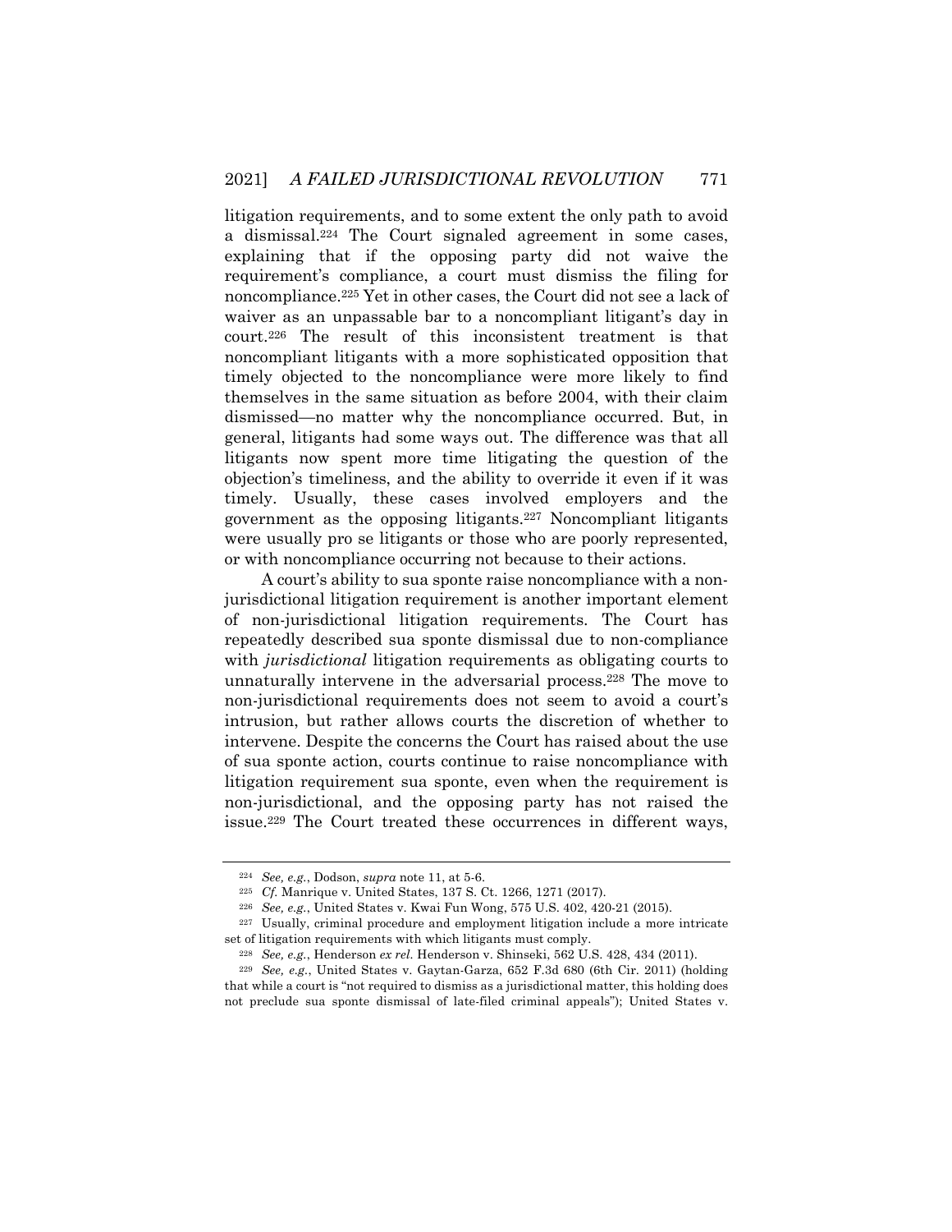litigation requirements, and to some extent the only path to avoid a dismissal.[224] The Court signaled agreement in some cases, explaining that if the opposing party did not waive the requirement's compliance, a court must dismiss the filing for noncompliance.[225] Yet in other cases, the Court did not see a lack of waiver as an unpassable bar to a noncompliant litigant's day in court.[226] The result of this inconsistent treatment is that noncompliant litigants with a more sophisticated opposition that timely objected to the noncompliance were more likely to find themselves in the same situation as before 2004, with their claim dismissed—no matter why the noncompliance occurred. But, in general, litigants had some ways out. The difference was that all litigants now spent more time litigating the question of the objection's timeliness, and the ability to override it even if it was timely. Usually, these cases involved employers and the government as the opposing litigants.[227] Noncompliant litigants were usually pro se litigants or those who are poorly represented, or with noncompliance occurring not because to their actions.

A court's ability to sua sponte raise noncompliance with a non-jurisdictional litigation requirement is another important element of non-jurisdictional litigation requirements. The Court has repeatedly described sua sponte dismissal due to non-compliance with *jurisdictional* litigation requirements as obligating courts to unnaturally intervene in the adversarial process.[228] The move to non-jurisdictional requirements does not seem to avoid a court's intrusion, but rather allows courts the discretion of whether to intervene. Despite the concerns the Court has raised about the use of sua sponte action, courts continue to raise noncompliance with litigation requirement sua sponte, even when the requirement is non-jurisdictional, and the opposing party has not raised the issue.[229] The Court treated these occurrences in different ways,

---

[224] *See, e.g.*, Dodson, *supra* note 11, at 5-6.

[225] *Cf.* Manrique v. United States, 137 S. Ct. 1266, 1271 (2017).

[226] *See, e.g.*, United States v. Kwai Fun Wong, 575 U.S. 402, 420-21 (2015).

[227] Usually, criminal procedure and employment litigation include a more intricate set of litigation requirements with which litigants must comply.

[228] *See, e.g.*, Henderson *ex rel.* Henderson v. Shinseki, 562 U.S. 428, 434 (2011).

[229] *See, e.g.*, United States v. Gaytan-Garza, 652 F.3d 680 (6th Cir. 2011) (holding that while a court is "not required to dismiss as a jurisdictional matter, this holding does not preclude sua sponte dismissal of late-filed criminal appeals"); United States v.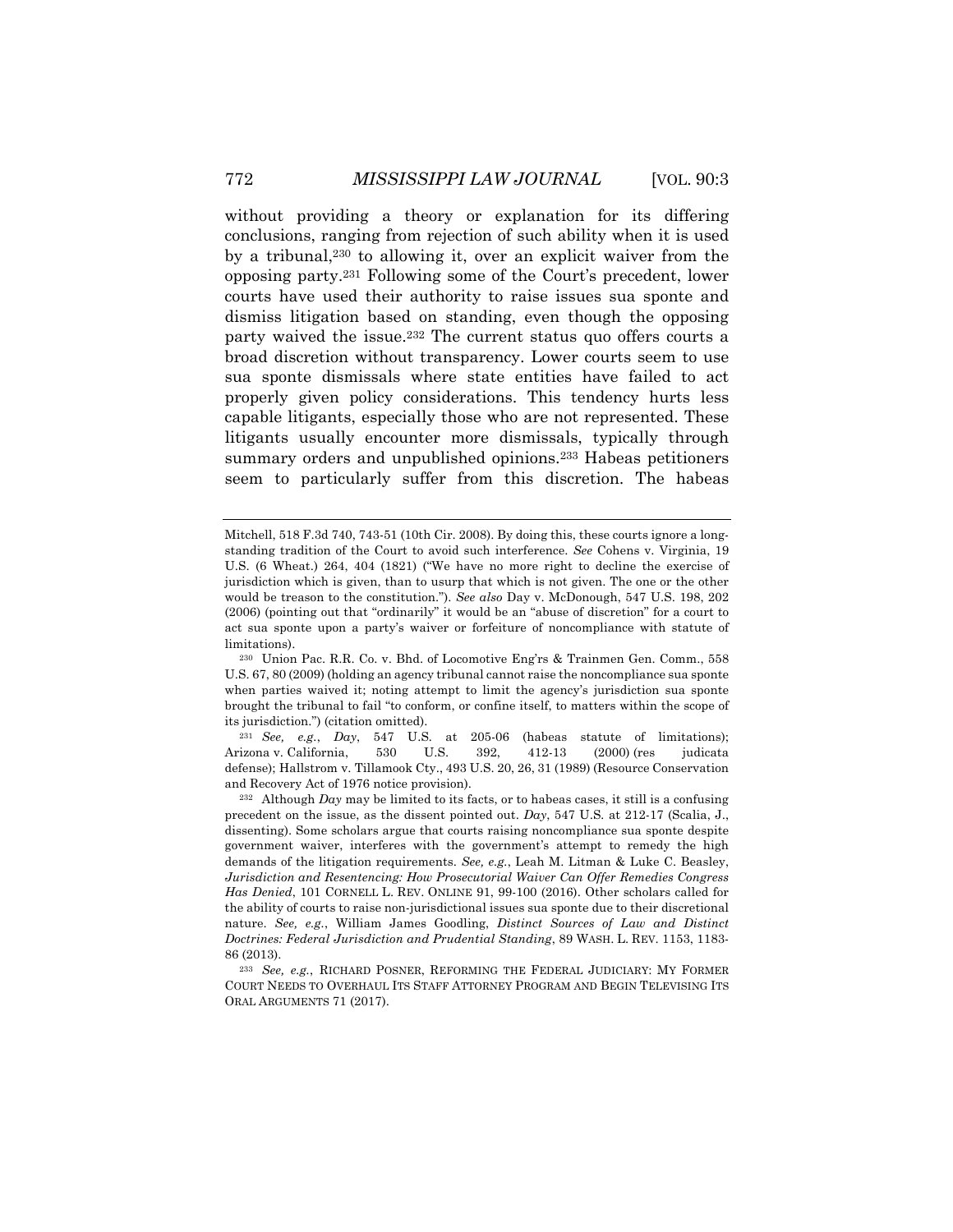without providing a theory or explanation for its differing conclusions, ranging from rejection of such ability when it is used by a tribunal,[230] to allowing it, over an explicit waiver from the opposing party.[231] Following some of the Court's precedent, lower courts have used their authority to raise issues sua sponte and dismiss litigation based on standing, even though the opposing party waived the issue.[232] The current status quo offers courts a broad discretion without transparency. Lower courts seem to use sua sponte dismissals where state entities have failed to act properly given policy considerations. This tendency hurts less capable litigants, especially those who are not represented. These litigants usually encounter more dismissals, typically through summary orders and unpublished opinions.[233] Habeas petitioners seem to particularly suffer from this discretion. The habeas

---

Mitchell, 518 F.3d 740, 743-51 (10th Cir. 2008). By doing this, these courts ignore a longstanding tradition of the Court to avoid such interference. *See* Cohens v. Virginia, 19 U.S. (6 Wheat.) 264, 404 (1821) ("We have no more right to decline the exercise of jurisdiction which is given, than to usurp that which is not given. The one or the other would be treason to the constitution."). *See also* Day v. McDonough, 547 U.S. 198, 202 (2006) (pointing out that "ordinarily" it would be an "abuse of discretion" for a court to act sua sponte upon a party's waiver or forfeiture of noncompliance with statute of limitations).

[230] Union Pac. R.R. Co. v. Bhd. of Locomotive Eng'rs & Trainmen Gen. Comm., 558 U.S. 67, 80 (2009) (holding an agency tribunal cannot raise the noncompliance sua sponte when parties waived it; noting attempt to limit the agency's jurisdiction sua sponte brought the tribunal to fail "to conform, or confine itself, to matters within the scope of its jurisdiction.") (citation omitted).

[231] *See, e.g.*, *Day*, 547 U.S. at 205-06 (habeas statute of limitations); Arizona v. California, 530 U.S. 392, 412-13 (2000) (res judicata defense); Hallstrom v. Tillamook Cty., 493 U.S. 20, 26, 31 (1989) (Resource Conservation and Recovery Act of 1976 notice provision).

[232] Although *Day* may be limited to its facts, or to habeas cases, it still is a confusing precedent on the issue, as the dissent pointed out. *Day*, 547 U.S. at 212-17 (Scalia, J., dissenting). Some scholars argue that courts raising noncompliance sua sponte despite government waiver, interferes with the government's attempt to remedy the high demands of the litigation requirements. *See, e.g.*, Leah M. Litman & Luke C. Beasley, *Jurisdiction and Resentencing: How Prosecutorial Waiver Can Offer Remedies Congress Has Denied*, 101 CORNELL L. REV. ONLINE 91, 99-100 (2016). Other scholars called for the ability of courts to raise non-jurisdictional issues sua sponte due to their discretional nature. *See, e.g.*, William James Goodling, *Distinct Sources of Law and Distinct Doctrines: Federal Jurisdiction and Prudential Standing*, 89 WASH. L. REV. 1153, 1183-86 (2013).

[233] *See, e.g.*, RICHARD POSNER, REFORMING THE FEDERAL JUDICIARY: MY FORMER COURT NEEDS TO OVERHAUL ITS STAFF ATTORNEY PROGRAM AND BEGIN TELEVISING ITS ORAL ARGUMENTS 71 (2017).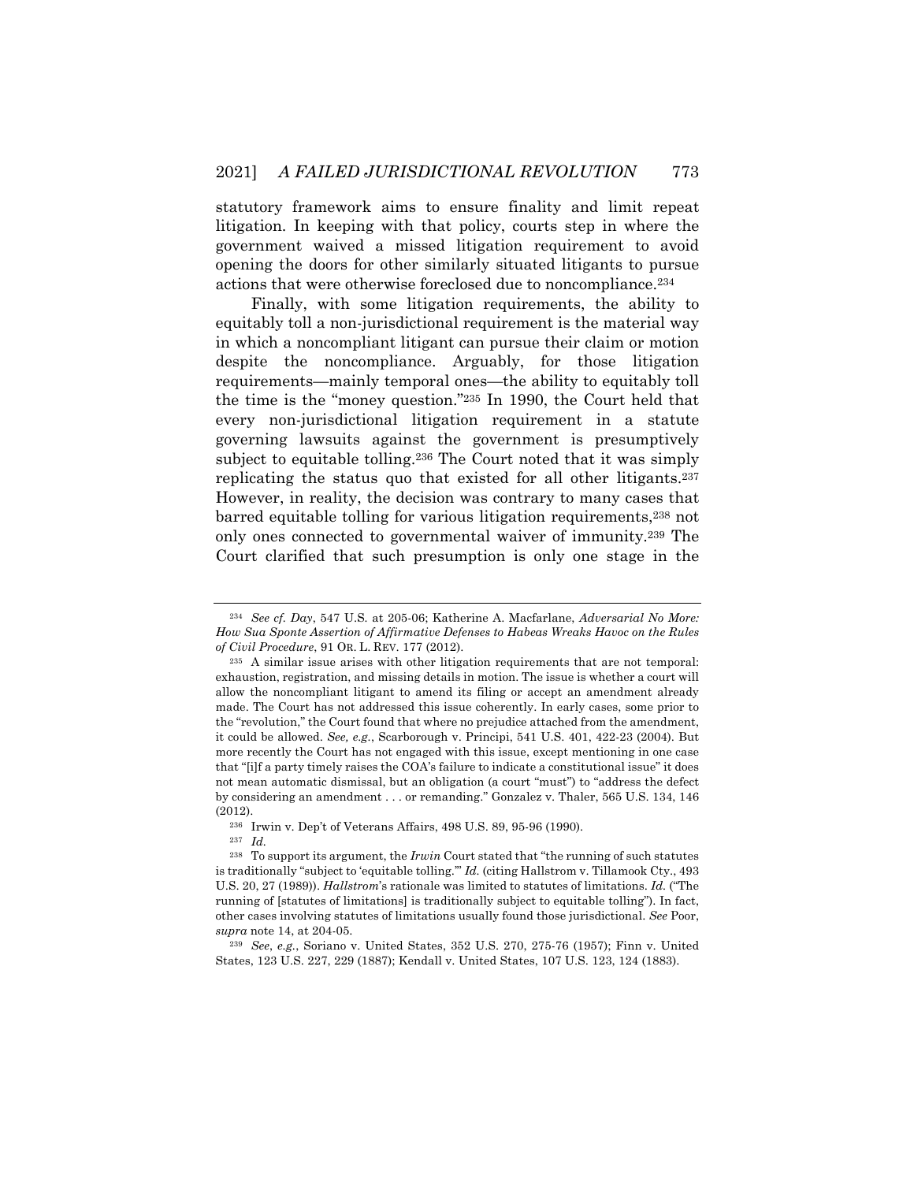statutory framework aims to ensure finality and limit repeat litigation. In keeping with that policy, courts step in where the government waived a missed litigation requirement to avoid opening the doors for other similarly situated litigants to pursue actions that were otherwise foreclosed due to noncompliance.[234]

Finally, with some litigation requirements, the ability to equitably toll a non-jurisdictional requirement is the material way in which a noncompliant litigant can pursue their claim or motion despite the noncompliance. Arguably, for those litigation requirements—mainly temporal ones—the ability to equitably toll the time is the "money question."[235] In 1990, the Court held that every non-jurisdictional litigation requirement in a statute governing lawsuits against the government is presumptively subject to equitable tolling.[236] The Court noted that it was simply replicating the status quo that existed for all other litigants.[237] However, in reality, the decision was contrary to many cases that barred equitable tolling for various litigation requirements,[238] not only ones connected to governmental waiver of immunity.[239] The Court clarified that such presumption is only one stage in the

---

[234] *See cf. Day*, 547 U.S. at 205-06; Katherine A. Macfarlane, *Adversarial No More: How Sua Sponte Assertion of Affirmative Defenses to Habeas Wreaks Havoc on the Rules of Civil Procedure*, 91 OR. L. REV. 177 (2012).

[235] A similar issue arises with other litigation requirements that are not temporal: exhaustion, registration, and missing details in motion. The issue is whether a court will allow the noncompliant litigant to amend its filing or accept an amendment already made. The Court has not addressed this issue coherently. In early cases, some prior to the "revolution," the Court found that where no prejudice attached from the amendment, it could be allowed. *See, e.g.*, Scarborough v. Principi, 541 U.S. 401, 422-23 (2004). But more recently the Court has not engaged with this issue, except mentioning in one case that "[i]f a party timely raises the COA's failure to indicate a constitutional issue" it does not mean automatic dismissal, but an obligation (a court "must") to "address the defect by considering an amendment . . . or remanding." Gonzalez v. Thaler, 565 U.S. 134, 146 (2012).

[236] Irwin v. Dep't of Veterans Affairs, 498 U.S. 89, 95-96 (1990).

[237] *Id.*

[238] To support its argument, the *Irwin* Court stated that "the running of such statutes is traditionally "subject to 'equitable tolling.'" *Id.* (citing Hallstrom v. Tillamook Cty., 493 U.S. 20, 27 (1989)). *Hallstrom*'s rationale was limited to statutes of limitations. *Id.* ("The running of [statutes of limitations] is traditionally subject to equitable tolling"). In fact, other cases involving statutes of limitations usually found those jurisdictional. *See* Poor, *supra* note 14, at 204-05.

[239] *See, e.g.*, Soriano v. United States, 352 U.S. 270, 275-76 (1957); Finn v. United States, 123 U.S. 227, 229 (1887); Kendall v. United States, 107 U.S. 123, 124 (1883).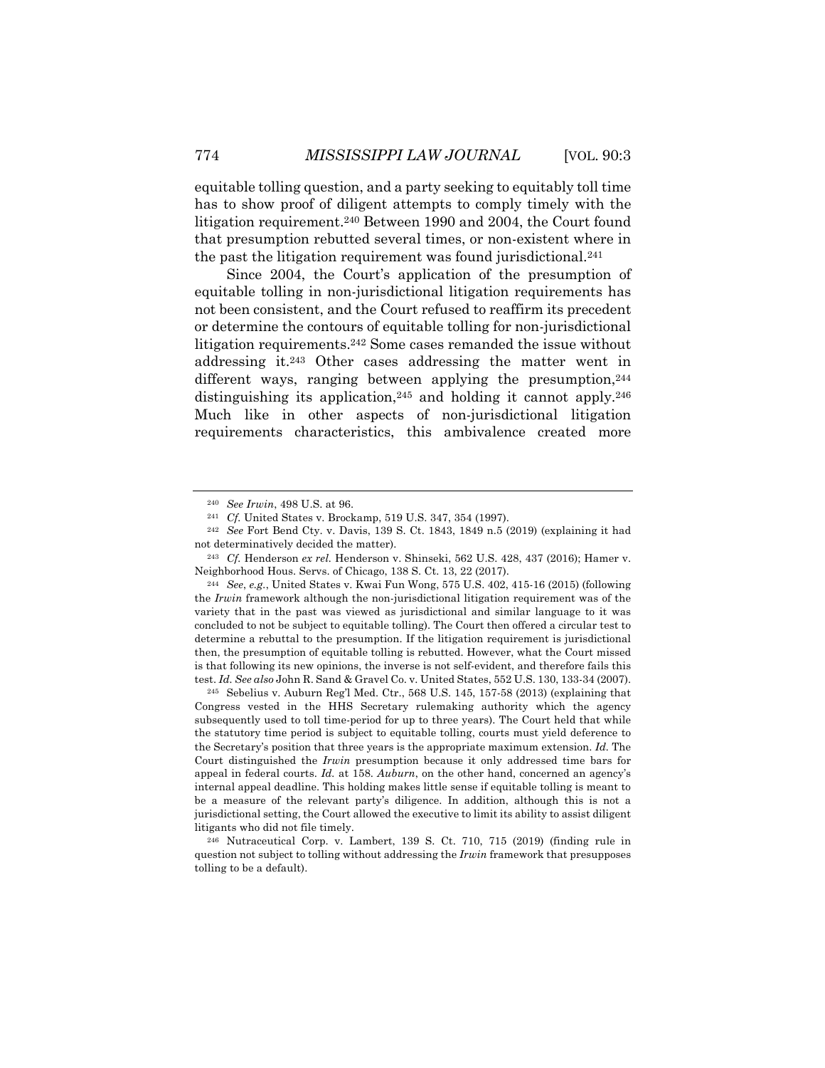equitable tolling question, and a party seeking to equitably toll time has to show proof of diligent attempts to comply timely with the litigation requirement.[240] Between 1990 and 2004, the Court found that presumption rebutted several times, or non-existent where in the past the litigation requirement was found jurisdictional.[241]

Since 2004, the Court's application of the presumption of equitable tolling in non-jurisdictional litigation requirements has not been consistent, and the Court refused to reaffirm its precedent or determine the contours of equitable tolling for non-jurisdictional litigation requirements.[242] Some cases remanded the issue without addressing it.[243] Other cases addressing the matter went in different ways, ranging between applying the presumption,[244] distinguishing its application,[245] and holding it cannot apply.[246] Much like in other aspects of non-jurisdictional litigation requirements characteristics, this ambivalence created more

---

[240] *See Irwin*, 498 U.S. at 96.

[241] *Cf.* United States v. Brockamp, 519 U.S. 347, 354 (1997).

[242] *See* Fort Bend Cty. v. Davis, 139 S. Ct. 1843, 1849 n.5 (2019) (explaining it had not determinatively decided the matter).

[243] *Cf.* Henderson *ex rel.* Henderson v. Shinseki, 562 U.S. 428, 437 (2016); Hamer v. Neighborhood Hous. Servs. of Chicago, 138 S. Ct. 13, 22 (2017).

[244] *See*, *e.g.*, United States v. Kwai Fun Wong, 575 U.S. 402, 415-16 (2015) (following the *Irwin* framework although the non-jurisdictional litigation requirement was of the variety that in the past was viewed as jurisdictional and similar language to it was concluded to not be subject to equitable tolling). The Court then offered a circular test to determine a rebuttal to the presumption. If the litigation requirement is jurisdictional then, the presumption of equitable tolling is rebutted. However, what the Court missed is that following its new opinions, the inverse is not self-evident, and therefore fails this test. *Id. See also* John R. Sand & Gravel Co. v. United States, 552 U.S. 130, 133-34 (2007).

[245] Sebelius v. Auburn Reg'l Med. Ctr., 568 U.S. 145, 157-58 (2013) (explaining that Congress vested in the HHS Secretary rulemaking authority which the agency subsequently used to toll time-period for up to three years). The Court held that while the statutory time period is subject to equitable tolling, courts must yield deference to the Secretary's position that three years is the appropriate maximum extension. *Id.* The Court distinguished the *Irwin* presumption because it only addressed time bars for appeal in federal courts. *Id.* at 158. *Auburn*, on the other hand, concerned an agency's internal appeal deadline. This holding makes little sense if equitable tolling is meant to be a measure of the relevant party's diligence. In addition, although this is not a jurisdictional setting, the Court allowed the executive to limit its ability to assist diligent litigants who did not file timely.

[246] Nutraceutical Corp. v. Lambert, 139 S. Ct. 710, 715 (2019) (finding rule in question not subject to tolling without addressing the *Irwin* framework that presupposes tolling to be a default).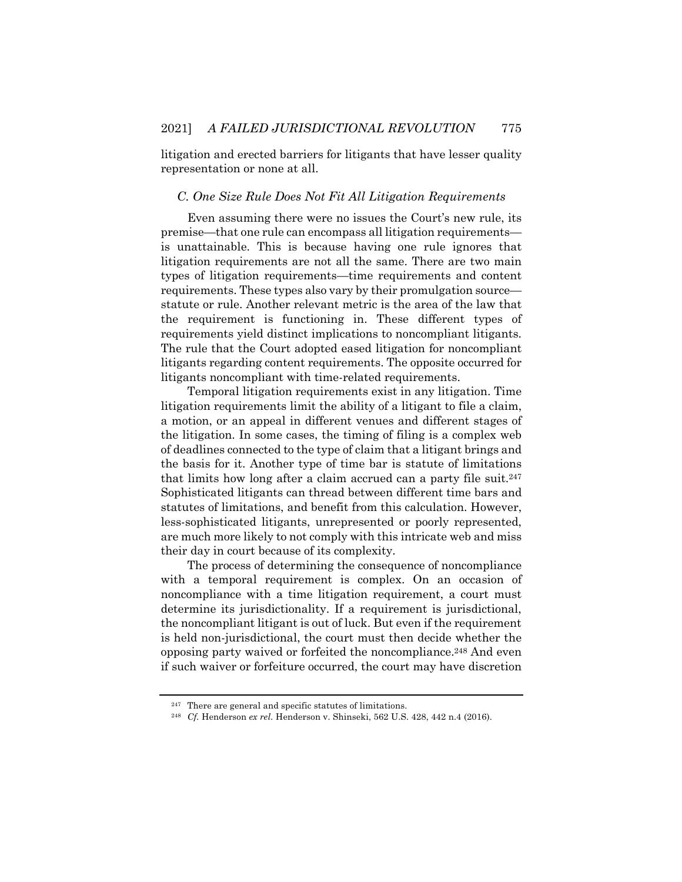litigation and erected barriers for litigants that have lesser quality representation or none at all.

### *C. One Size Rule Does Not Fit All Litigation Requirements*

Even assuming there were no issues the Court's new rule, its premise—that one rule can encompass all litigation requirements—is unattainable. This is because having one rule ignores that litigation requirements are not all the same. There are two main types of litigation requirements—time requirements and content requirements. These types also vary by their promulgation source—statute or rule. Another relevant metric is the area of the law that the requirement is functioning in. These different types of requirements yield distinct implications to noncompliant litigants. The rule that the Court adopted eased litigation for noncompliant litigants regarding content requirements. The opposite occurred for litigants noncompliant with time-related requirements.

Temporal litigation requirements exist in any litigation. Time litigation requirements limit the ability of a litigant to file a claim, a motion, or an appeal in different venues and different stages of the litigation. In some cases, the timing of filing is a complex web of deadlines connected to the type of claim that a litigant brings and the basis for it. Another type of time bar is statute of limitations that limits how long after a claim accrued can a party file suit.[247] Sophisticated litigants can thread between different time bars and statutes of limitations, and benefit from this calculation. However, less-sophisticated litigants, unrepresented or poorly represented, are much more likely to not comply with this intricate web and miss their day in court because of its complexity.

The process of determining the consequence of noncompliance with a temporal requirement is complex. On an occasion of noncompliance with a time litigation requirement, a court must determine its jurisdictionality. If a requirement is jurisdictional, the noncompliant litigant is out of luck. But even if the requirement is held non-jurisdictional, the court must then decide whether the opposing party waived or forfeited the noncompliance.[248] And even if such waiver or forfeiture occurred, the court may have discretion

---

[247] There are general and specific statutes of limitations.

[248] *Cf.* Henderson *ex rel.* Henderson v. Shinseki, 562 U.S. 428, 442 n.4 (2016).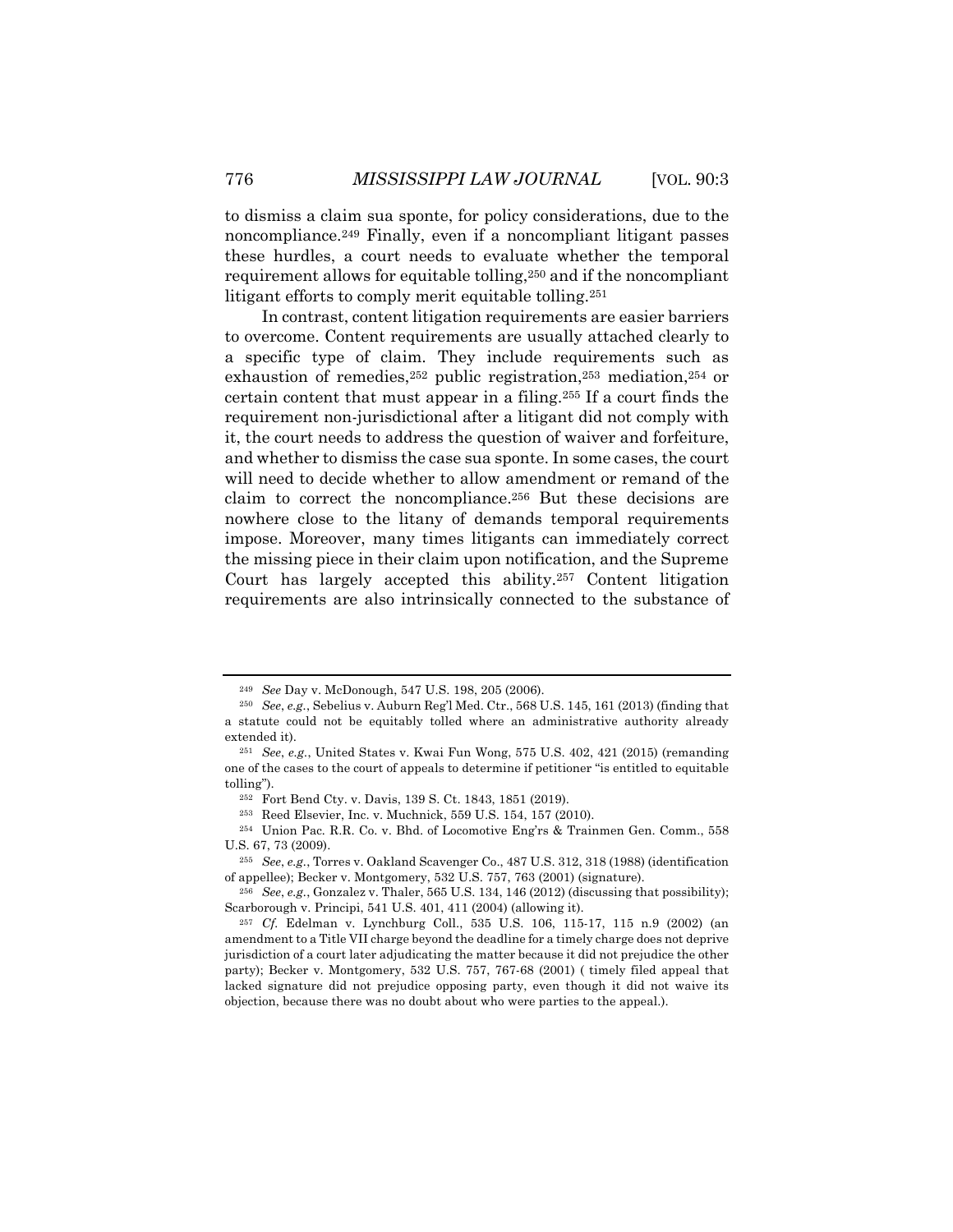to dismiss a claim sua sponte, for policy considerations, due to the noncompliance.[249] Finally, even if a noncompliant litigant passes these hurdles, a court needs to evaluate whether the temporal requirement allows for equitable tolling,[250] and if the noncompliant litigant efforts to comply merit equitable tolling.[251]

In contrast, content litigation requirements are easier barriers to overcome. Content requirements are usually attached clearly to a specific type of claim. They include requirements such as exhaustion of remedies,[252] public registration,[253] mediation,[254] or certain content that must appear in a filing.[255] If a court finds the requirement non-jurisdictional after a litigant did not comply with it, the court needs to address the question of waiver and forfeiture, and whether to dismiss the case sua sponte. In some cases, the court will need to decide whether to allow amendment or remand of the claim to correct the noncompliance.[256] But these decisions are nowhere close to the litany of demands temporal requirements impose. Moreover, many times litigants can immediately correct the missing piece in their claim upon notification, and the Supreme Court has largely accepted this ability.[257] Content litigation requirements are also intrinsically connected to the substance of

---

[249] *See* Day v. McDonough, 547 U.S. 198, 205 (2006).

[250] *See, e.g.*, Sebelius v. Auburn Reg'l Med. Ctr., 568 U.S. 145, 161 (2013) (finding that a statute could not be equitably tolled where an administrative authority already extended it).

[251] *See, e.g.*, United States v. Kwai Fun Wong, 575 U.S. 402, 421 (2015) (remanding one of the cases to the court of appeals to determine if petitioner "is entitled to equitable tolling").

[252] Fort Bend Cty. v. Davis, 139 S. Ct. 1843, 1851 (2019).

[253] Reed Elsevier, Inc. v. Muchnick, 559 U.S. 154, 157 (2010).

[254] Union Pac. R.R. Co. v. Bhd. of Locomotive Eng'rs & Trainmen Gen. Comm., 558 U.S. 67, 73 (2009).

[255] *See, e.g.*, Torres v. Oakland Scavenger Co., 487 U.S. 312, 318 (1988) (identification of appellee); Becker v. Montgomery, 532 U.S. 757, 763 (2001) (signature).

[256] *See, e.g.*, Gonzalez v. Thaler, 565 U.S. 134, 146 (2012) (discussing that possibility); Scarborough v. Principi, 541 U.S. 401, 411 (2004) (allowing it).

[257] *Cf.* Edelman v. Lynchburg Coll., 535 U.S. 106, 115-17, 115 n.9 (2002) (an amendment to a Title VII charge beyond the deadline for a timely charge does not deprive jurisdiction of a court later adjudicating the matter because it did not prejudice the other party); Becker v. Montgomery, 532 U.S. 757, 767-68 (2001) ( timely filed appeal that lacked signature did not prejudice opposing party, even though it did not waive its objection, because there was no doubt about who were parties to the appeal.).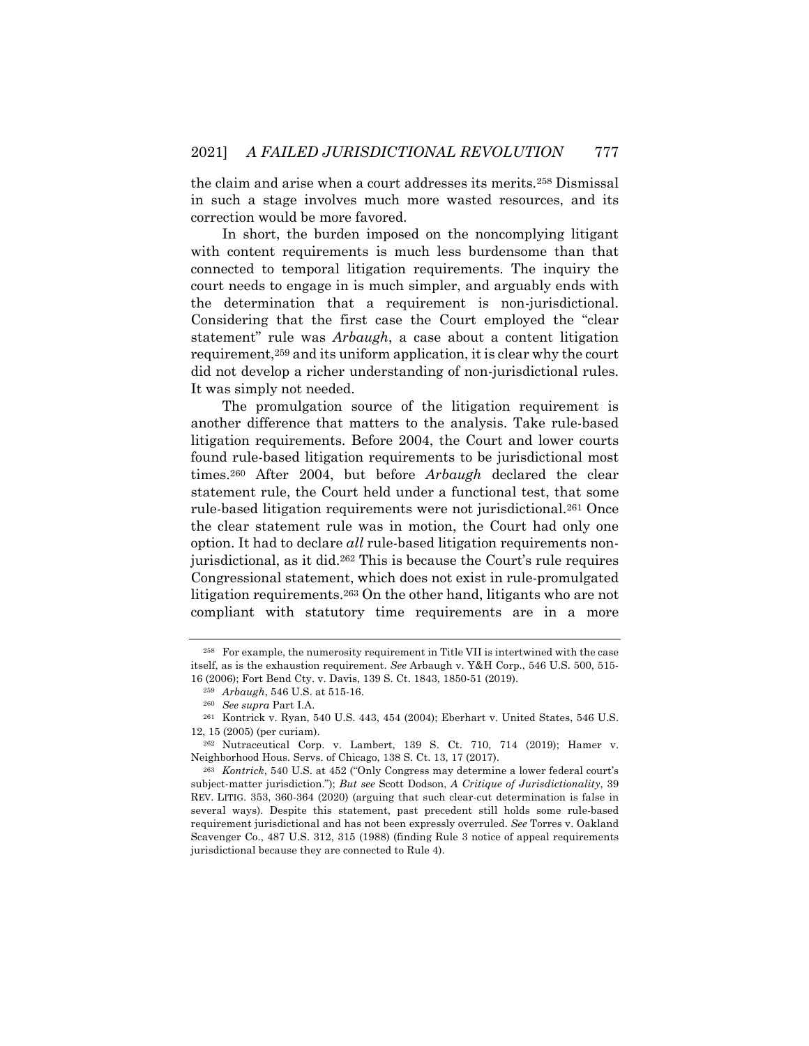the claim and arise when a court addresses its merits.[258] Dismissal in such a stage involves much more wasted resources, and its correction would be more favored.

In short, the burden imposed on the noncomplying litigant with content requirements is much less burdensome than that connected to temporal litigation requirements. The inquiry the court needs to engage in is much simpler, and arguably ends with the determination that a requirement is non-jurisdictional. Considering that the first case the Court employed the "clear statement" rule was *Arbaugh*, a case about a content litigation requirement,[259] and its uniform application, it is clear why the court did not develop a richer understanding of non-jurisdictional rules. It was simply not needed.

The promulgation source of the litigation requirement is another difference that matters to the analysis. Take rule-based litigation requirements. Before 2004, the Court and lower courts found rule-based litigation requirements to be jurisdictional most times.[260] After 2004, but before *Arbaugh* declared the clear statement rule, the Court held under a functional test, that some rule-based litigation requirements were not jurisdictional.[261] Once the clear statement rule was in motion, the Court had only one option. It had to declare *all* rule-based litigation requirements non-jurisdictional, as it did.[262] This is because the Court's rule requires Congressional statement, which does not exist in rule-promulgated litigation requirements.[263] On the other hand, litigants who are not compliant with statutory time requirements are in a more

---

[258] For example, the numerosity requirement in Title VII is intertwined with the case itself, as is the exhaustion requirement. *See* Arbaugh v. Y&H Corp., 546 U.S. 500, 515-16 (2006); Fort Bend Cty. v. Davis, 139 S. Ct. 1843, 1850-51 (2019).

[259] *Arbaugh*, 546 U.S. at 515-16.

[260] *See supra* Part I.A.

[261] Kontrick v. Ryan, 540 U.S. 443, 454 (2004); Eberhart v. United States, 546 U.S. 12, 15 (2005) (per curiam).

[262] Nutraceutical Corp. v. Lambert, 139 S. Ct. 710, 714 (2019); Hamer v. Neighborhood Hous. Servs. of Chicago, 138 S. Ct. 13, 17 (2017).

[263] *Kontrick*, 540 U.S. at 452 ("Only Congress may determine a lower federal court's subject-matter jurisdiction."); *But see* Scott Dodson, *A Critique of Jurisdictionality*, 39 REV. LITIG. 353, 360-364 (2020) (arguing that such clear-cut determination is false in several ways). Despite this statement, past precedent still holds some rule-based requirement jurisdictional and has not been expressly overruled. *See* Torres v. Oakland Scavenger Co., 487 U.S. 312, 315 (1988) (finding Rule 3 notice of appeal requirements jurisdictional because they are connected to Rule 4).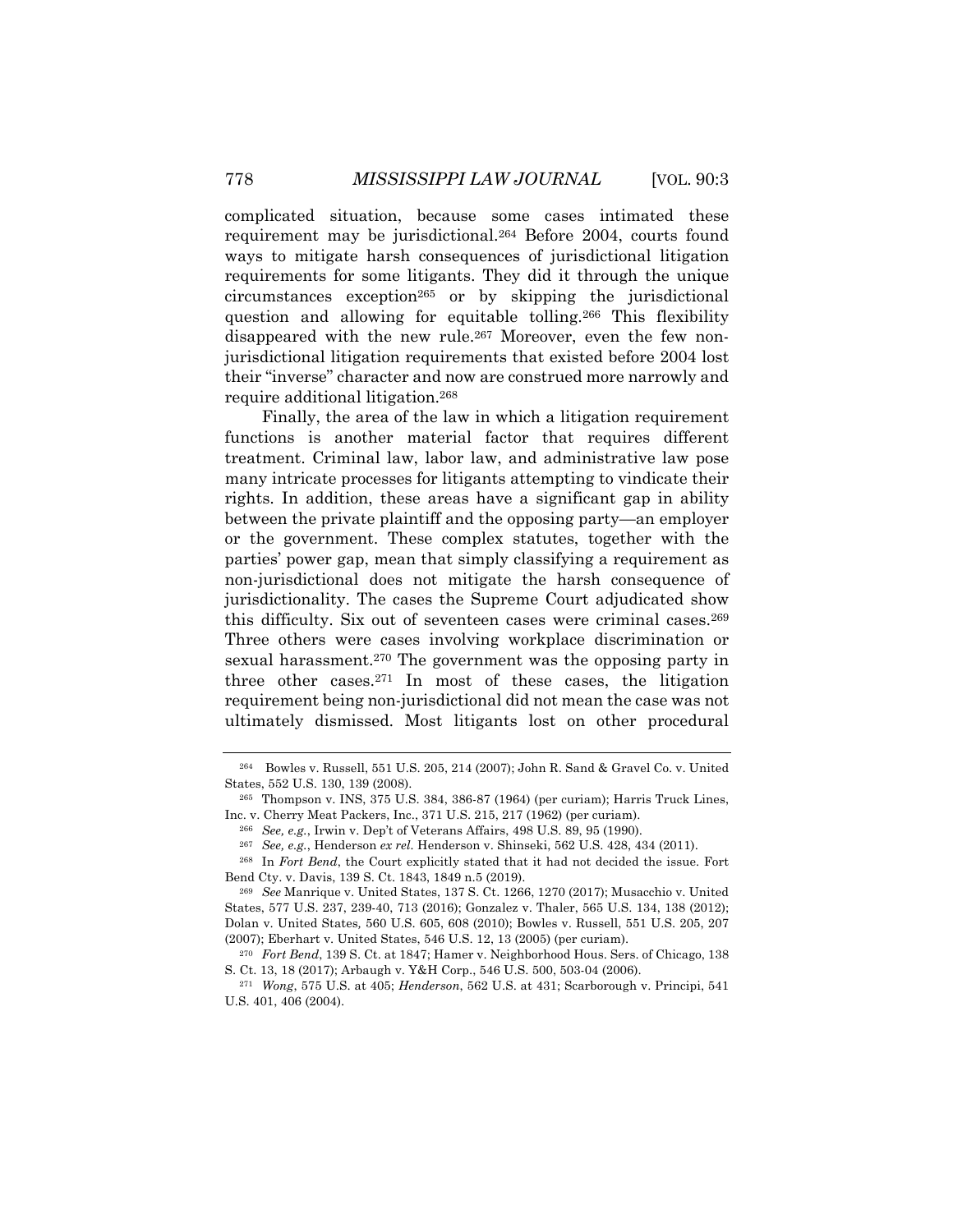complicated situation, because some cases intimated these requirement may be jurisdictional.[264] Before 2004, courts found ways to mitigate harsh consequences of jurisdictional litigation requirements for some litigants. They did it through the unique circumstances exception[265] or by skipping the jurisdictional question and allowing for equitable tolling.[266] This flexibility disappeared with the new rule.[267] Moreover, even the few non-jurisdictional litigation requirements that existed before 2004 lost their "inverse" character and now are construed more narrowly and require additional litigation.[268]

Finally, the area of the law in which a litigation requirement functions is another material factor that requires different treatment. Criminal law, labor law, and administrative law pose many intricate processes for litigants attempting to vindicate their rights. In addition, these areas have a significant gap in ability between the private plaintiff and the opposing party—an employer or the government. These complex statutes, together with the parties' power gap, mean that simply classifying a requirement as non-jurisdictional does not mitigate the harsh consequence of jurisdictionality. The cases the Supreme Court adjudicated show this difficulty. Six out of seventeen cases were criminal cases.[269] Three others were cases involving workplace discrimination or sexual harassment.[270] The government was the opposing party in three other cases.[271] In most of these cases, the litigation requirement being non-jurisdictional did not mean the case was not ultimately dismissed. Most litigants lost on other procedural

---

[264] Bowles v. Russell, 551 U.S. 205, 214 (2007); John R. Sand & Gravel Co. v. United States, 552 U.S. 130, 139 (2008).

[265] Thompson v. INS, 375 U.S. 384, 386-87 (1964) (per curiam); Harris Truck Lines, Inc. v. Cherry Meat Packers, Inc., 371 U.S. 215, 217 (1962) (per curiam).

[266] *See, e.g.*, Irwin v. Dep't of Veterans Affairs, 498 U.S. 89, 95 (1990).

[267] *See, e.g.*, Henderson *ex rel.* Henderson v. Shinseki, 562 U.S. 428, 434 (2011).

[268] In *Fort Bend*, the Court explicitly stated that it had not decided the issue. Fort Bend Cty. v. Davis, 139 S. Ct. 1843, 1849 n.5 (2019).

[269] *See* Manrique v. United States, 137 S. Ct. 1266, 1270 (2017); Musacchio v. United States, 577 U.S. 237, 239-40, 713 (2016); Gonzalez v. Thaler, 565 U.S. 134, 138 (2012); Dolan v. United States, 560 U.S. 605, 608 (2010); Bowles v. Russell, 551 U.S. 205, 207 (2007); Eberhart v. United States, 546 U.S. 12, 13 (2005) (per curiam).

[270] *Fort Bend*, 139 S. Ct. at 1847; Hamer v. Neighborhood Hous. Sers. of Chicago, 138 S. Ct. 13, 18 (2017); Arbaugh v. Y&H Corp., 546 U.S. 500, 503-04 (2006).

[271] *Wong*, 575 U.S. at 405; *Henderson*, 562 U.S. at 431; Scarborough v. Principi, 541 U.S. 401, 406 (2004).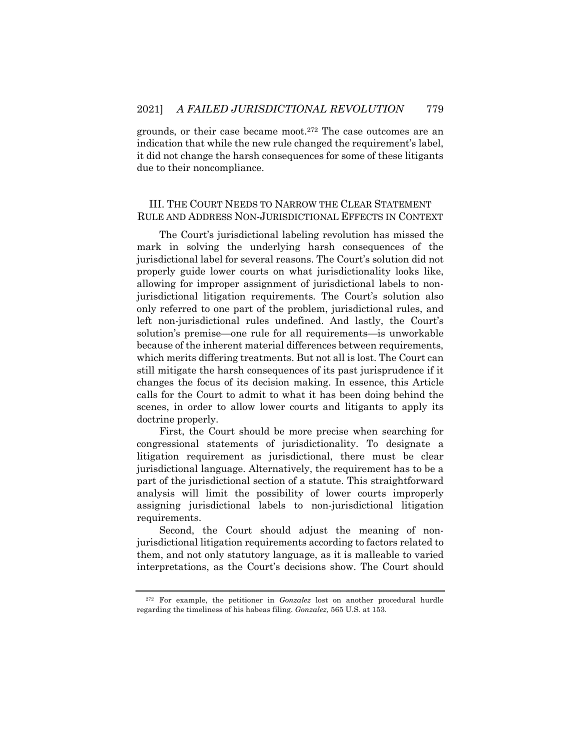grounds, or their case became moot.[272] The case outcomes are an indication that while the new rule changed the requirement's label, it did not change the harsh consequences for some of these litigants due to their noncompliance.

## III. THE COURT NEEDS TO NARROW THE CLEAR STATEMENT RULE AND ADDRESS NON-JURISDICTIONAL EFFECTS IN CONTEXT

The Court's jurisdictional labeling revolution has missed the mark in solving the underlying harsh consequences of the jurisdictional label for several reasons. The Court's solution did not properly guide lower courts on what jurisdictionality looks like, allowing for improper assignment of jurisdictional labels to non-jurisdictional litigation requirements. The Court's solution also only referred to one part of the problem, jurisdictional rules, and left non-jurisdictional rules undefined. And lastly, the Court's solution's premise—one rule for all requirements—is unworkable because of the inherent material differences between requirements, which merits differing treatments. But not all is lost. The Court can still mitigate the harsh consequences of its past jurisprudence if it changes the focus of its decision making. In essence, this Article calls for the Court to admit to what it has been doing behind the scenes, in order to allow lower courts and litigants to apply its doctrine properly.

First, the Court should be more precise when searching for congressional statements of jurisdictionality. To designate a litigation requirement as jurisdictional, there must be clear jurisdictional language. Alternatively, the requirement has to be a part of the jurisdictional section of a statute. This straightforward analysis will limit the possibility of lower courts improperly assigning jurisdictional labels to non-jurisdictional litigation requirements.

Second, the Court should adjust the meaning of non-jurisdictional litigation requirements according to factors related to them, and not only statutory language, as it is malleable to varied interpretations, as the Court's decisions show. The Court should

[272] For example, the petitioner in *Gonzalez* lost on another procedural hurdle regarding the timeliness of his habeas filing. *Gonzalez,* 565 U.S. at 153.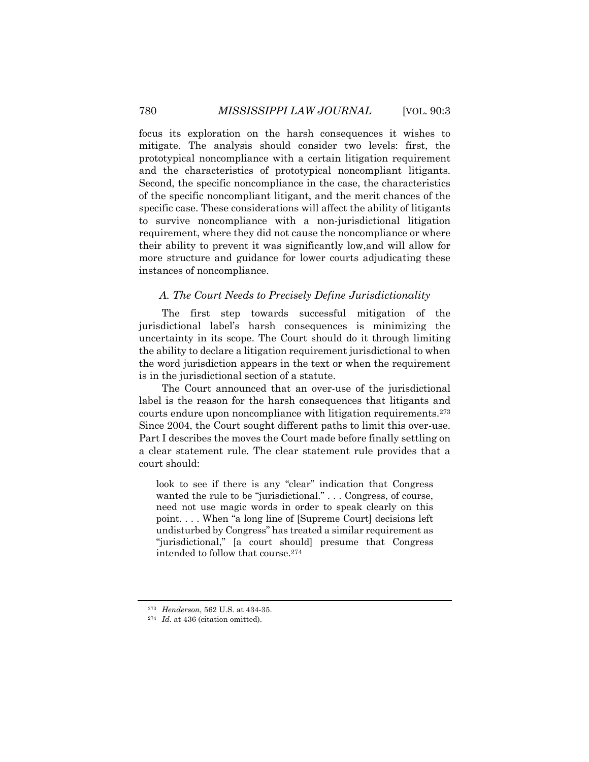focus its exploration on the harsh consequences it wishes to mitigate. The analysis should consider two levels: first, the prototypical noncompliance with a certain litigation requirement and the characteristics of prototypical noncompliant litigants. Second, the specific noncompliance in the case, the characteristics of the specific noncompliant litigant, and the merit chances of the specific case. These considerations will affect the ability of litigants to survive noncompliance with a non-jurisdictional litigation requirement, where they did not cause the noncompliance or where their ability to prevent it was significantly low,and will allow for more structure and guidance for lower courts adjudicating these instances of noncompliance.

### *A. The Court Needs to Precisely Define Jurisdictionality*

The first step towards successful mitigation of the jurisdictional label's harsh consequences is minimizing the uncertainty in its scope. The Court should do it through limiting the ability to declare a litigation requirement jurisdictional to when the word jurisdiction appears in the text or when the requirement is in the jurisdictional section of a statute.

The Court announced that an over-use of the jurisdictional label is the reason for the harsh consequences that litigants and courts endure upon noncompliance with litigation requirements.[273] Since 2004, the Court sought different paths to limit this over-use. Part I describes the moves the Court made before finally settling on a clear statement rule. The clear statement rule provides that a court should:

> look to see if there is any "clear" indication that Congress wanted the rule to be "jurisdictional." . . . Congress, of course, need not use magic words in order to speak clearly on this point. . . . When "a long line of [Supreme Court] decisions left undisturbed by Congress" has treated a similar requirement as "jurisdictional," [a court should] presume that Congress intended to follow that course.[274]

---

[273] *Henderson*, 562 U.S. at 434-35.

[274] *Id.* at 436 (citation omitted).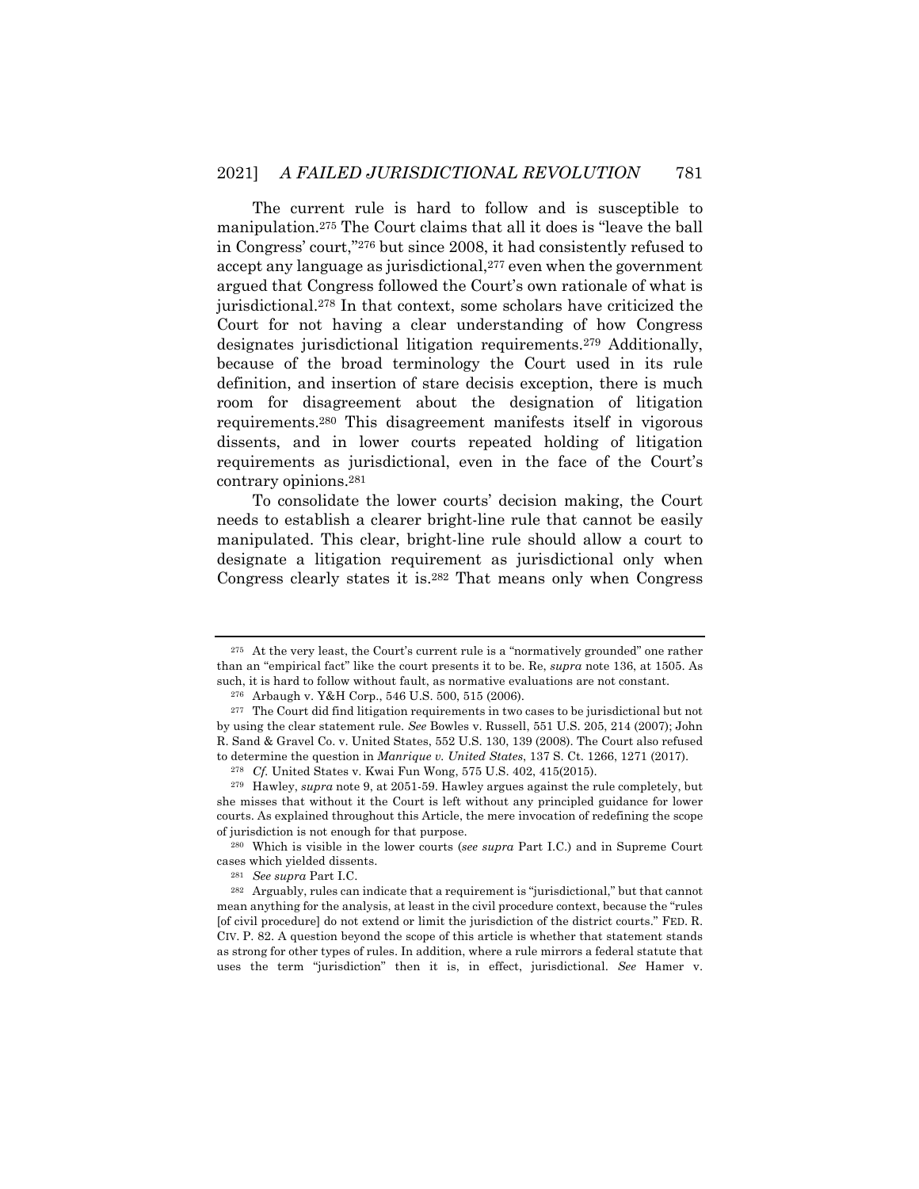The current rule is hard to follow and is susceptible to manipulation.[275] The Court claims that all it does is "leave the ball in Congress' court,"[276] but since 2008, it had consistently refused to accept any language as jurisdictional,[277] even when the government argued that Congress followed the Court's own rationale of what is jurisdictional.[278] In that context, some scholars have criticized the Court for not having a clear understanding of how Congress designates jurisdictional litigation requirements.[279] Additionally, because of the broad terminology the Court used in its rule definition, and insertion of stare decisis exception, there is much room for disagreement about the designation of litigation requirements.[280] This disagreement manifests itself in vigorous dissents, and in lower courts repeated holding of litigation requirements as jurisdictional, even in the face of the Court's contrary opinions.[281]

To consolidate the lower courts' decision making, the Court needs to establish a clearer bright-line rule that cannot be easily manipulated. This clear, bright-line rule should allow a court to designate a litigation requirement as jurisdictional only when Congress clearly states it is.[282] That means only when Congress

---

[275] At the very least, the Court's current rule is a "normatively grounded" one rather than an "empirical fact" like the court presents it to be. Re, *supra* note 136, at 1505. As such, it is hard to follow without fault, as normative evaluations are not constant.

[276] Arbaugh v. Y&H Corp., 546 U.S. 500, 515 (2006).

[277] The Court did find litigation requirements in two cases to be jurisdictional but not by using the clear statement rule. *See* Bowles v. Russell, 551 U.S. 205, 214 (2007); John R. Sand & Gravel Co. v. United States, 552 U.S. 130, 139 (2008). The Court also refused to determine the question in *Manrique v. United States*, 137 S. Ct. 1266, 1271 (2017).

[278] *Cf.* United States v. Kwai Fun Wong, 575 U.S. 402, 415(2015).

[279] Hawley, *supra* note 9, at 2051-59. Hawley argues against the rule completely, but she misses that without it the Court is left without any principled guidance for lower courts. As explained throughout this Article, the mere invocation of redefining the scope of jurisdiction is not enough for that purpose.

[280] Which is visible in the lower courts (*see supra* Part I.C.) and in Supreme Court cases which yielded dissents.

[281] *See supra* Part I.C.

[282] Arguably, rules can indicate that a requirement is "jurisdictional," but that cannot mean anything for the analysis, at least in the civil procedure context, because the "rules [of civil procedure] do not extend or limit the jurisdiction of the district courts." FED. R. CIV. P. 82. A question beyond the scope of this article is whether that statement stands as strong for other types of rules. In addition, where a rule mirrors a federal statute that uses the term "jurisdiction" then it is, in effect, jurisdictional. *See* Hamer v.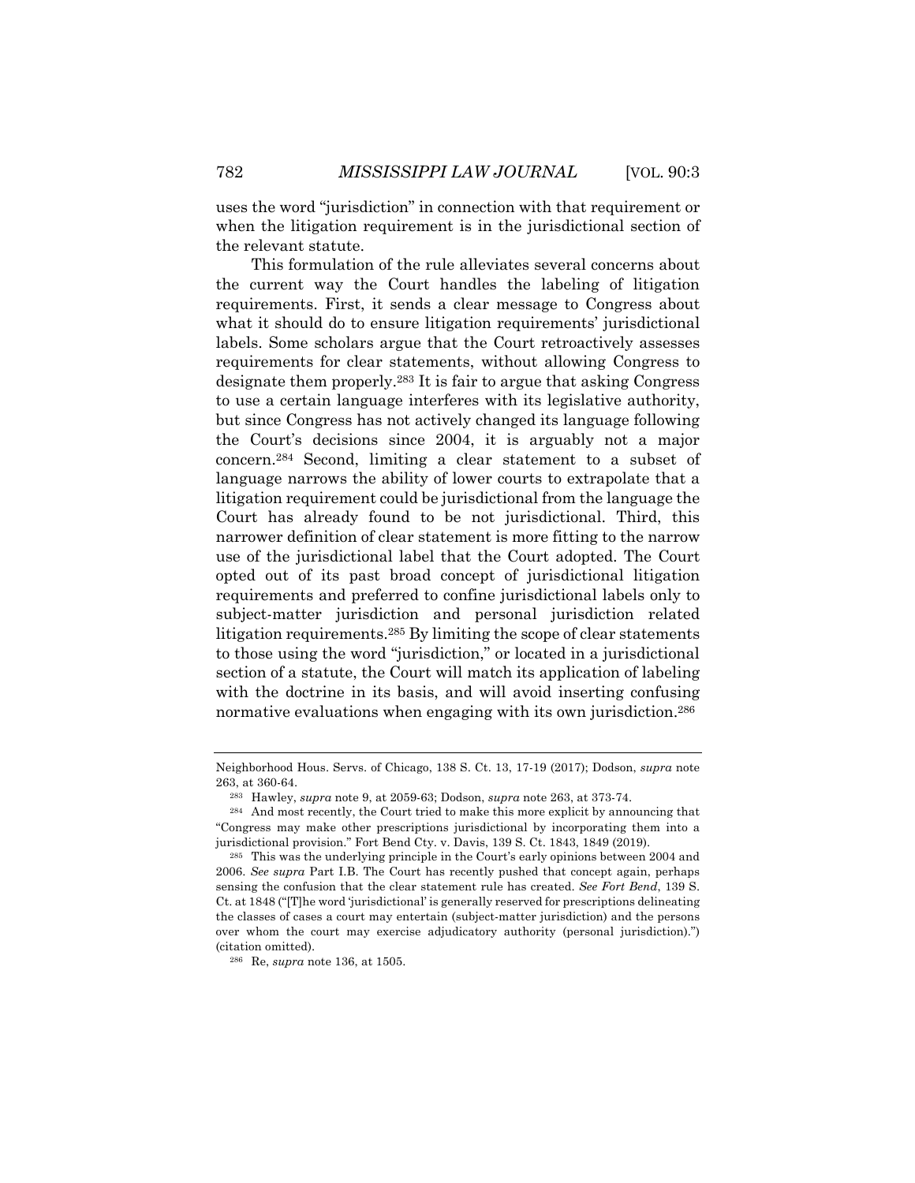uses the word "jurisdiction" in connection with that requirement or when the litigation requirement is in the jurisdictional section of the relevant statute.

This formulation of the rule alleviates several concerns about the current way the Court handles the labeling of litigation requirements. First, it sends a clear message to Congress about what it should do to ensure litigation requirements' jurisdictional labels. Some scholars argue that the Court retroactively assesses requirements for clear statements, without allowing Congress to designate them properly.[283] It is fair to argue that asking Congress to use a certain language interferes with its legislative authority, but since Congress has not actively changed its language following the Court's decisions since 2004, it is arguably not a major concern.[284] Second, limiting a clear statement to a subset of language narrows the ability of lower courts to extrapolate that a litigation requirement could be jurisdictional from the language the Court has already found to be not jurisdictional. Third, this narrower definition of clear statement is more fitting to the narrow use of the jurisdictional label that the Court adopted. The Court opted out of its past broad concept of jurisdictional litigation requirements and preferred to confine jurisdictional labels only to subject-matter jurisdiction and personal jurisdiction related litigation requirements.[285] By limiting the scope of clear statements to those using the word "jurisdiction," or located in a jurisdictional section of a statute, the Court will match its application of labeling with the doctrine in its basis, and will avoid inserting confusing normative evaluations when engaging with its own jurisdiction.[286]

---

Neighborhood Hous. Servs. of Chicago, 138 S. Ct. 13, 17-19 (2017); Dodson, *supra* note 263, at 360-64.

[283] Hawley, *supra* note 9, at 2059-63; Dodson, *supra* note 263, at 373-74.

[284] And most recently, the Court tried to make this more explicit by announcing that "Congress may make other prescriptions jurisdictional by incorporating them into a jurisdictional provision." Fort Bend Cty. v. Davis, 139 S. Ct. 1843, 1849 (2019).

[285] This was the underlying principle in the Court's early opinions between 2004 and 2006. *See supra* Part I.B. The Court has recently pushed that concept again, perhaps sensing the confusion that the clear statement rule has created. *See Fort Bend*, 139 S. Ct. at 1848 ("[T]he word 'jurisdictional' is generally reserved for prescriptions delineating the classes of cases a court may entertain (subject-matter jurisdiction) and the persons over whom the court may exercise adjudicatory authority (personal jurisdiction).") (citation omitted).

[286] Re, *supra* note 136, at 1505.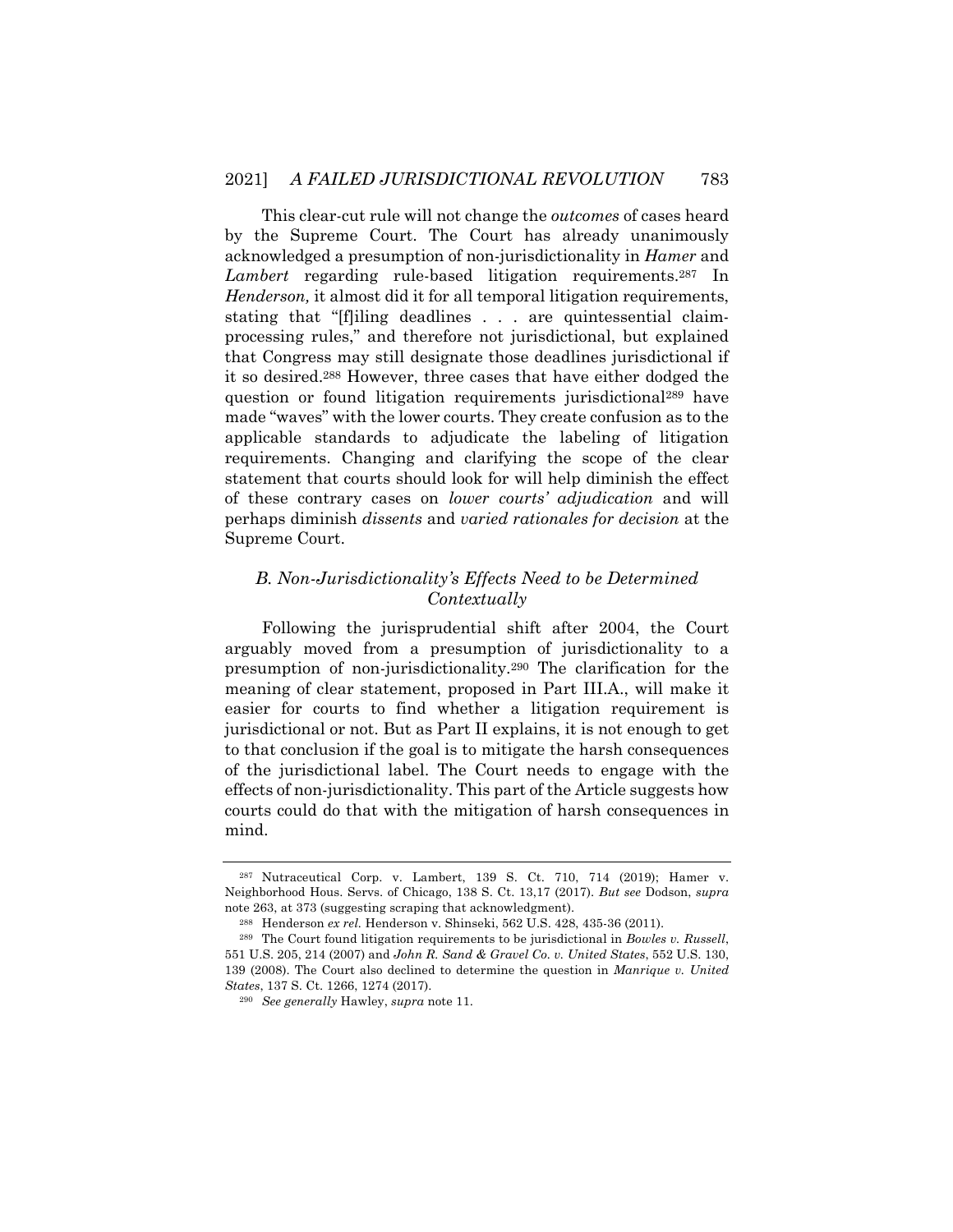This clear-cut rule will not change the *outcomes* of cases heard by the Supreme Court. The Court has already unanimously acknowledged a presumption of non-jurisdictionality in *Hamer* and *Lambert* regarding rule-based litigation requirements.[287] In *Henderson,* it almost did it for all temporal litigation requirements, stating that "[f]iling deadlines . . . are quintessential claim-processing rules," and therefore not jurisdictional, but explained that Congress may still designate those deadlines jurisdictional if it so desired.[288] However, three cases that have either dodged the question or found litigation requirements jurisdictional[289] have made "waves" with the lower courts. They create confusion as to the applicable standards to adjudicate the labeling of litigation requirements. Changing and clarifying the scope of the clear statement that courts should look for will help diminish the effect of these contrary cases on *lower courts' adjudication* and will perhaps diminish *dissents* and *varied rationales for decision* at the Supreme Court.

### *B. Non-Jurisdictionality's Effects Need to be Determined Contextually*

Following the jurisprudential shift after 2004, the Court arguably moved from a presumption of jurisdictionality to a presumption of non-jurisdictionality.[290] The clarification for the meaning of clear statement, proposed in Part III.A., will make it easier for courts to find whether a litigation requirement is jurisdictional or not. But as Part II explains, it is not enough to get to that conclusion if the goal is to mitigate the harsh consequences of the jurisdictional label. The Court needs to engage with the effects of non-jurisdictionality. This part of the Article suggests how courts could do that with the mitigation of harsh consequences in mind.

---

[287] Nutraceutical Corp. v. Lambert, 139 S. Ct. 710, 714 (2019); Hamer v. Neighborhood Hous. Servs. of Chicago, 138 S. Ct. 13,17 (2017). *But see* Dodson, *supra* note 263, at 373 (suggesting scraping that acknowledgment).

[288] Henderson *ex rel.* Henderson v. Shinseki, 562 U.S. 428, 435-36 (2011).

[289] The Court found litigation requirements to be jurisdictional in *Bowles v. Russell*, 551 U.S. 205, 214 (2007) and *John R. Sand & Gravel Co. v. United States*, 552 U.S. 130, 139 (2008). The Court also declined to determine the question in *Manrique v. United States*, 137 S. Ct. 1266, 1274 (2017).

[290] *See generally* Hawley, *supra* note 11.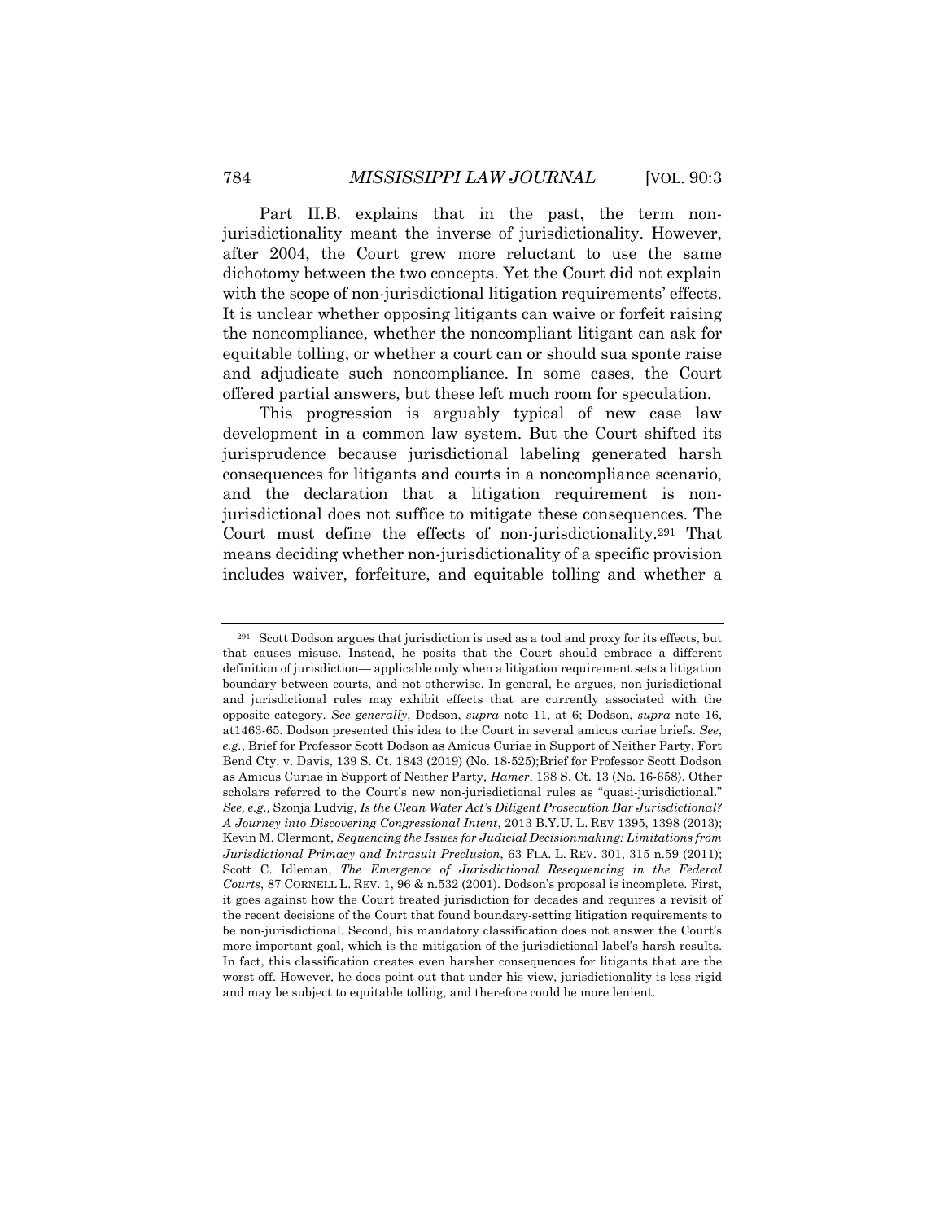Part II.B. explains that in the past, the term non-jurisdictionality meant the inverse of jurisdictionality. However, after 2004, the Court grew more reluctant to use the same dichotomy between the two concepts. Yet the Court did not explain with the scope of non-jurisdictional litigation requirements' effects. It is unclear whether opposing litigants can waive or forfeit raising the noncompliance, whether the noncompliant litigant can ask for equitable tolling, or whether a court can or should sua sponte raise and adjudicate such noncompliance. In some cases, the Court offered partial answers, but these left much room for speculation.

This progression is arguably typical of new case law development in a common law system. But the Court shifted its jurisprudence because jurisdictional labeling generated harsh consequences for litigants and courts in a noncompliance scenario, and the declaration that a litigation requirement is non-jurisdictional does not suffice to mitigate these consequences. The Court must define the effects of non-jurisdictionality.[291] That means deciding whether non-jurisdictionality of a specific provision includes waiver, forfeiture, and equitable tolling and whether a

---

[291] Scott Dodson argues that jurisdiction is used as a tool and proxy for its effects, but that causes misuse. Instead, he posits that the Court should embrace a different definition of jurisdiction— applicable only when a litigation requirement sets a litigation boundary between courts, and not otherwise. In general, he argues, non-jurisdictional and jurisdictional rules may exhibit effects that are currently associated with the opposite category. *See generally*, Dodson, *supra* note 11, at 6; Dodson, *supra* note 16, at1463-65. Dodson presented this idea to the Court in several amicus curiae briefs. *See*, *e.g.*, Brief for Professor Scott Dodson as Amicus Curiae in Support of Neither Party, Fort Bend Cty. v. Davis, 139 S. Ct. 1843 (2019) (No. 18-525);Brief for Professor Scott Dodson as Amicus Curiae in Support of Neither Party, *Hamer*, 138 S. Ct. 13 (No. 16-658). Other scholars referred to the Court's new non-jurisdictional rules as "quasi-jurisdictional." *See, e.g.,* Szonja Ludvig, *Is the Clean Water Act's Diligent Prosecution Bar Jurisdictional? A Journey into Discovering Congressional Intent*, 2013 B.Y.U. L. REV 1395, 1398 (2013); Kevin M. Clermont, *Sequencing the Issues for Judicial Decisionmaking: Limitations from Jurisdictional Primacy and Intrasuit Preclusion*, 63 FLA. L. REV. 301, 315 n.59 (2011); Scott C. Idleman, *The Emergence of Jurisdictional Resequencing in the Federal Courts*, 87 CORNELL L. REV. 1, 96 & n.532 (2001). Dodson's proposal is incomplete. First, it goes against how the Court treated jurisdiction for decades and requires a revisit of the recent decisions of the Court that found boundary-setting litigation requirements to be non-jurisdictional. Second, his mandatory classification does not answer the Court's more important goal, which is the mitigation of the jurisdictional label's harsh results. In fact, this classification creates even harsher consequences for litigants that are the worst off. However, he does point out that under his view, jurisdictionality is less rigid and may be subject to equitable tolling, and therefore could be more lenient.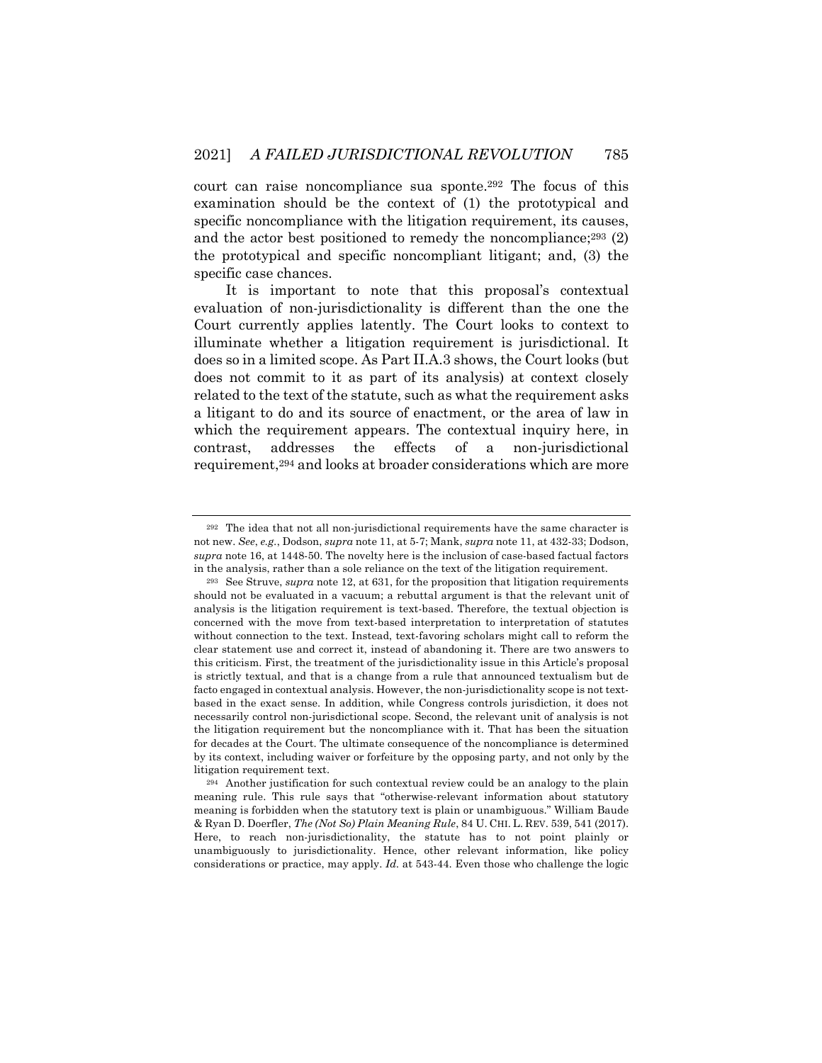court can raise noncompliance sua sponte.[292] The focus of this examination should be the context of (1) the prototypical and specific noncompliance with the litigation requirement, its causes, and the actor best positioned to remedy the noncompliance;[293] (2) the prototypical and specific noncompliant litigant; and, (3) the specific case chances.

It is important to note that this proposal's contextual evaluation of non-jurisdictionality is different than the one the Court currently applies latently. The Court looks to context to illuminate whether a litigation requirement is jurisdictional. It does so in a limited scope. As Part II.A.3 shows, the Court looks (but does not commit to it as part of its analysis) at context closely related to the text of the statute, such as what the requirement asks a litigant to do and its source of enactment, or the area of law in which the requirement appears. The contextual inquiry here, in contrast, addresses the effects of a non-jurisdictional requirement,[294] and looks at broader considerations which are more

---

[292] The idea that not all non-jurisdictional requirements have the same character is not new. *See*, *e.g.*, Dodson, *supra* note 11, at 5-7; Mank, *supra* note 11, at 432-33; Dodson, *supra* note 16, at 1448-50. The novelty here is the inclusion of case-based factual factors in the analysis, rather than a sole reliance on the text of the litigation requirement.

[293] See Struve, *supra* note 12, at 631, for the proposition that litigation requirements should not be evaluated in a vacuum; a rebuttal argument is that the relevant unit of analysis is the litigation requirement is text-based. Therefore, the textual objection is concerned with the move from text-based interpretation to interpretation of statutes without connection to the text. Instead, text-favoring scholars might call to reform the clear statement use and correct it, instead of abandoning it. There are two answers to this criticism. First, the treatment of the jurisdictionality issue in this Article's proposal is strictly textual, and that is a change from a rule that announced textualism but de facto engaged in contextual analysis. However, the non-jurisdictionality scope is not text-based in the exact sense. In addition, while Congress controls jurisdiction, it does not necessarily control non-jurisdictional scope. Second, the relevant unit of analysis is not the litigation requirement but the noncompliance with it. That has been the situation for decades at the Court. The ultimate consequence of the noncompliance is determined by its context, including waiver or forfeiture by the opposing party, and not only by the litigation requirement text.

[294] Another justification for such contextual review could be an analogy to the plain meaning rule. This rule says that "otherwise-relevant information about statutory meaning is forbidden when the statutory text is plain or unambiguous." William Baude & Ryan D. Doerfler, *The (Not So) Plain Meaning Rule*, 84 U. CHI. L. REV. 539, 541 (2017). Here, to reach non-jurisdictionality, the statute has to not point plainly or unambiguously to jurisdictionality. Hence, other relevant information, like policy considerations or practice, may apply. *Id.* at 543-44. Even those who challenge the logic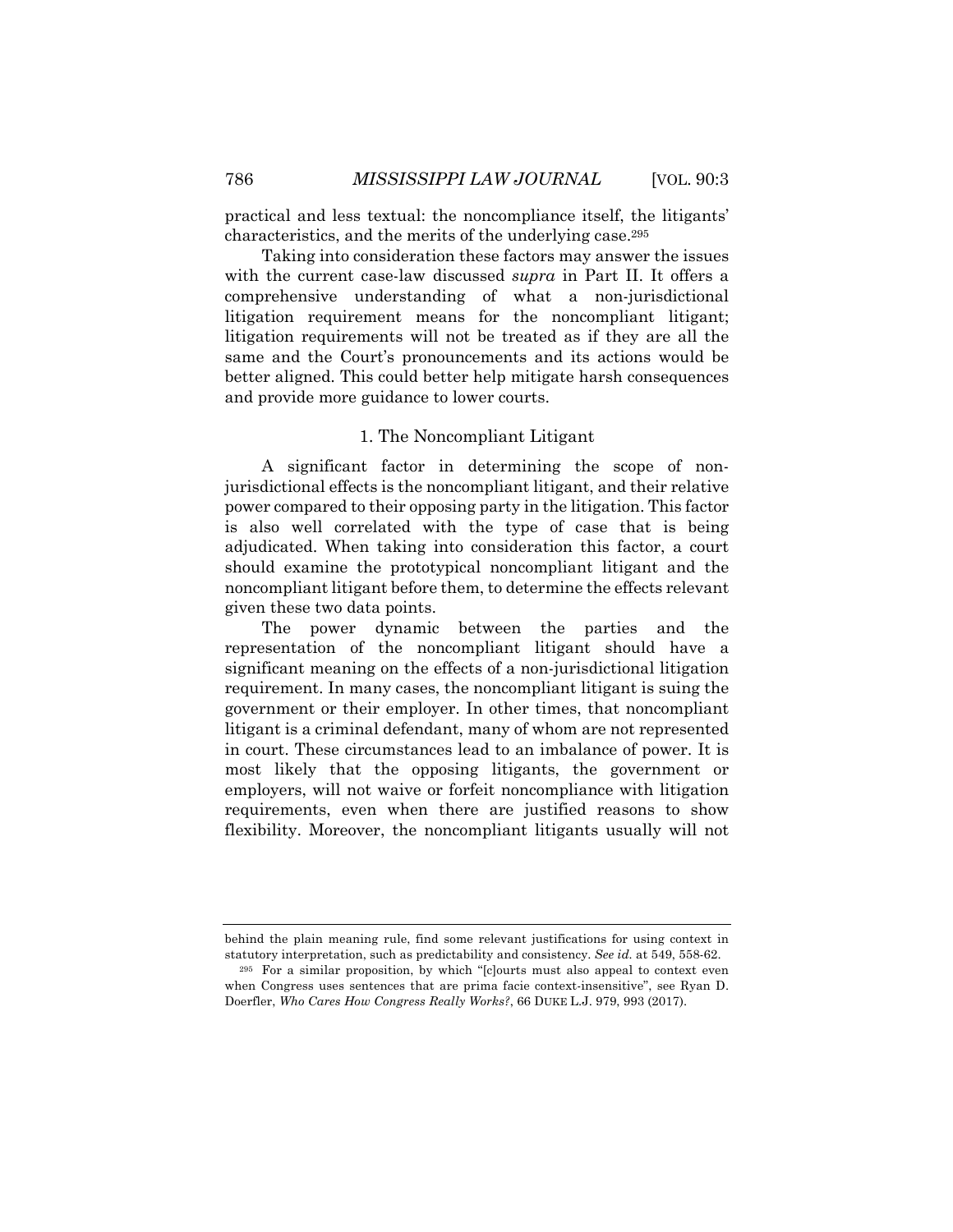practical and less textual: the noncompliance itself, the litigants' characteristics, and the merits of the underlying case.[295]

Taking into consideration these factors may answer the issues with the current case-law discussed *supra* in Part II. It offers a comprehensive understanding of what a non-jurisdictional litigation requirement means for the noncompliant litigant; litigation requirements will not be treated as if they are all the same and the Court's pronouncements and its actions would be better aligned. This could better help mitigate harsh consequences and provide more guidance to lower courts.

### 1. The Noncompliant Litigant

A significant factor in determining the scope of non-jurisdictional effects is the noncompliant litigant, and their relative power compared to their opposing party in the litigation. This factor is also well correlated with the type of case that is being adjudicated. When taking into consideration this factor, a court should examine the prototypical noncompliant litigant and the noncompliant litigant before them, to determine the effects relevant given these two data points.

The power dynamic between the parties and the representation of the noncompliant litigant should have a significant meaning on the effects of a non-jurisdictional litigation requirement. In many cases, the noncompliant litigant is suing the government or their employer. In other times, that noncompliant litigant is a criminal defendant, many of whom are not represented in court. These circumstances lead to an imbalance of power. It is most likely that the opposing litigants, the government or employers, will not waive or forfeit noncompliance with litigation requirements, even when there are justified reasons to show flexibility. Moreover, the noncompliant litigants usually will not

---

behind the plain meaning rule, find some relevant justifications for using context in statutory interpretation, such as predictability and consistency. *See id.* at 549, 558-62.

[295] For a similar proposition, by which "[c]ourts must also appeal to context even when Congress uses sentences that are prima facie context-insensitive", see Ryan D. Doerfler, *Who Cares How Congress Really Works?*, 66 DUKE L.J. 979, 993 (2017).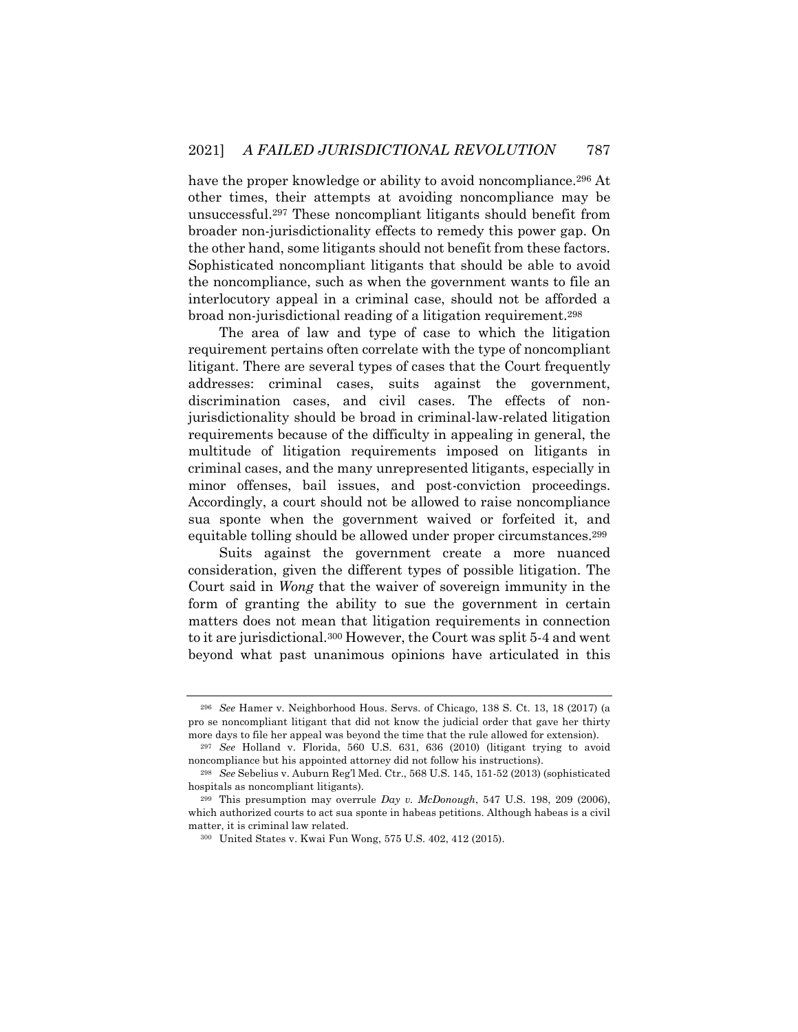have the proper knowledge or ability to avoid noncompliance.[296] At other times, their attempts at avoiding noncompliance may be unsuccessful.[297] These noncompliant litigants should benefit from broader non-jurisdictionality effects to remedy this power gap. On the other hand, some litigants should not benefit from these factors. Sophisticated noncompliant litigants that should be able to avoid the noncompliance, such as when the government wants to file an interlocutory appeal in a criminal case, should not be afforded a broad non-jurisdictional reading of a litigation requirement.[298]

The area of law and type of case to which the litigation requirement pertains often correlate with the type of noncompliant litigant. There are several types of cases that the Court frequently addresses: criminal cases, suits against the government, discrimination cases, and civil cases. The effects of non-jurisdictionality should be broad in criminal-law-related litigation requirements because of the difficulty in appealing in general, the multitude of litigation requirements imposed on litigants in criminal cases, and the many unrepresented litigants, especially in minor offenses, bail issues, and post-conviction proceedings. Accordingly, a court should not be allowed to raise noncompliance sua sponte when the government waived or forfeited it, and equitable tolling should be allowed under proper circumstances.[299]

Suits against the government create a more nuanced consideration, given the different types of possible litigation. The Court said in *Wong* that the waiver of sovereign immunity in the form of granting the ability to sue the government in certain matters does not mean that litigation requirements in connection to it are jurisdictional.[300] However, the Court was split 5-4 and went beyond what past unanimous opinions have articulated in this

---

[296] *See* Hamer v. Neighborhood Hous. Servs. of Chicago, 138 S. Ct. 13, 18 (2017) (a pro se noncompliant litigant that did not know the judicial order that gave her thirty more days to file her appeal was beyond the time that the rule allowed for extension).

[297] *See* Holland v. Florida, 560 U.S. 631, 636 (2010) (litigant trying to avoid noncompliance but his appointed attorney did not follow his instructions).

[298] *See* Sebelius v. Auburn Reg'l Med. Ctr., 568 U.S. 145, 151-52 (2013) (sophisticated hospitals as noncompliant litigants).

[299] This presumption may overrule *Day v. McDonough*, 547 U.S. 198, 209 (2006), which authorized courts to act sua sponte in habeas petitions. Although habeas is a civil matter, it is criminal law related.

[300] United States v. Kwai Fun Wong, 575 U.S. 402, 412 (2015).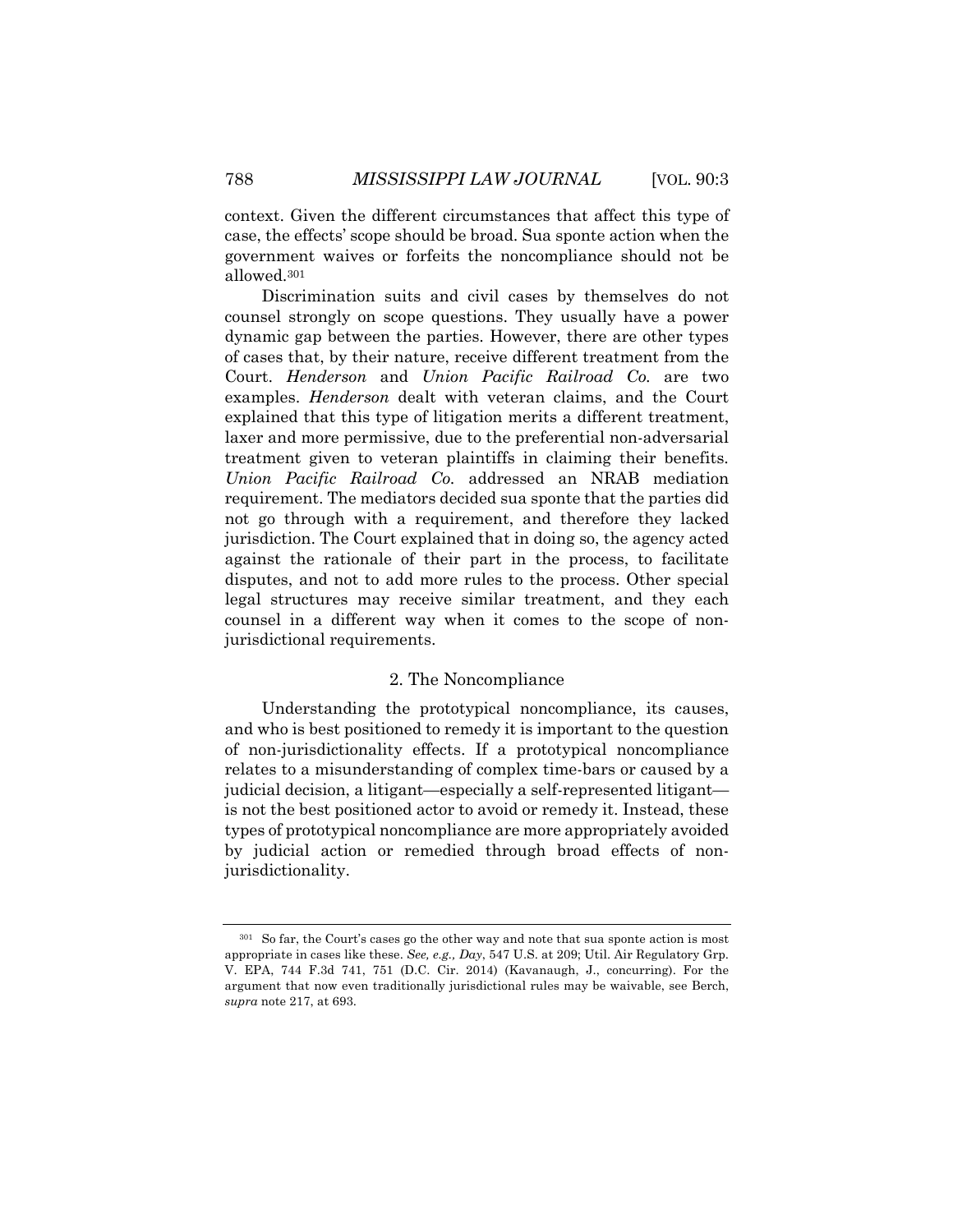context. Given the different circumstances that affect this type of case, the effects' scope should be broad. Sua sponte action when the government waives or forfeits the noncompliance should not be allowed.[301]

Discrimination suits and civil cases by themselves do not counsel strongly on scope questions. They usually have a power dynamic gap between the parties. However, there are other types of cases that, by their nature, receive different treatment from the Court. *Henderson* and *Union Pacific Railroad Co.* are two examples. *Henderson* dealt with veteran claims, and the Court explained that this type of litigation merits a different treatment, laxer and more permissive, due to the preferential non-adversarial treatment given to veteran plaintiffs in claiming their benefits. *Union Pacific Railroad Co.* addressed an NRAB mediation requirement. The mediators decided sua sponte that the parties did not go through with a requirement, and therefore they lacked jurisdiction. The Court explained that in doing so, the agency acted against the rationale of their part in the process, to facilitate disputes, and not to add more rules to the process. Other special legal structures may receive similar treatment, and they each counsel in a different way when it comes to the scope of non-jurisdictional requirements.

### 2. The Noncompliance

Understanding the prototypical noncompliance, its causes, and who is best positioned to remedy it is important to the question of non-jurisdictionality effects. If a prototypical noncompliance relates to a misunderstanding of complex time-bars or caused by a judicial decision, a litigant—especially a self-represented litigant—is not the best positioned actor to avoid or remedy it. Instead, these types of prototypical noncompliance are more appropriately avoided by judicial action or remedied through broad effects of non-jurisdictionality.

---

[301] So far, the Court's cases go the other way and note that sua sponte action is most appropriate in cases like these. *See, e.g., Day*, 547 U.S. at 209; Util. Air Regulatory Grp. V. EPA, 744 F.3d 741, 751 (D.C. Cir. 2014) (Kavanaugh, J., concurring). For the argument that now even traditionally jurisdictional rules may be waivable, see Berch, *supra* note 217, at 693.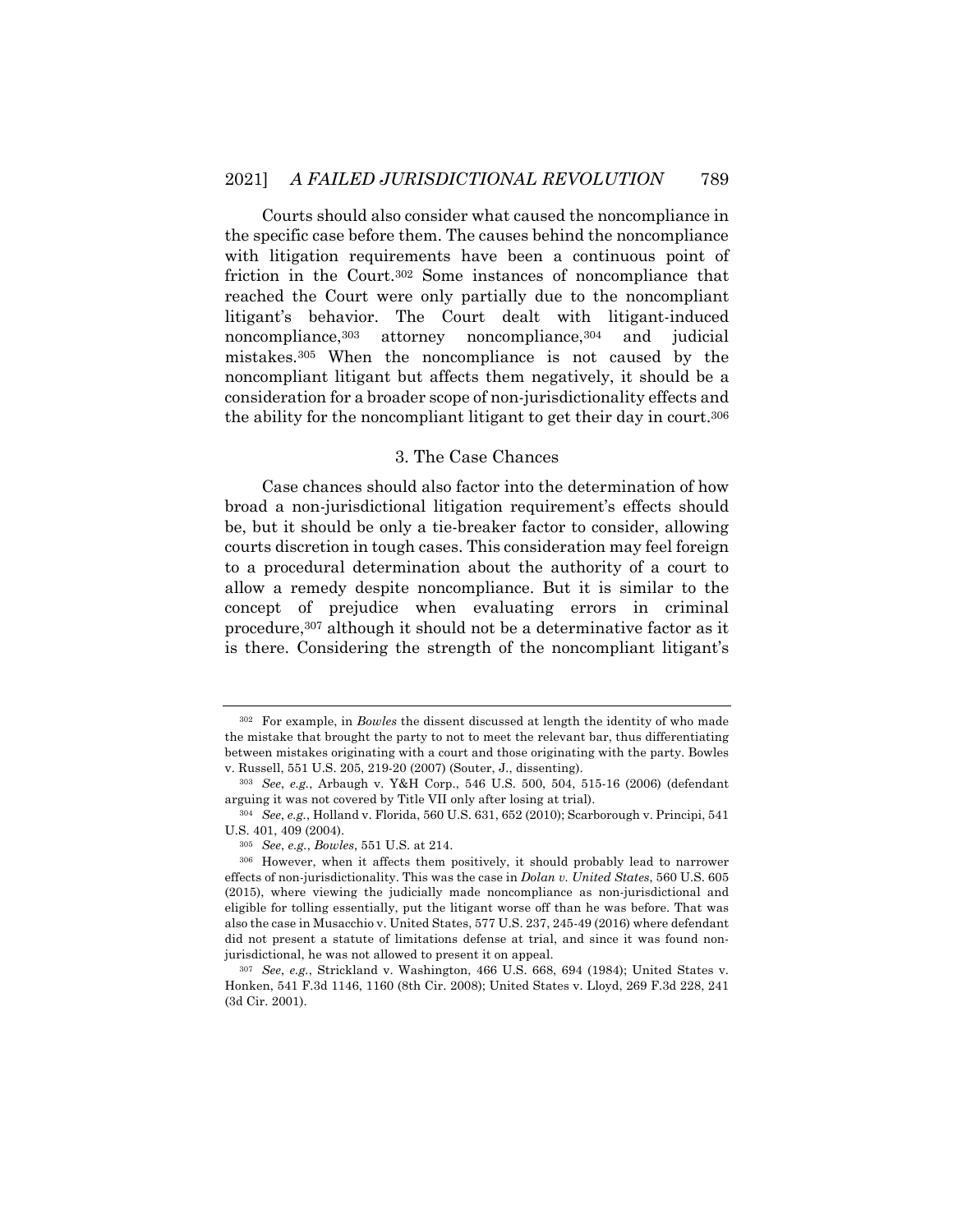Courts should also consider what caused the noncompliance in the specific case before them. The causes behind the noncompliance with litigation requirements have been a continuous point of friction in the Court.[302] Some instances of noncompliance that reached the Court were only partially due to the noncompliant litigant's behavior. The Court dealt with litigant-induced noncompliance,[303] attorney noncompliance,[304] and judicial mistakes.[305] When the noncompliance is not caused by the noncompliant litigant but affects them negatively, it should be a consideration for a broader scope of non-jurisdictionality effects and the ability for the noncompliant litigant to get their day in court.[306]

### 3. The Case Chances

Case chances should also factor into the determination of how broad a non-jurisdictional litigation requirement's effects should be, but it should be only a tie-breaker factor to consider, allowing courts discretion in tough cases. This consideration may feel foreign to a procedural determination about the authority of a court to allow a remedy despite noncompliance. But it is similar to the concept of prejudice when evaluating errors in criminal procedure,[307] although it should not be a determinative factor as it is there. Considering the strength of the noncompliant litigant's

---

[302] For example, in *Bowles* the dissent discussed at length the identity of who made the mistake that brought the party to not to meet the relevant bar, thus differentiating between mistakes originating with a court and those originating with the party. Bowles v. Russell, 551 U.S. 205, 219-20 (2007) (Souter, J., dissenting).

[303] *See*, *e.g.*, Arbaugh v. Y&H Corp., 546 U.S. 500, 504, 515-16 (2006) (defendant arguing it was not covered by Title VII only after losing at trial).

[304] *See*, *e.g.*, Holland v. Florida, 560 U.S. 631, 652 (2010); Scarborough v. Principi, 541 U.S. 401, 409 (2004).

[305] *See*, *e.g.*, *Bowles*, 551 U.S. at 214.

[306] However, when it affects them positively, it should probably lead to narrower effects of non-jurisdictionality. This was the case in *Dolan v. United States*, 560 U.S. 605 (2015), where viewing the judicially made noncompliance as non-jurisdictional and eligible for tolling essentially, put the litigant worse off than he was before. That was also the case in Musacchio v. United States, 577 U.S. 237, 245-49 (2016) where defendant did not present a statute of limitations defense at trial, and since it was found non-jurisdictional, he was not allowed to present it on appeal.

[307] *See*, *e.g.*, Strickland v. Washington, 466 U.S. 668, 694 (1984); United States v. Honken, 541 F.3d 1146, 1160 (8th Cir. 2008); United States v. Lloyd, 269 F.3d 228, 241 (3d Cir. 2001).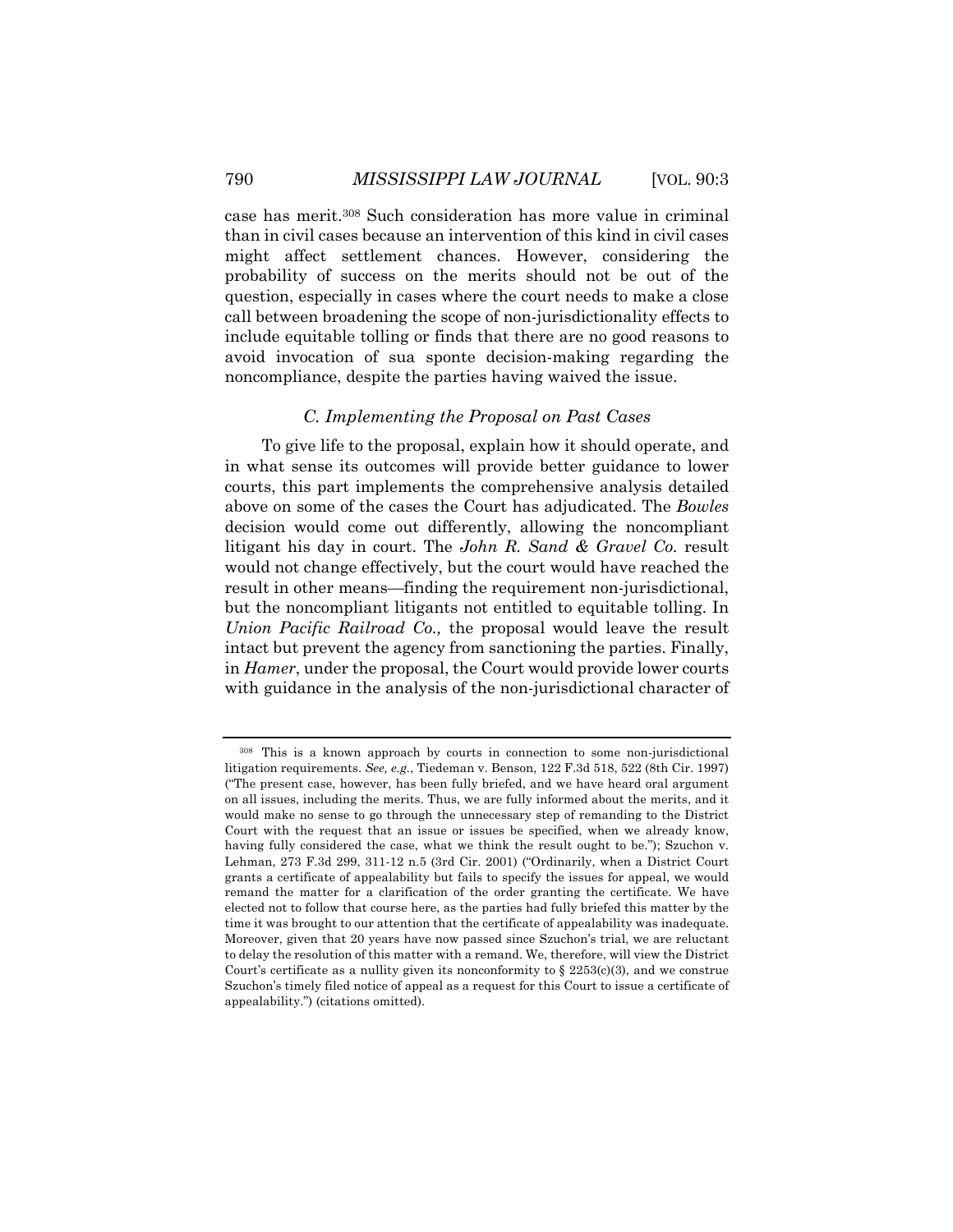case has merit.[308] Such consideration has more value in criminal than in civil cases because an intervention of this kind in civil cases might affect settlement chances. However, considering the probability of success on the merits should not be out of the question, especially in cases where the court needs to make a close call between broadening the scope of non-jurisdictionality effects to include equitable tolling or finds that there are no good reasons to avoid invocation of sua sponte decision-making regarding the noncompliance, despite the parties having waived the issue.

### *C. Implementing the Proposal on Past Cases*

To give life to the proposal, explain how it should operate, and in what sense its outcomes will provide better guidance to lower courts, this part implements the comprehensive analysis detailed above on some of the cases the Court has adjudicated. The *Bowles* decision would come out differently, allowing the noncompliant litigant his day in court. The *John R. Sand & Gravel Co.* result would not change effectively, but the court would have reached the result in other means—finding the requirement non-jurisdictional, but the noncompliant litigants not entitled to equitable tolling. In *Union Pacific Railroad Co.,* the proposal would leave the result intact but prevent the agency from sanctioning the parties. Finally, in *Hamer*, under the proposal, the Court would provide lower courts with guidance in the analysis of the non-jurisdictional character of

---

[308] This is a known approach by courts in connection to some non-jurisdictional litigation requirements. *See, e.g.*, Tiedeman v. Benson, 122 F.3d 518, 522 (8th Cir. 1997) ("The present case, however, has been fully briefed, and we have heard oral argument on all issues, including the merits. Thus, we are fully informed about the merits, and it would make no sense to go through the unnecessary step of remanding to the District Court with the request that an issue or issues be specified, when we already know, having fully considered the case, what we think the result ought to be."); Szuchon v. Lehman, 273 F.3d 299, 311-12 n.5 (3rd Cir. 2001) ("Ordinarily, when a District Court grants a certificate of appealability but fails to specify the issues for appeal, we would remand the matter for a clarification of the order granting the certificate. We have elected not to follow that course here, as the parties had fully briefed this matter by the time it was brought to our attention that the certificate of appealability was inadequate. Moreover, given that 20 years have now passed since Szuchon's trial, we are reluctant to delay the resolution of this matter with a remand. We, therefore, will view the District Court's certificate as a nullity given its nonconformity to § 2253(c)(3), and we construe Szuchon's timely filed notice of appeal as a request for this Court to issue a certificate of appealability.") (citations omitted).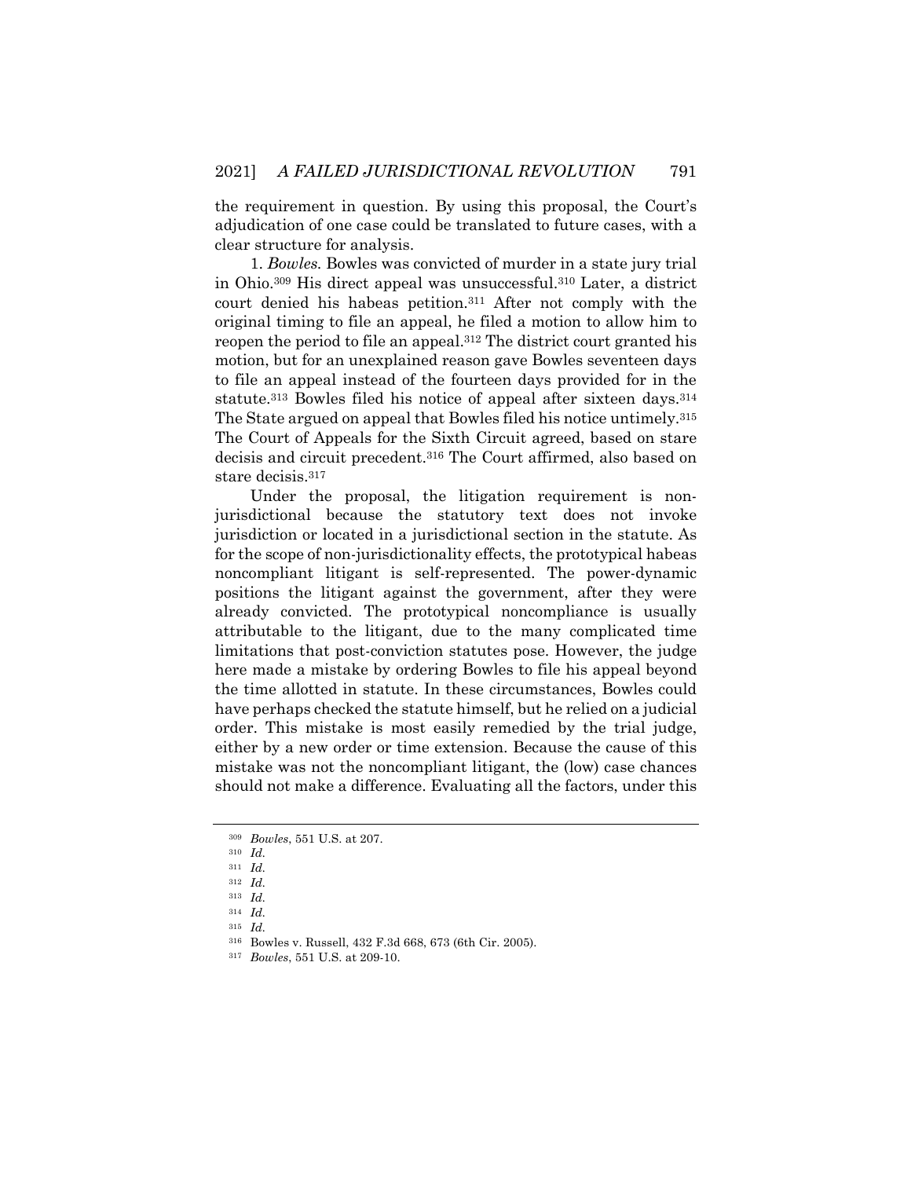the requirement in question. By using this proposal, the Court's adjudication of one case could be translated to future cases, with a clear structure for analysis.

1. *Bowles.* Bowles was convicted of murder in a state jury trial in Ohio.[309] His direct appeal was unsuccessful.[310] Later, a district court denied his habeas petition.[311] After not comply with the original timing to file an appeal, he filed a motion to allow him to reopen the period to file an appeal.[312] The district court granted his motion, but for an unexplained reason gave Bowles seventeen days to file an appeal instead of the fourteen days provided for in the statute.[313] Bowles filed his notice of appeal after sixteen days.[314] The State argued on appeal that Bowles filed his notice untimely.[315] The Court of Appeals for the Sixth Circuit agreed, based on stare decisis and circuit precedent.[316] The Court affirmed, also based on stare decisis.[317]

Under the proposal, the litigation requirement is non-jurisdictional because the statutory text does not invoke jurisdiction or located in a jurisdictional section in the statute. As for the scope of non-jurisdictionality effects, the prototypical habeas noncompliant litigant is self-represented. The power-dynamic positions the litigant against the government, after they were already convicted. The prototypical noncompliance is usually attributable to the litigant, due to the many complicated time limitations that post-conviction statutes pose. However, the judge here made a mistake by ordering Bowles to file his appeal beyond the time allotted in statute. In these circumstances, Bowles could have perhaps checked the statute himself, but he relied on a judicial order. This mistake is most easily remedied by the trial judge, either by a new order or time extension. Because the cause of this mistake was not the noncompliant litigant, the (low) case chances should not make a difference. Evaluating all the factors, under this

---

[309] *Bowles*, 551 U.S. at 207.

[310] *Id.*

[311] *Id.*

[312] *Id.*

[313] *Id.*

[314] *Id.*

[315] *Id.*

[316] Bowles v. Russell, 432 F.3d 668, 673 (6th Cir. 2005).

[317] *Bowles*, 551 U.S. at 209-10.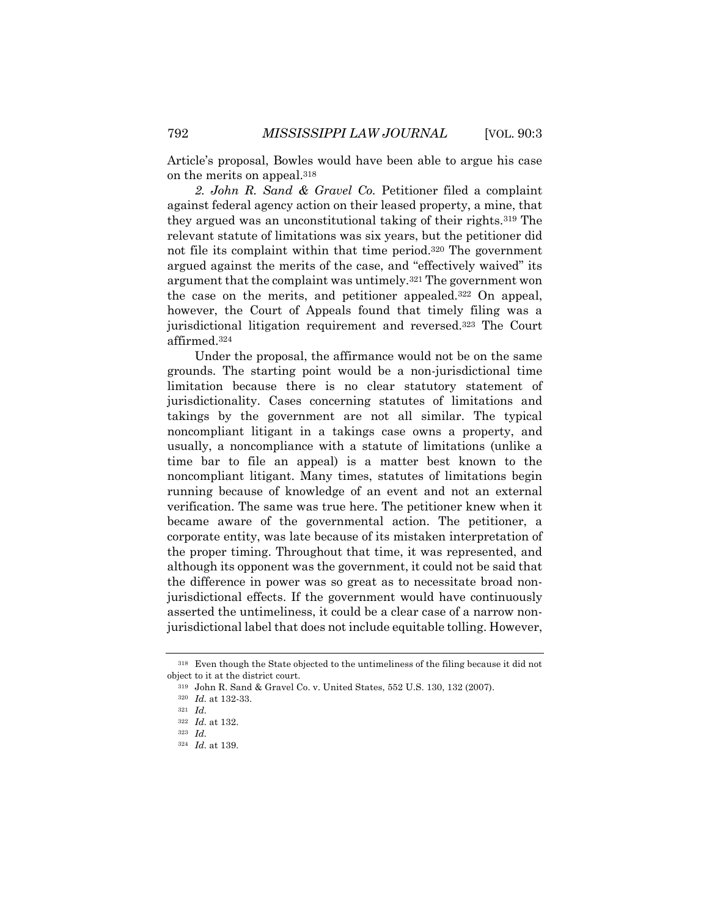Article's proposal, Bowles would have been able to argue his case on the merits on appeal.[318]

*2. John R. Sand & Gravel Co.* Petitioner filed a complaint against federal agency action on their leased property, a mine, that they argued was an unconstitutional taking of their rights.[319] The relevant statute of limitations was six years, but the petitioner did not file its complaint within that time period.[320] The government argued against the merits of the case, and "effectively waived" its argument that the complaint was untimely.[321] The government won the case on the merits, and petitioner appealed.[322] On appeal, however, the Court of Appeals found that timely filing was a jurisdictional litigation requirement and reversed.[323] The Court affirmed.[324]

Under the proposal, the affirmance would not be on the same grounds. The starting point would be a non-jurisdictional time limitation because there is no clear statutory statement of jurisdictionality. Cases concerning statutes of limitations and takings by the government are not all similar. The typical noncompliant litigant in a takings case owns a property, and usually, a noncompliance with a statute of limitations (unlike a time bar to file an appeal) is a matter best known to the noncompliant litigant. Many times, statutes of limitations begin running because of knowledge of an event and not an external verification. The same was true here. The petitioner knew when it became aware of the governmental action. The petitioner, a corporate entity, was late because of its mistaken interpretation of the proper timing. Throughout that time, it was represented, and although its opponent was the government, it could not be said that the difference in power was so great as to necessitate broad non-jurisdictional effects. If the government would have continuously asserted the untimeliness, it could be a clear case of a narrow non-jurisdictional label that does not include equitable tolling. However,

---

[318] Even though the State objected to the untimeliness of the filing because it did not object to it at the district court.

[319] John R. Sand & Gravel Co. v. United States, 552 U.S. 130, 132 (2007).

[320] *Id.* at 132-33.

[321] *Id.*

[322] *Id.* at 132.

[323] *Id.*

[324] *Id.* at 139.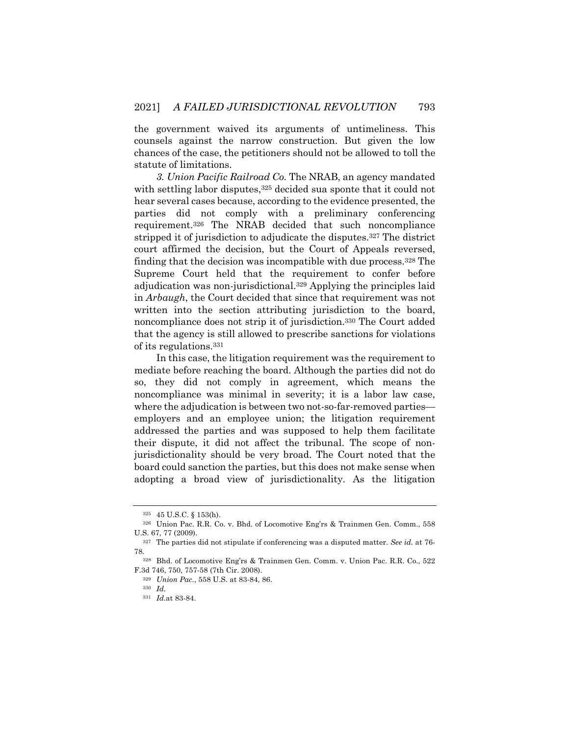the government waived its arguments of untimeliness. This counsels against the narrow construction. But given the low chances of the case, the petitioners should not be allowed to toll the statute of limitations.

*3. Union Pacific Railroad Co.* The NRAB, an agency mandated with settling labor disputes,[325] decided sua sponte that it could not hear several cases because, according to the evidence presented, the parties did not comply with a preliminary conferencing requirement.[326] The NRAB decided that such noncompliance stripped it of jurisdiction to adjudicate the disputes.[327] The district court affirmed the decision, but the Court of Appeals reversed, finding that the decision was incompatible with due process.[328] The Supreme Court held that the requirement to confer before adjudication was non-jurisdictional.[329] Applying the principles laid in *Arbaugh*, the Court decided that since that requirement was not written into the section attributing jurisdiction to the board, noncompliance does not strip it of jurisdiction.[330] The Court added that the agency is still allowed to prescribe sanctions for violations of its regulations.[331]

In this case, the litigation requirement was the requirement to mediate before reaching the board. Although the parties did not do so, they did not comply in agreement, which means the noncompliance was minimal in severity; it is a labor law case, where the adjudication is between two not-so-far-removed parties—employers and an employee union; the litigation requirement addressed the parties and was supposed to help them facilitate their dispute, it did not affect the tribunal. The scope of non-jurisdictionality should be very broad. The Court noted that the board could sanction the parties, but this does not make sense when adopting a broad view of jurisdictionality. As the litigation

---

[325] 45 U.S.C. § 153(h).

[326] Union Pac. R.R. Co. v. Bhd. of Locomotive Eng'rs & Trainmen Gen. Comm., 558 U.S. 67, 77 (2009).

[327] The parties did not stipulate if conferencing was a disputed matter. *See id.* at 76-78.

[328] Bhd. of Locomotive Eng'rs & Trainmen Gen. Comm. v. Union Pac. R.R. Co., 522 F.3d 746, 750, 757-58 (7th Cir. 2008).

[329] *Union Pac.*, 558 U.S. at 83-84, 86.

[330] *Id.*

[331] *Id.*at 83-84.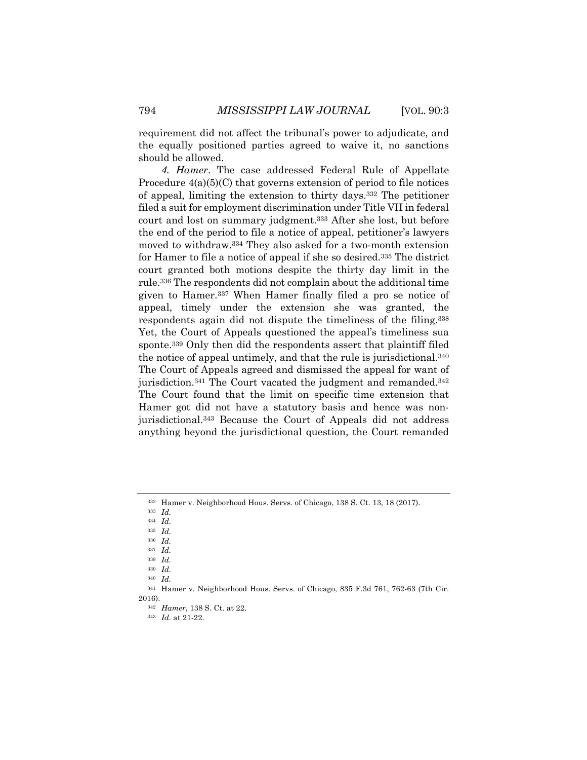requirement did not affect the tribunal's power to adjudicate, and the equally positioned parties agreed to waive it, no sanctions should be allowed.

*4. Hamer*. The case addressed Federal Rule of Appellate Procedure 4(a)(5)(C) that governs extension of period to file notices of appeal, limiting the extension to thirty days.[332] The petitioner filed a suit for employment discrimination under Title VII in federal court and lost on summary judgment.[333] After she lost, but before the end of the period to file a notice of appeal, petitioner's lawyers moved to withdraw.[334] They also asked for a two-month extension for Hamer to file a notice of appeal if she so desired.[335] The district court granted both motions despite the thirty day limit in the rule.[336] The respondents did not complain about the additional time given to Hamer.[337] When Hamer finally filed a pro se notice of appeal, timely under the extension she was granted, the respondents again did not dispute the timeliness of the filing.[338] Yet, the Court of Appeals questioned the appeal's timeliness sua sponte.[339] Only then did the respondents assert that plaintiff filed the notice of appeal untimely, and that the rule is jurisdictional.[340] The Court of Appeals agreed and dismissed the appeal for want of jurisdiction.[341] The Court vacated the judgment and remanded.[342] The Court found that the limit on specific time extension that Hamer got did not have a statutory basis and hence was non-jurisdictional.[343] Because the Court of Appeals did not address anything beyond the jurisdictional question, the Court remanded

---

[332] Hamer v. Neighborhood Hous. Servs. of Chicago, 138 S. Ct. 13, 18 (2017).

[333] *Id.*

[334] *Id.*

[335] *Id.*

[336] *Id.*

[337] *Id.*

[338] *Id.*

[339] *Id.*

[340] *Id.*

[341] Hamer v. Neighborhood Hous. Servs. of Chicago, 835 F.3d 761, 762-63 (7th Cir. 2016).

[342] *Hamer*, 138 S. Ct. at 22.

[343] *Id.* at 21-22.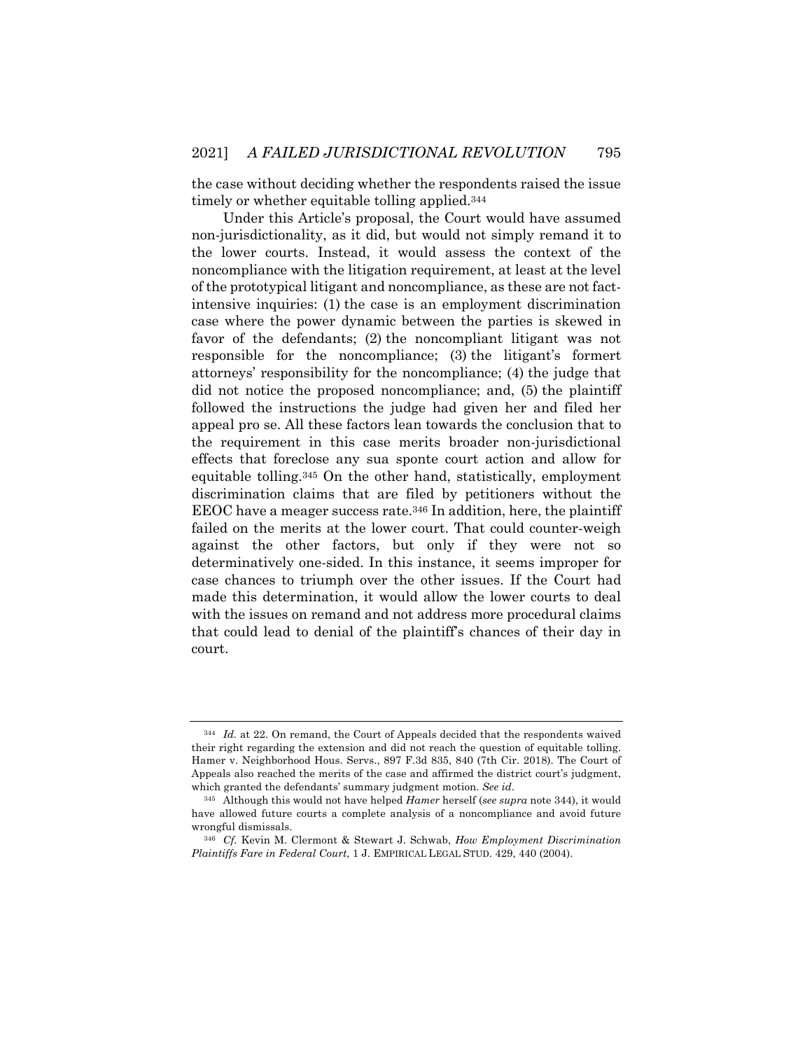the case without deciding whether the respondents raised the issue timely or whether equitable tolling applied.[344]

Under this Article's proposal, the Court would have assumed non-jurisdictionality, as it did, but would not simply remand it to the lower courts. Instead, it would assess the context of the noncompliance with the litigation requirement, at least at the level of the prototypical litigant and noncompliance, as these are not fact-intensive inquiries: (1) the case is an employment discrimination case where the power dynamic between the parties is skewed in favor of the defendants; (2) the noncompliant litigant was not responsible for the noncompliance; (3) the litigant's formert attorneys' responsibility for the noncompliance; (4) the judge that did not notice the proposed noncompliance; and, (5) the plaintiff followed the instructions the judge had given her and filed her appeal pro se. All these factors lean towards the conclusion that to the requirement in this case merits broader non-jurisdictional effects that foreclose any sua sponte court action and allow for equitable tolling.[345] On the other hand, statistically, employment discrimination claims that are filed by petitioners without the EEOC have a meager success rate.[346] In addition, here, the plaintiff failed on the merits at the lower court. That could counter-weigh against the other factors, but only if they were not so determinatively one-sided. In this instance, it seems improper for case chances to triumph over the other issues. If the Court had made this determination, it would allow the lower courts to deal with the issues on remand and not address more procedural claims that could lead to denial of the plaintiff's chances of their day in court.

---

[344] *Id.* at 22. On remand, the Court of Appeals decided that the respondents waived their right regarding the extension and did not reach the question of equitable tolling. Hamer v. Neighborhood Hous. Servs., 897 F.3d 835, 840 (7th Cir. 2018). The Court of Appeals also reached the merits of the case and affirmed the district court's judgment, which granted the defendants' summary judgment motion. *See id.*

[345] Although this would not have helped *Hamer* herself (*see supra* note 344), it would have allowed future courts a complete analysis of a noncompliance and avoid future wrongful dismissals.

[346] *Cf.* Kevin M. Clermont & Stewart J. Schwab, *How Employment Discrimination Plaintiffs Fare in Federal Court*, 1 J. EMPIRICAL LEGAL STUD. 429, 440 (2004).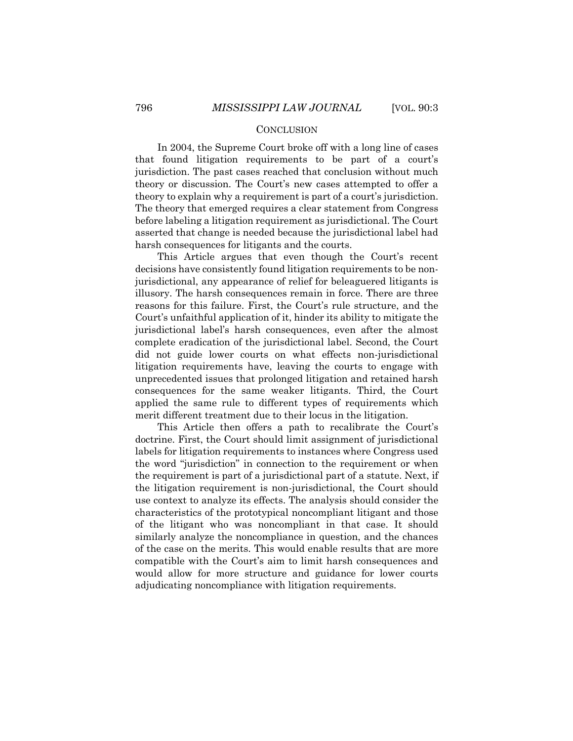## CONCLUSION

In 2004, the Supreme Court broke off with a long line of cases that found litigation requirements to be part of a court's jurisdiction. The past cases reached that conclusion without much theory or discussion. The Court's new cases attempted to offer a theory to explain why a requirement is part of a court's jurisdiction. The theory that emerged requires a clear statement from Congress before labeling a litigation requirement as jurisdictional. The Court asserted that change is needed because the jurisdictional label had harsh consequences for litigants and the courts.

This Article argues that even though the Court's recent decisions have consistently found litigation requirements to be non-jurisdictional, any appearance of relief for beleaguered litigants is illusory. The harsh consequences remain in force. There are three reasons for this failure. First, the Court's rule structure, and the Court's unfaithful application of it, hinder its ability to mitigate the jurisdictional label's harsh consequences, even after the almost complete eradication of the jurisdictional label. Second, the Court did not guide lower courts on what effects non-jurisdictional litigation requirements have, leaving the courts to engage with unprecedented issues that prolonged litigation and retained harsh consequences for the same weaker litigants. Third, the Court applied the same rule to different types of requirements which merit different treatment due to their locus in the litigation.

This Article then offers a path to recalibrate the Court's doctrine. First, the Court should limit assignment of jurisdictional labels for litigation requirements to instances where Congress used the word "jurisdiction" in connection to the requirement or when the requirement is part of a jurisdictional part of a statute. Next, if the litigation requirement is non-jurisdictional, the Court should use context to analyze its effects. The analysis should consider the characteristics of the prototypical noncompliant litigant and those of the litigant who was noncompliant in that case. It should similarly analyze the noncompliance in question, and the chances of the case on the merits. This would enable results that are more compatible with the Court's aim to limit harsh consequences and would allow for more structure and guidance for lower courts adjudicating noncompliance with litigation requirements.